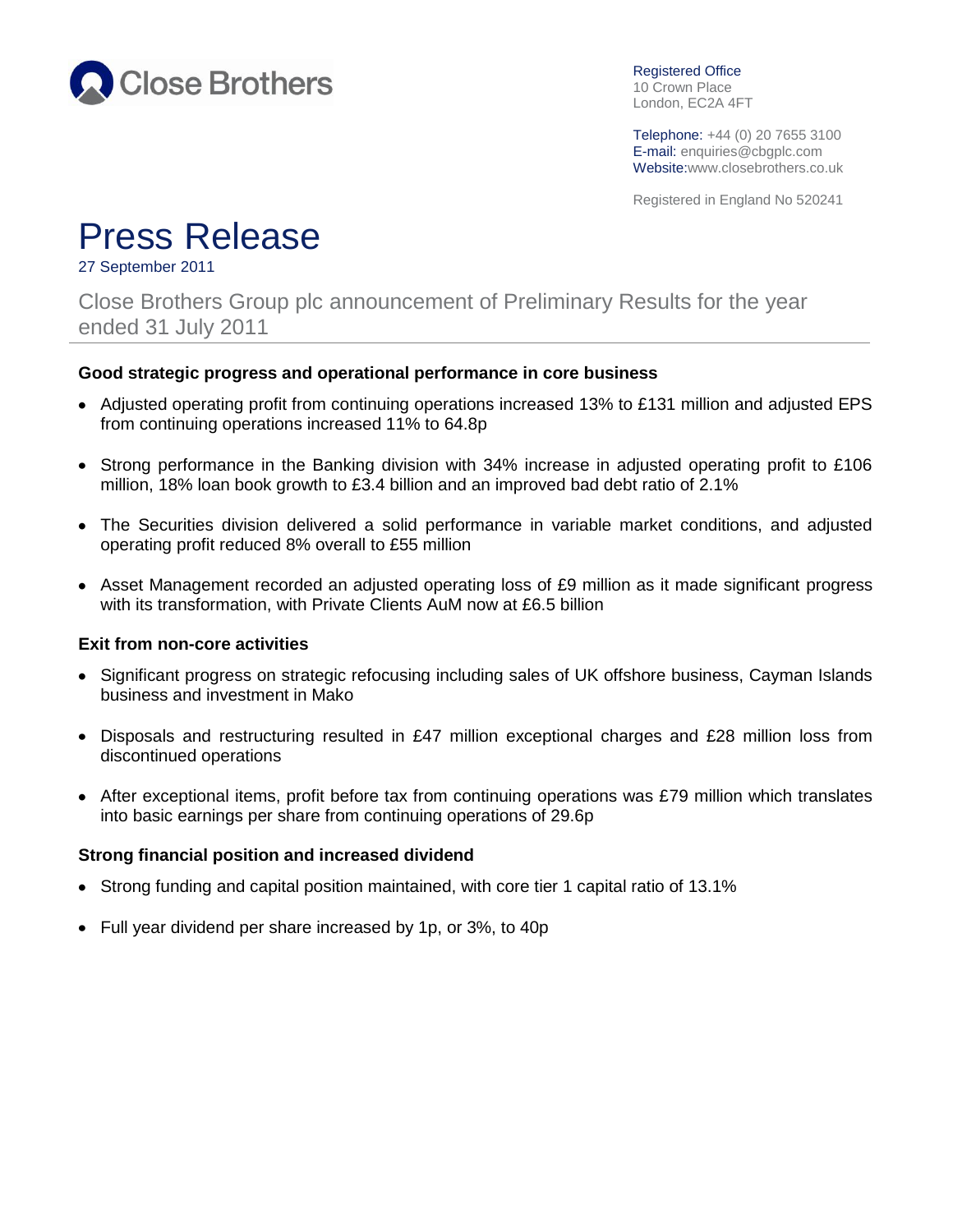Close Brothers

Registered Office
10 Crown Place
London, EC2A 4FT

Telephone: +44 (0) 20 7655 3100
E-mail: enquiries@cbgplc.com
Website:www.closebrothers.co.uk

Registered in England No 520241

# Press Release

27 September 2011

## Close Brothers Group plc announcement of Preliminary Results for the year ended 31 July 2011

**Good strategic progress and operational performance in core business**

- Adjusted operating profit from continuing operations increased 13% to £131 million and adjusted EPS from continuing operations increased 11% to 64.8p
- Strong performance in the Banking division with 34% increase in adjusted operating profit to £106 million, 18% loan book growth to £3.4 billion and an improved bad debt ratio of 2.1%
- The Securities division delivered a solid performance in variable market conditions, and adjusted operating profit reduced 8% overall to £55 million
- Asset Management recorded an adjusted operating loss of £9 million as it made significant progress with its transformation, with Private Clients AuM now at £6.5 billion

**Exit from non-core activities**

- Significant progress on strategic refocusing including sales of UK offshore business, Cayman Islands business and investment in Mako
- Disposals and restructuring resulted in £47 million exceptional charges and £28 million loss from discontinued operations
- After exceptional items, profit before tax from continuing operations was £79 million which translates into basic earnings per share from continuing operations of 29.6p

**Strong financial position and increased dividend**

- Strong funding and capital position maintained, with core tier 1 capital ratio of 13.1%
- Full year dividend per share increased by 1p, or 3%, to 40p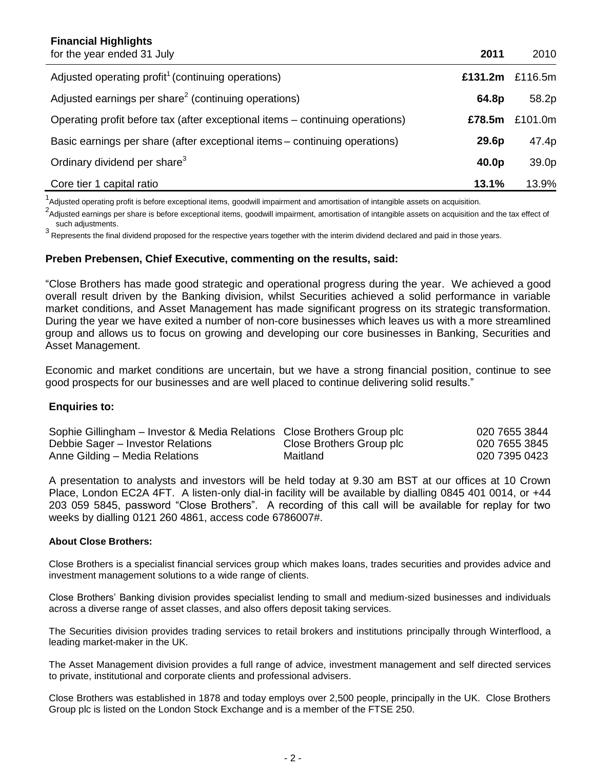**Financial Highlights**

| for the year ended 31 July | **2011** | 2010 |
|---|---|---|
| Adjusted operating profit[1] (continuing operations) | **£131.2m** | £116.5m |
| Adjusted earnings per share[2] (continuing operations) | **64.8p** | 58.2p |
| Operating profit before tax (after exceptional items – continuing operations) | **£78.5m** | £101.0m |
| Basic earnings per share (after exceptional items – continuing operations) | **29.6p** | 47.4p |
| Ordinary dividend per share[3] | **40.0p** | 39.0p |
| Core tier 1 capital ratio | **13.1%** | 13.9% |

[1]Adjusted operating profit is before exceptional items, goodwill impairment and amortisation of intangible assets on acquisition.

[2]Adjusted earnings per share is before exceptional items, goodwill impairment, amortisation of intangible assets on acquisition and the tax effect of such adjustments.

[3] Represents the final dividend proposed for the respective years together with the interim dividend declared and paid in those years.

**Preben Prebensen, Chief Executive, commenting on the results, said:**

"Close Brothers has made good strategic and operational progress during the year. We achieved a good overall result driven by the Banking division, whilst Securities achieved a solid performance in variable market conditions, and Asset Management has made significant progress on its strategic transformation. During the year we have exited a number of non-core businesses which leaves us with a more streamlined group and allows us to focus on growing and developing our core businesses in Banking, Securities and Asset Management.

Economic and market conditions are uncertain, but we have a strong financial position, continue to see good prospects for our businesses and are well placed to continue delivering solid results."

**Enquiries to:**

| | | |
|---|---|---|
| Sophie Gillingham – Investor & Media Relations | Close Brothers Group plc | 020 7655 3844 |
| Debbie Sager – Investor Relations | Close Brothers Group plc | 020 7655 3845 |
| Anne Gilding – Media Relations | Maitland | 020 7395 0423 |

A presentation to analysts and investors will be held today at 9.30 am BST at our offices at 10 Crown Place, London EC2A 4FT. A listen-only dial-in facility will be available by dialling 0845 401 0014, or +44 203 059 5845, password "Close Brothers". A recording of this call will be available for replay for two weeks by dialling 0121 260 4861, access code 6786007#.

**About Close Brothers:**

Close Brothers is a specialist financial services group which makes loans, trades securities and provides advice and investment management solutions to a wide range of clients.

Close Brothers' Banking division provides specialist lending to small and medium-sized businesses and individuals across a diverse range of asset classes, and also offers deposit taking services.

The Securities division provides trading services to retail brokers and institutions principally through Winterflood, a leading market-maker in the UK.

The Asset Management division provides a full range of advice, investment management and self directed services to private, institutional and corporate clients and professional advisers.

Close Brothers was established in 1878 and today employs over 2,500 people, principally in the UK. Close Brothers Group plc is listed on the London Stock Exchange and is a member of the FTSE 250.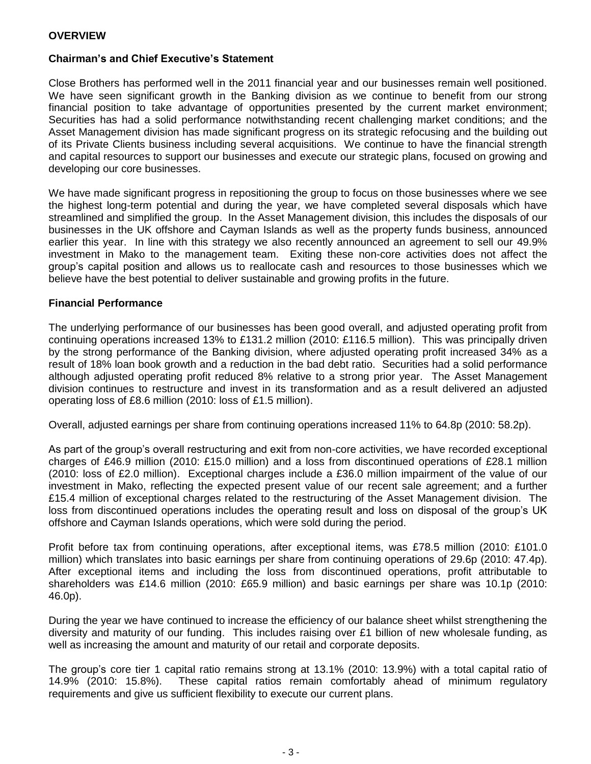# OVERVIEW

## Chairman's and Chief Executive's Statement

Close Brothers has performed well in the 2011 financial year and our businesses remain well positioned. We have seen significant growth in the Banking division as we continue to benefit from our strong financial position to take advantage of opportunities presented by the current market environment; Securities has had a solid performance notwithstanding recent challenging market conditions; and the Asset Management division has made significant progress on its strategic refocusing and the building out of its Private Clients business including several acquisitions. We continue to have the financial strength and capital resources to support our businesses and execute our strategic plans, focused on growing and developing our core businesses.

We have made significant progress in repositioning the group to focus on those businesses where we see the highest long-term potential and during the year, we have completed several disposals which have streamlined and simplified the group. In the Asset Management division, this includes the disposals of our businesses in the UK offshore and Cayman Islands as well as the property funds business, announced earlier this year. In line with this strategy we also recently announced an agreement to sell our 49.9% investment in Mako to the management team. Exiting these non-core activities does not affect the group's capital position and allows us to reallocate cash and resources to those businesses which we believe have the best potential to deliver sustainable and growing profits in the future.

## Financial Performance

The underlying performance of our businesses has been good overall, and adjusted operating profit from continuing operations increased 13% to £131.2 million (2010: £116.5 million). This was principally driven by the strong performance of the Banking division, where adjusted operating profit increased 34% as a result of 18% loan book growth and a reduction in the bad debt ratio. Securities had a solid performance although adjusted operating profit reduced 8% relative to a strong prior year. The Asset Management division continues to restructure and invest in its transformation and as a result delivered an adjusted operating loss of £8.6 million (2010: loss of £1.5 million).

Overall, adjusted earnings per share from continuing operations increased 11% to 64.8p (2010: 58.2p).

As part of the group's overall restructuring and exit from non-core activities, we have recorded exceptional charges of £46.9 million (2010: £15.0 million) and a loss from discontinued operations of £28.1 million (2010: loss of £2.0 million). Exceptional charges include a £36.0 million impairment of the value of our investment in Mako, reflecting the expected present value of our recent sale agreement; and a further £15.4 million of exceptional charges related to the restructuring of the Asset Management division. The loss from discontinued operations includes the operating result and loss on disposal of the group's UK offshore and Cayman Islands operations, which were sold during the period.

Profit before tax from continuing operations, after exceptional items, was £78.5 million (2010: £101.0 million) which translates into basic earnings per share from continuing operations of 29.6p (2010: 47.4p). After exceptional items and including the loss from discontinued operations, profit attributable to shareholders was £14.6 million (2010: £65.9 million) and basic earnings per share was 10.1p (2010: 46.0p).

During the year we have continued to increase the efficiency of our balance sheet whilst strengthening the diversity and maturity of our funding. This includes raising over £1 billion of new wholesale funding, as well as increasing the amount and maturity of our retail and corporate deposits.

The group's core tier 1 capital ratio remains strong at 13.1% (2010: 13.9%) with a total capital ratio of 14.9% (2010: 15.8%). These capital ratios remain comfortably ahead of minimum regulatory requirements and give us sufficient flexibility to execute our current plans.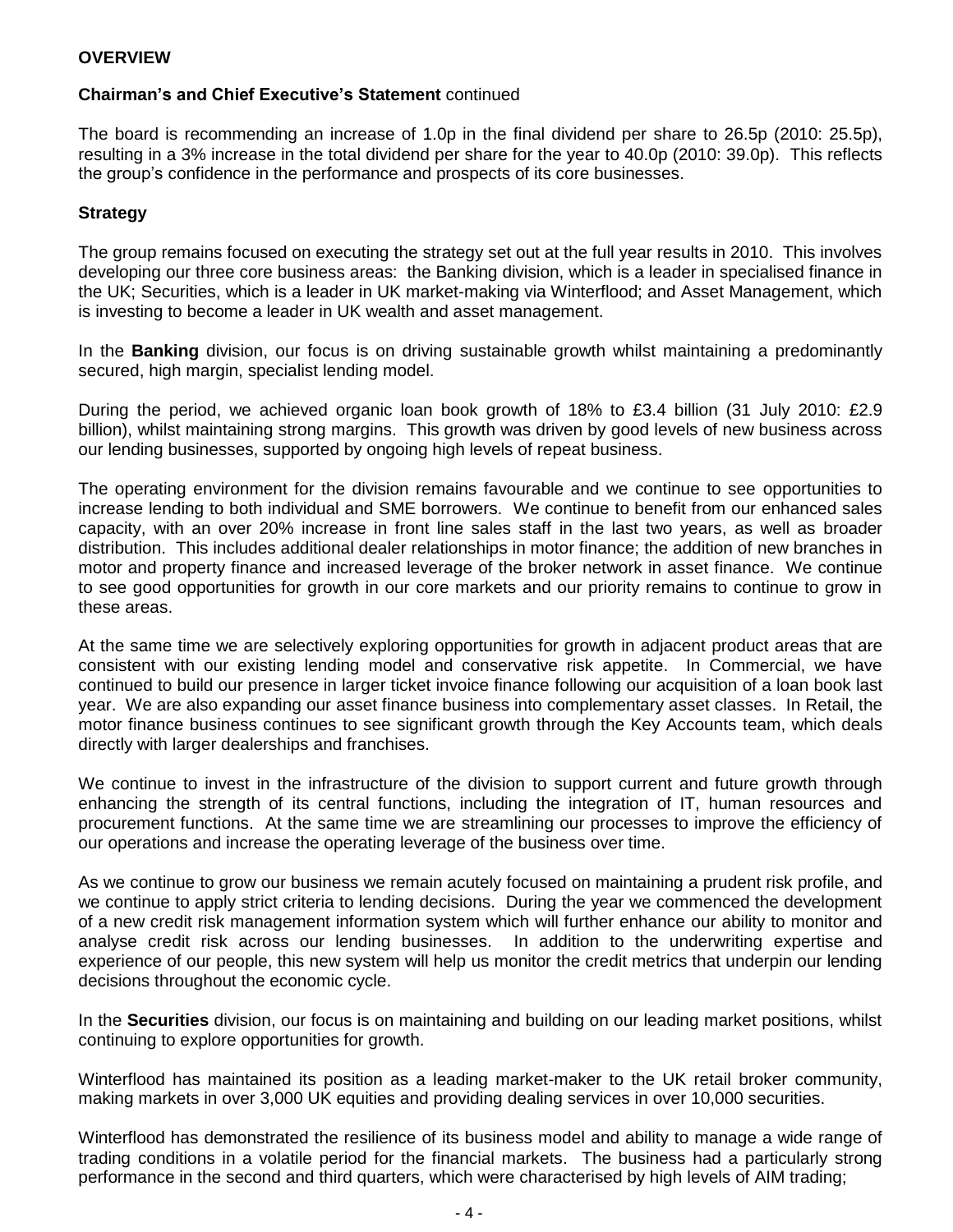**OVERVIEW**

**Chairman's and Chief Executive's Statement** continued

The board is recommending an increase of 1.0p in the final dividend per share to 26.5p (2010: 25.5p), resulting in a 3% increase in the total dividend per share for the year to 40.0p (2010: 39.0p). This reflects the group's confidence in the performance and prospects of its core businesses.

## Strategy

The group remains focused on executing the strategy set out at the full year results in 2010. This involves developing our three core business areas: the Banking division, which is a leader in specialised finance in the UK; Securities, which is a leader in UK market-making via Winterflood; and Asset Management, which is investing to become a leader in UK wealth and asset management.

In the **Banking** division, our focus is on driving sustainable growth whilst maintaining a predominantly secured, high margin, specialist lending model.

During the period, we achieved organic loan book growth of 18% to £3.4 billion (31 July 2010: £2.9 billion), whilst maintaining strong margins. This growth was driven by good levels of new business across our lending businesses, supported by ongoing high levels of repeat business.

The operating environment for the division remains favourable and we continue to see opportunities to increase lending to both individual and SME borrowers. We continue to benefit from our enhanced sales capacity, with an over 20% increase in front line sales staff in the last two years, as well as broader distribution. This includes additional dealer relationships in motor finance; the addition of new branches in motor and property finance and increased leverage of the broker network in asset finance. We continue to see good opportunities for growth in our core markets and our priority remains to continue to grow in these areas.

At the same time we are selectively exploring opportunities for growth in adjacent product areas that are consistent with our existing lending model and conservative risk appetite. In Commercial, we have continued to build our presence in larger ticket invoice finance following our acquisition of a loan book last year. We are also expanding our asset finance business into complementary asset classes. In Retail, the motor finance business continues to see significant growth through the Key Accounts team, which deals directly with larger dealerships and franchises.

We continue to invest in the infrastructure of the division to support current and future growth through enhancing the strength of its central functions, including the integration of IT, human resources and procurement functions. At the same time we are streamlining our processes to improve the efficiency of our operations and increase the operating leverage of the business over time.

As we continue to grow our business we remain acutely focused on maintaining a prudent risk profile, and we continue to apply strict criteria to lending decisions. During the year we commenced the development of a new credit risk management information system which will further enhance our ability to monitor and analyse credit risk across our lending businesses. In addition to the underwriting expertise and experience of our people, this new system will help us monitor the credit metrics that underpin our lending decisions throughout the economic cycle.

In the **Securities** division, our focus is on maintaining and building on our leading market positions, whilst continuing to explore opportunities for growth.

Winterflood has maintained its position as a leading market-maker to the UK retail broker community, making markets in over 3,000 UK equities and providing dealing services in over 10,000 securities.

Winterflood has demonstrated the resilience of its business model and ability to manage a wide range of trading conditions in a volatile period for the financial markets. The business had a particularly strong performance in the second and third quarters, which were characterised by high levels of AIM trading;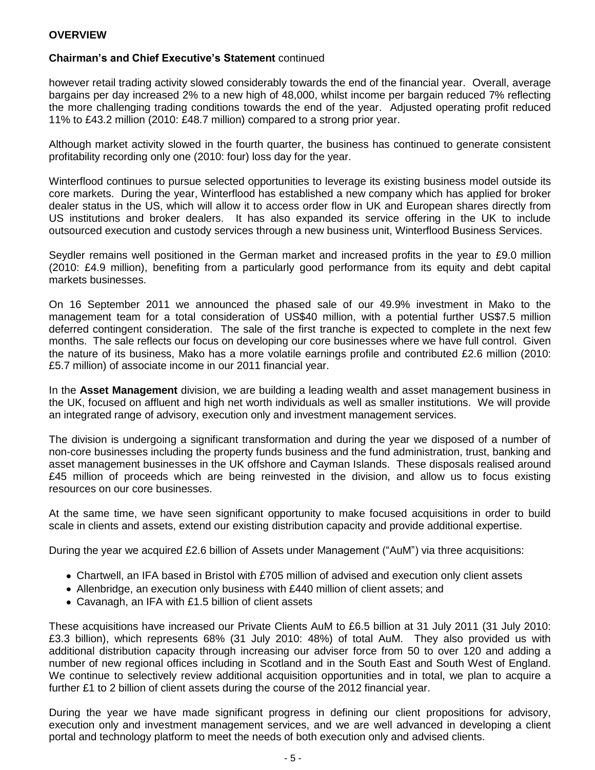**OVERVIEW**

**Chairman's and Chief Executive's Statement** continued

however retail trading activity slowed considerably towards the end of the financial year. Overall, average bargains per day increased 2% to a new high of 48,000, whilst income per bargain reduced 7% reflecting the more challenging trading conditions towards the end of the year. Adjusted operating profit reduced 11% to £43.2 million (2010: £48.7 million) compared to a strong prior year.

Although market activity slowed in the fourth quarter, the business has continued to generate consistent profitability recording only one (2010: four) loss day for the year.

Winterflood continues to pursue selected opportunities to leverage its existing business model outside its core markets. During the year, Winterflood has established a new company which has applied for broker dealer status in the US, which will allow it to access order flow in UK and European shares directly from US institutions and broker dealers. It has also expanded its service offering in the UK to include outsourced execution and custody services through a new business unit, Winterflood Business Services.

Seydler remains well positioned in the German market and increased profits in the year to £9.0 million (2010: £4.9 million), benefiting from a particularly good performance from its equity and debt capital markets businesses.

On 16 September 2011 we announced the phased sale of our 49.9% investment in Mako to the management team for a total consideration of US$40 million, with a potential further US$7.5 million deferred contingent consideration. The sale of the first tranche is expected to complete in the next few months. The sale reflects our focus on developing our core businesses where we have full control. Given the nature of its business, Mako has a more volatile earnings profile and contributed £2.6 million (2010: £5.7 million) of associate income in our 2011 financial year.

In the **Asset Management** division, we are building a leading wealth and asset management business in the UK, focused on affluent and high net worth individuals as well as smaller institutions. We will provide an integrated range of advisory, execution only and investment management services.

The division is undergoing a significant transformation and during the year we disposed of a number of non-core businesses including the property funds business and the fund administration, trust, banking and asset management businesses in the UK offshore and Cayman Islands. These disposals realised around £45 million of proceeds which are being reinvested in the division, and allow us to focus existing resources on our core businesses.

At the same time, we have seen significant opportunity to make focused acquisitions in order to build scale in clients and assets, extend our existing distribution capacity and provide additional expertise.

During the year we acquired £2.6 billion of Assets under Management ("AuM") via three acquisitions:

- Chartwell, an IFA based in Bristol with £705 million of advised and execution only client assets
- Allenbridge, an execution only business with £440 million of client assets; and
- Cavanagh, an IFA with £1.5 billion of client assets

These acquisitions have increased our Private Clients AuM to £6.5 billion at 31 July 2011 (31 July 2010: £3.3 billion), which represents 68% (31 July 2010: 48%) of total AuM. They also provided us with additional distribution capacity through increasing our adviser force from 50 to over 120 and adding a number of new regional offices including in Scotland and in the South East and South West of England. We continue to selectively review additional acquisition opportunities and in total, we plan to acquire a further £1 to 2 billion of client assets during the course of the 2012 financial year.

During the year we have made significant progress in defining our client propositions for advisory, execution only and investment management services, and we are well advanced in developing a client portal and technology platform to meet the needs of both execution only and advised clients.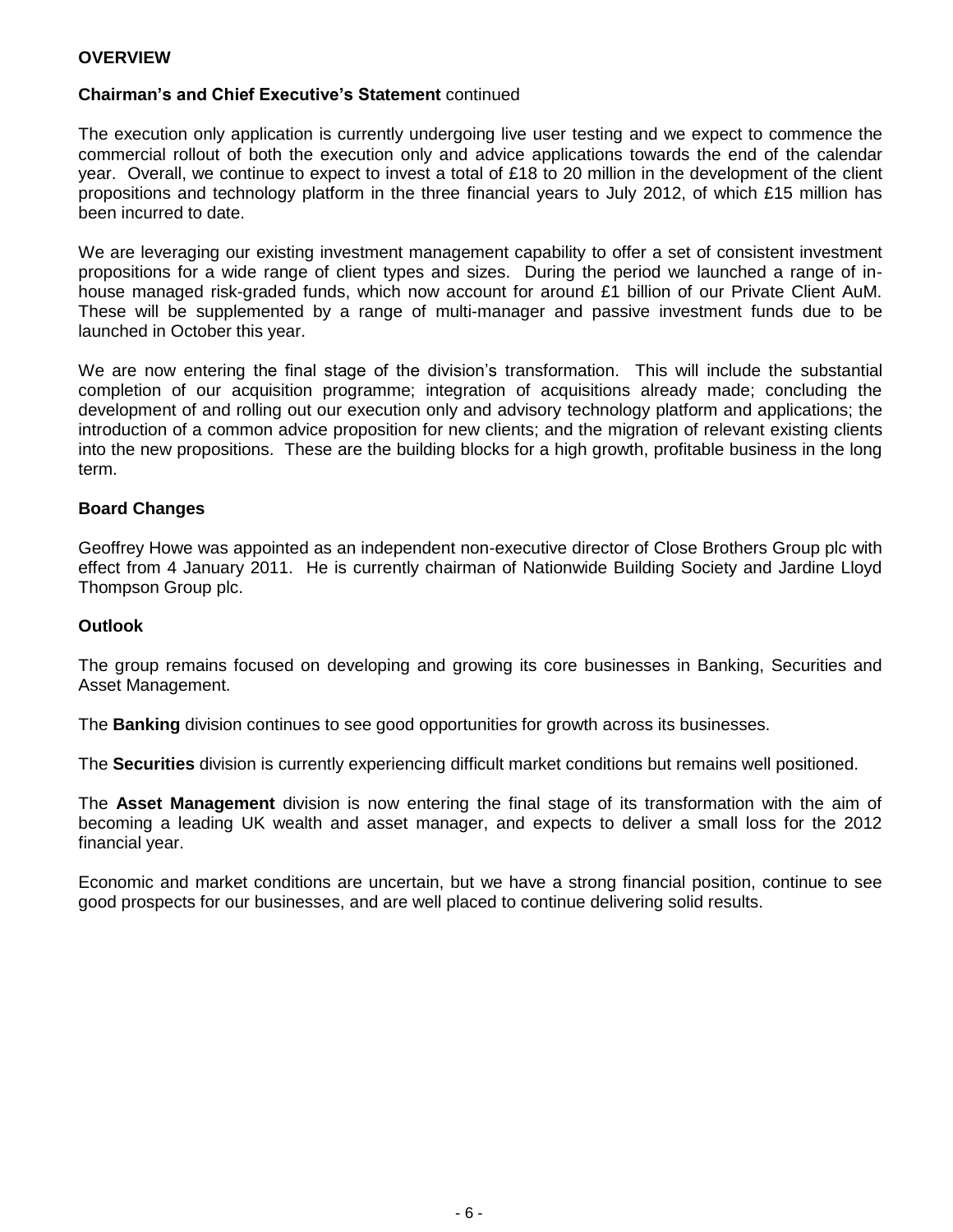**OVERVIEW**

**Chairman's and Chief Executive's Statement** continued

The execution only application is currently undergoing live user testing and we expect to commence the commercial rollout of both the execution only and advice applications towards the end of the calendar year. Overall, we continue to expect to invest a total of £18 to 20 million in the development of the client propositions and technology platform in the three financial years to July 2012, of which £15 million has been incurred to date.

We are leveraging our existing investment management capability to offer a set of consistent investment propositions for a wide range of client types and sizes. During the period we launched a range of in-house managed risk-graded funds, which now account for around £1 billion of our Private Client AuM. These will be supplemented by a range of multi-manager and passive investment funds due to be launched in October this year.

We are now entering the final stage of the division's transformation. This will include the substantial completion of our acquisition programme; integration of acquisitions already made; concluding the development of and rolling out our execution only and advisory technology platform and applications; the introduction of a common advice proposition for new clients; and the migration of relevant existing clients into the new propositions. These are the building blocks for a high growth, profitable business in the long term.

**Board Changes**

Geoffrey Howe was appointed as an independent non-executive director of Close Brothers Group plc with effect from 4 January 2011. He is currently chairman of Nationwide Building Society and Jardine Lloyd Thompson Group plc.

**Outlook**

The group remains focused on developing and growing its core businesses in Banking, Securities and Asset Management.

The **Banking** division continues to see good opportunities for growth across its businesses.

The **Securities** division is currently experiencing difficult market conditions but remains well positioned.

The **Asset Management** division is now entering the final stage of its transformation with the aim of becoming a leading UK wealth and asset manager, and expects to deliver a small loss for the 2012 financial year.

Economic and market conditions are uncertain, but we have a strong financial position, continue to see good prospects for our businesses, and are well placed to continue delivering solid results.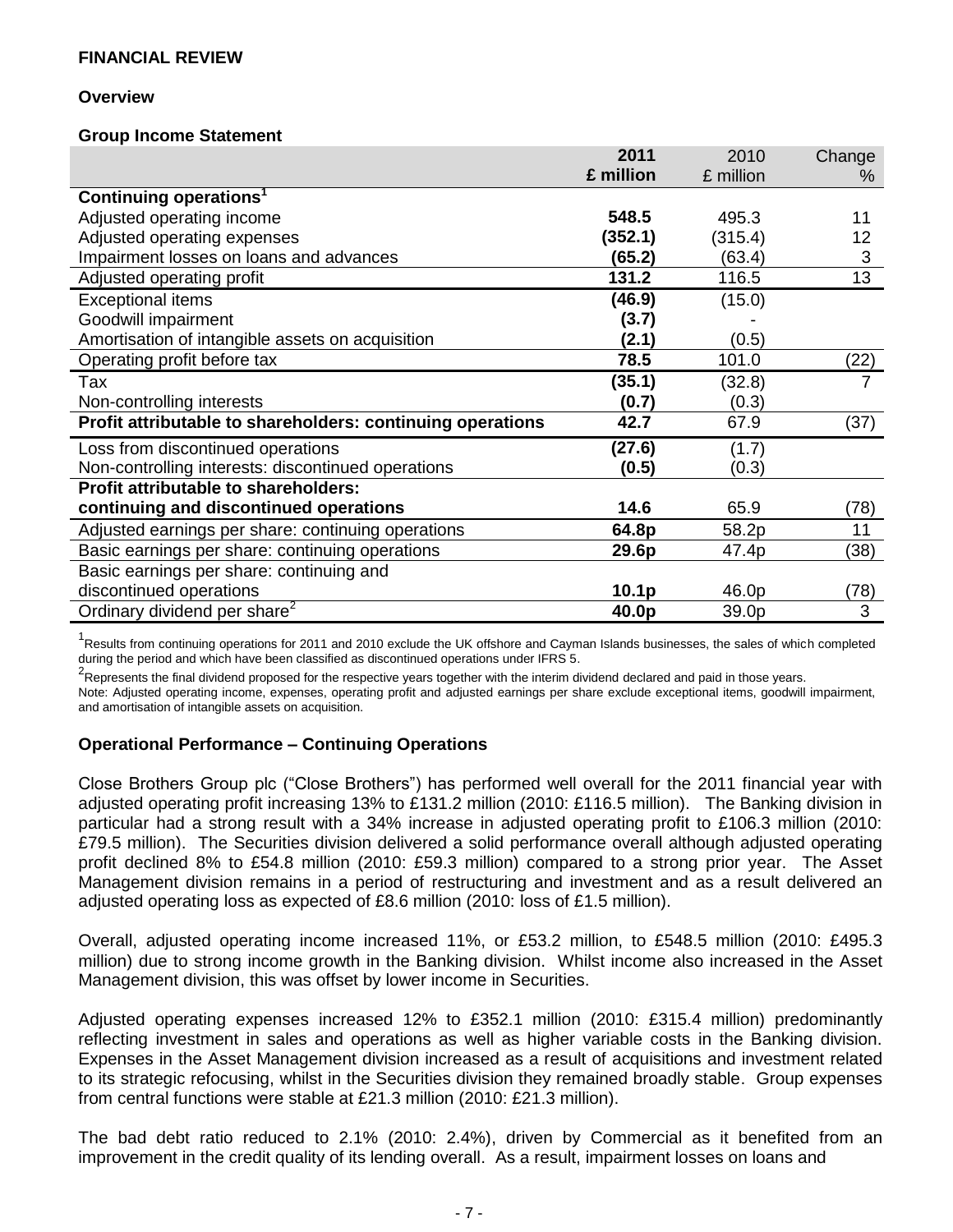## FINANCIAL REVIEW

### Overview

**Group Income Statement**

| | 2011 £ million | 2010 £ million | Change % |
|---|---|---|---|
| **Continuing operations[1]** | | | |
| Adjusted operating income | **548.5** | 495.3 | 11 |
| Adjusted operating expenses | **(352.1)** | (315.4) | 12 |
| Impairment losses on loans and advances | **(65.2)** | (63.4) | 3 |
| Adjusted operating profit | **131.2** | 116.5 | 13 |
| Exceptional items | **(46.9)** | (15.0) | |
| Goodwill impairment | **(3.7)** | - | |
| Amortisation of intangible assets on acquisition | **(2.1)** | (0.5) | |
| Operating profit before tax | **78.5** | 101.0 | (22) |
| Tax | **(35.1)** | (32.8) | 7 |
| Non-controlling interests | **(0.7)** | (0.3) | |
| **Profit attributable to shareholders: continuing operations** | **42.7** | 67.9 | (37) |
| Loss from discontinued operations | **(27.6)** | (1.7) | |
| Non-controlling interests: discontinued operations | **(0.5)** | (0.3) | |
| **Profit attributable to shareholders: continuing and discontinued operations** | **14.6** | 65.9 | (78) |
| Adjusted earnings per share: continuing operations | **64.8p** | 58.2p | 11 |
| Basic earnings per share: continuing operations | **29.6p** | 47.4p | (38) |
| Basic earnings per share: continuing and discontinued operations | **10.1p** | 46.0p | (78) |
| Ordinary dividend per share[2] | **40.0p** | 39.0p | 3 |

[1]Results from continuing operations for 2011 and 2010 exclude the UK offshore and Cayman Islands businesses, the sales of which completed during the period and which have been classified as discontinued operations under IFRS 5.

[2]Represents the final dividend proposed for the respective years together with the interim dividend declared and paid in those years.

Note: Adjusted operating income, expenses, operating profit and adjusted earnings per share exclude exceptional items, goodwill impairment, and amortisation of intangible assets on acquisition.

### Operational Performance – Continuing Operations

Close Brothers Group plc ("Close Brothers") has performed well overall for the 2011 financial year with adjusted operating profit increasing 13% to £131.2 million (2010: £116.5 million). The Banking division in particular had a strong result with a 34% increase in adjusted operating profit to £106.3 million (2010: £79.5 million). The Securities division delivered a solid performance overall although adjusted operating profit declined 8% to £54.8 million (2010: £59.3 million) compared to a strong prior year. The Asset Management division remains in a period of restructuring and investment and as a result delivered an adjusted operating loss as expected of £8.6 million (2010: loss of £1.5 million).

Overall, adjusted operating income increased 11%, or £53.2 million, to £548.5 million (2010: £495.3 million) due to strong income growth in the Banking division. Whilst income also increased in the Asset Management division, this was offset by lower income in Securities.

Adjusted operating expenses increased 12% to £352.1 million (2010: £315.4 million) predominantly reflecting investment in sales and operations as well as higher variable costs in the Banking division. Expenses in the Asset Management division increased as a result of acquisitions and investment related to its strategic refocusing, whilst in the Securities division they remained broadly stable. Group expenses from central functions were stable at £21.3 million (2010: £21.3 million).

The bad debt ratio reduced to 2.1% (2010: 2.4%), driven by Commercial as it benefited from an improvement in the credit quality of its lending overall. As a result, impairment losses on loans and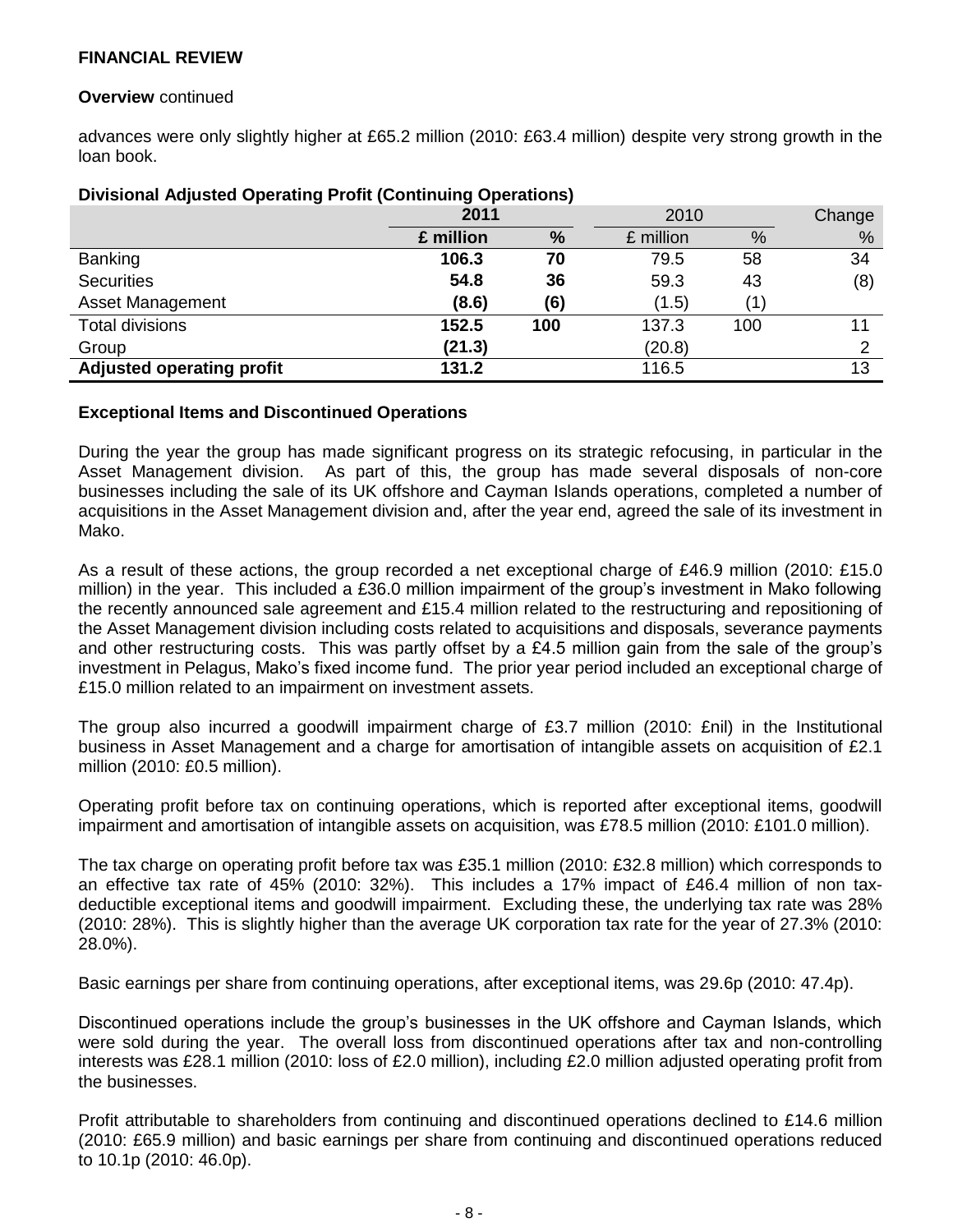## FINANCIAL REVIEW

**Overview** continued

advances were only slightly higher at £65.2 million (2010: £63.4 million) despite very strong growth in the loan book.

**Divisional Adjusted Operating Profit (Continuing Operations)**

| | **2011** | | 2010 | | Change |
|---|---|---|---|---|---|
| | **£ million** | **%** | £ million | % | % |
| Banking | **106.3** | **70** | 79.5 | 58 | 34 |
| Securities | **54.8** | **36** | 59.3 | 43 | (8) |
| Asset Management | **(8.6)** | **(6)** | (1.5) | (1) | |
| Total divisions | **152.5** | **100** | 137.3 | 100 | 11 |
| Group | **(21.3)** | | (20.8) | | 2 |
| **Adjusted operating profit** | **131.2** | | 116.5 | | 13 |

**Exceptional Items and Discontinued Operations**

During the year the group has made significant progress on its strategic refocusing, in particular in the Asset Management division. As part of this, the group has made several disposals of non-core businesses including the sale of its UK offshore and Cayman Islands operations, completed a number of acquisitions in the Asset Management division and, after the year end, agreed the sale of its investment in Mako.

As a result of these actions, the group recorded a net exceptional charge of £46.9 million (2010: £15.0 million) in the year. This included a £36.0 million impairment of the group's investment in Mako following the recently announced sale agreement and £15.4 million related to the restructuring and repositioning of the Asset Management division including costs related to acquisitions and disposals, severance payments and other restructuring costs. This was partly offset by a £4.5 million gain from the sale of the group's investment in Pelagus, Mako's fixed income fund. The prior year period included an exceptional charge of £15.0 million related to an impairment on investment assets.

The group also incurred a goodwill impairment charge of £3.7 million (2010: £nil) in the Institutional business in Asset Management and a charge for amortisation of intangible assets on acquisition of £2.1 million (2010: £0.5 million).

Operating profit before tax on continuing operations, which is reported after exceptional items, goodwill impairment and amortisation of intangible assets on acquisition, was £78.5 million (2010: £101.0 million).

The tax charge on operating profit before tax was £35.1 million (2010: £32.8 million) which corresponds to an effective tax rate of 45% (2010: 32%). This includes a 17% impact of £46.4 million of non tax-deductible exceptional items and goodwill impairment. Excluding these, the underlying tax rate was 28% (2010: 28%). This is slightly higher than the average UK corporation tax rate for the year of 27.3% (2010: 28.0%).

Basic earnings per share from continuing operations, after exceptional items, was 29.6p (2010: 47.4p).

Discontinued operations include the group's businesses in the UK offshore and Cayman Islands, which were sold during the year. The overall loss from discontinued operations after tax and non-controlling interests was £28.1 million (2010: loss of £2.0 million), including £2.0 million adjusted operating profit from the businesses.

Profit attributable to shareholders from continuing and discontinued operations declined to £14.6 million (2010: £65.9 million) and basic earnings per share from continuing and discontinued operations reduced to 10.1p (2010: 46.0p).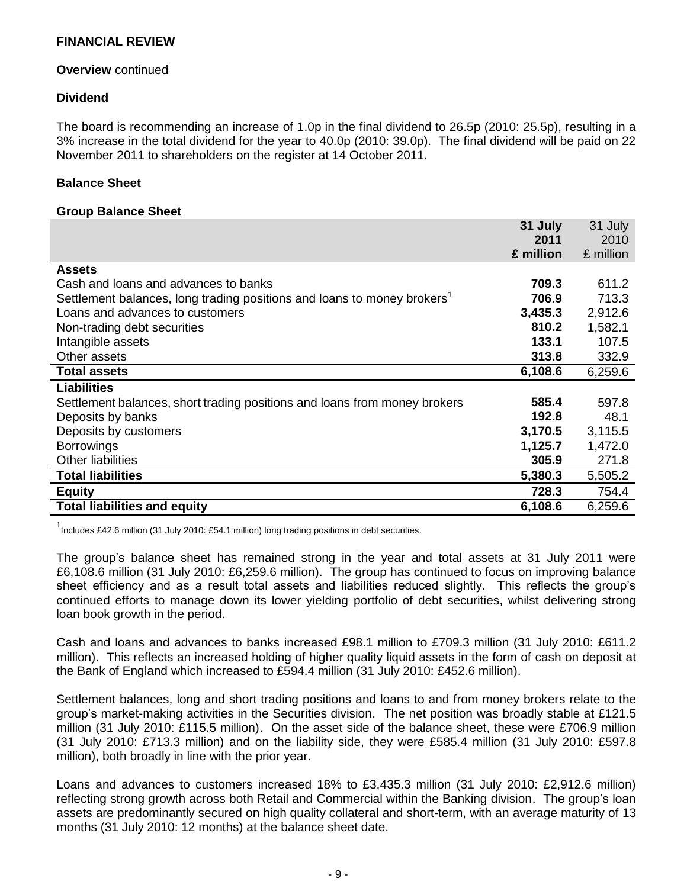## FINANCIAL REVIEW

**Overview** continued

### Dividend

The board is recommending an increase of 1.0p in the final dividend to 26.5p (2010: 25.5p), resulting in a 3% increase in the total dividend for the year to 40.0p (2010: 39.0p). The final dividend will be paid on 22 November 2011 to shareholders on the register at 14 October 2011.

### Balance Sheet

**Group Balance Sheet**

| | **31 July 2011 £ million** | 31 July 2010 £ million |
|---|---|---|
| **Assets** | | |
| Cash and loans and advances to banks | **709.3** | 611.2 |
| Settlement balances, long trading positions and loans to money brokers[1] | **706.9** | 713.3 |
| Loans and advances to customers | **3,435.3** | 2,912.6 |
| Non-trading debt securities | **810.2** | 1,582.1 |
| Intangible assets | **133.1** | 107.5 |
| Other assets | **313.8** | 332.9 |
| **Total assets** | **6,108.6** | 6,259.6 |
| **Liabilities** | | |
| Settlement balances, short trading positions and loans from money brokers | **585.4** | 597.8 |
| Deposits by banks | **192.8** | 48.1 |
| Deposits by customers | **3,170.5** | 3,115.5 |
| Borrowings | **1,125.7** | 1,472.0 |
| Other liabilities | **305.9** | 271.8 |
| **Total liabilities** | **5,380.3** | 5,505.2 |
| **Equity** | **728.3** | 754.4 |
| **Total liabilities and equity** | **6,108.6** | 6,259.6 |

[1]Includes £42.6 million (31 July 2010: £54.1 million) long trading positions in debt securities.

The group's balance sheet has remained strong in the year and total assets at 31 July 2011 were £6,108.6 million (31 July 2010: £6,259.6 million). The group has continued to focus on improving balance sheet efficiency and as a result total assets and liabilities reduced slightly. This reflects the group's continued efforts to manage down its lower yielding portfolio of debt securities, whilst delivering strong loan book growth in the period.

Cash and loans and advances to banks increased £98.1 million to £709.3 million (31 July 2010: £611.2 million). This reflects an increased holding of higher quality liquid assets in the form of cash on deposit at the Bank of England which increased to £594.4 million (31 July 2010: £452.6 million).

Settlement balances, long and short trading positions and loans to and from money brokers relate to the group's market-making activities in the Securities division. The net position was broadly stable at £121.5 million (31 July 2010: £115.5 million). On the asset side of the balance sheet, these were £706.9 million (31 July 2010: £713.3 million) and on the liability side, they were £585.4 million (31 July 2010: £597.8 million), both broadly in line with the prior year.

Loans and advances to customers increased 18% to £3,435.3 million (31 July 2010: £2,912.6 million) reflecting strong growth across both Retail and Commercial within the Banking division. The group's loan assets are predominantly secured on high quality collateral and short-term, with an average maturity of 13 months (31 July 2010: 12 months) at the balance sheet date.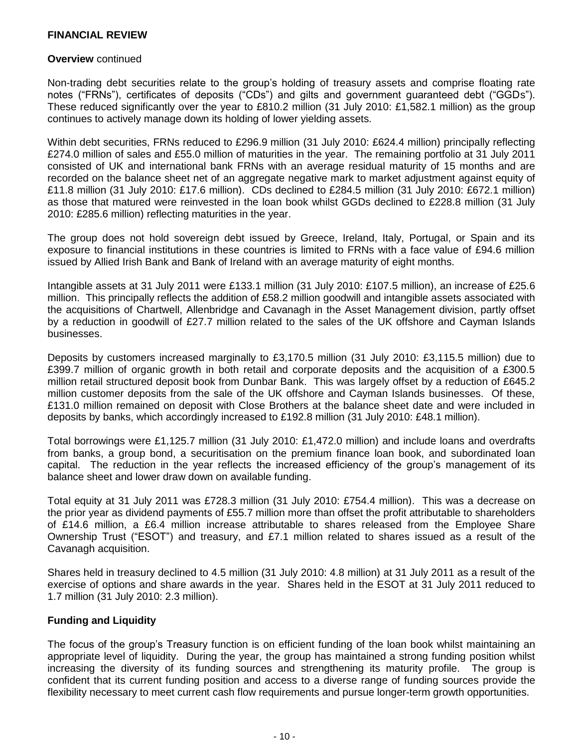## FINANCIAL REVIEW

**Overview** continued

Non-trading debt securities relate to the group's holding of treasury assets and comprise floating rate notes ("FRNs"), certificates of deposits ("CDs") and gilts and government guaranteed debt ("GGDs"). These reduced significantly over the year to £810.2 million (31 July 2010: £1,582.1 million) as the group continues to actively manage down its holding of lower yielding assets.

Within debt securities, FRNs reduced to £296.9 million (31 July 2010: £624.4 million) principally reflecting £274.0 million of sales and £55.0 million of maturities in the year. The remaining portfolio at 31 July 2011 consisted of UK and international bank FRNs with an average residual maturity of 15 months and are recorded on the balance sheet net of an aggregate negative mark to market adjustment against equity of £11.8 million (31 July 2010: £17.6 million). CDs declined to £284.5 million (31 July 2010: £672.1 million) as those that matured were reinvested in the loan book whilst GGDs declined to £228.8 million (31 July 2010: £285.6 million) reflecting maturities in the year.

The group does not hold sovereign debt issued by Greece, Ireland, Italy, Portugal, or Spain and its exposure to financial institutions in these countries is limited to FRNs with a face value of £94.6 million issued by Allied Irish Bank and Bank of Ireland with an average maturity of eight months.

Intangible assets at 31 July 2011 were £133.1 million (31 July 2010: £107.5 million), an increase of £25.6 million. This principally reflects the addition of £58.2 million goodwill and intangible assets associated with the acquisitions of Chartwell, Allenbridge and Cavanagh in the Asset Management division, partly offset by a reduction in goodwill of £27.7 million related to the sales of the UK offshore and Cayman Islands businesses.

Deposits by customers increased marginally to £3,170.5 million (31 July 2010: £3,115.5 million) due to £399.7 million of organic growth in both retail and corporate deposits and the acquisition of a £300.5 million retail structured deposit book from Dunbar Bank. This was largely offset by a reduction of £645.2 million customer deposits from the sale of the UK offshore and Cayman Islands businesses. Of these, £131.0 million remained on deposit with Close Brothers at the balance sheet date and were included in deposits by banks, which accordingly increased to £192.8 million (31 July 2010: £48.1 million).

Total borrowings were £1,125.7 million (31 July 2010: £1,472.0 million) and include loans and overdrafts from banks, a group bond, a securitisation on the premium finance loan book, and subordinated loan capital. The reduction in the year reflects the increased efficiency of the group's management of its balance sheet and lower draw down on available funding.

Total equity at 31 July 2011 was £728.3 million (31 July 2010: £754.4 million). This was a decrease on the prior year as dividend payments of £55.7 million more than offset the profit attributable to shareholders of £14.6 million, a £6.4 million increase attributable to shares released from the Employee Share Ownership Trust ("ESOT") and treasury, and £7.1 million related to shares issued as a result of the Cavanagh acquisition.

Shares held in treasury declined to 4.5 million (31 July 2010: 4.8 million) at 31 July 2011 as a result of the exercise of options and share awards in the year. Shares held in the ESOT at 31 July 2011 reduced to 1.7 million (31 July 2010: 2.3 million).

### Funding and Liquidity

The focus of the group's Treasury function is on efficient funding of the loan book whilst maintaining an appropriate level of liquidity. During the year, the group has maintained a strong funding position whilst increasing the diversity of its funding sources and strengthening its maturity profile. The group is confident that its current funding position and access to a diverse range of funding sources provide the flexibility necessary to meet current cash flow requirements and pursue longer-term growth opportunities.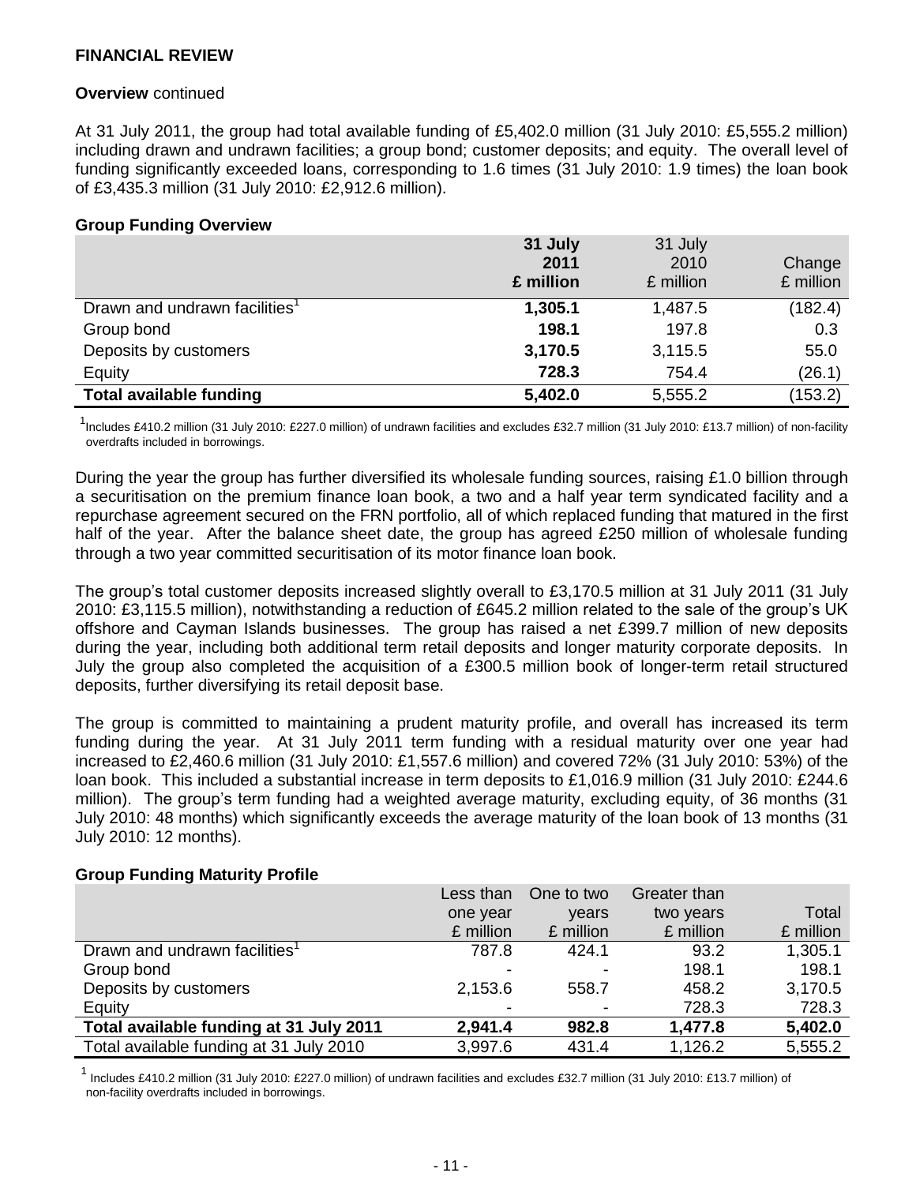**FINANCIAL REVIEW**

**Overview** continued

At 31 July 2011, the group had total available funding of £5,402.0 million (31 July 2010: £5,555.2 million) including drawn and undrawn facilities; a group bond; customer deposits; and equity. The overall level of funding significantly exceeded loans, corresponding to 1.6 times (31 July 2010: 1.9 times) the loan book of £3,435.3 million (31 July 2010: £2,912.6 million).

**Group Funding Overview**

| | **31 July 2011 £ million** | 31 July 2010 £ million | Change £ million |
|---|---|---|---|
| Drawn and undrawn facilities[1] | **1,305.1** | 1,487.5 | (182.4) |
| Group bond | **198.1** | 197.8 | 0.3 |
| Deposits by customers | **3,170.5** | 3,115.5 | 55.0 |
| Equity | **728.3** | 754.4 | (26.1) |
| **Total available funding** | **5,402.0** | 5,555.2 | (153.2) |

[1]Includes £410.2 million (31 July 2010: £227.0 million) of undrawn facilities and excludes £32.7 million (31 July 2010: £13.7 million) of non-facility overdrafts included in borrowings.

During the year the group has further diversified its wholesale funding sources, raising £1.0 billion through a securitisation on the premium finance loan book, a two and a half year term syndicated facility and a repurchase agreement secured on the FRN portfolio, all of which replaced funding that matured in the first half of the year. After the balance sheet date, the group has agreed £250 million of wholesale funding through a two year committed securitisation of its motor finance loan book.

The group's total customer deposits increased slightly overall to £3,170.5 million at 31 July 2011 (31 July 2010: £3,115.5 million), notwithstanding a reduction of £645.2 million related to the sale of the group's UK offshore and Cayman Islands businesses. The group has raised a net £399.7 million of new deposits during the year, including both additional term retail deposits and longer maturity corporate deposits. In July the group also completed the acquisition of a £300.5 million book of longer-term retail structured deposits, further diversifying its retail deposit base.

The group is committed to maintaining a prudent maturity profile, and overall has increased its term funding during the year. At 31 July 2011 term funding with a residual maturity over one year had increased to £2,460.6 million (31 July 2010: £1,557.6 million) and covered 72% (31 July 2010: 53%) of the loan book. This included a substantial increase in term deposits to £1,016.9 million (31 July 2010: £244.6 million). The group's term funding had a weighted average maturity, excluding equity, of 36 months (31 July 2010: 48 months) which significantly exceeds the average maturity of the loan book of 13 months (31 July 2010: 12 months).

**Group Funding Maturity Profile**

| | Less than one year £ million | One to two years £ million | Greater than two years £ million | Total £ million |
|---|---|---|---|---|
| Drawn and undrawn facilities[1] | 787.8 | 424.1 | 93.2 | 1,305.1 |
| Group bond | - | - | 198.1 | 198.1 |
| Deposits by customers | 2,153.6 | 558.7 | 458.2 | 3,170.5 |
| Equity | - | - | 728.3 | 728.3 |
| **Total available funding at 31 July 2011** | **2,941.4** | **982.8** | **1,477.8** | **5,402.0** |
| Total available funding at 31 July 2010 | 3,997.6 | 431.4 | 1,126.2 | 5,555.2 |

[1] Includes £410.2 million (31 July 2010: £227.0 million) of undrawn facilities and excludes £32.7 million (31 July 2010: £13.7 million) of non-facility overdrafts included in borrowings.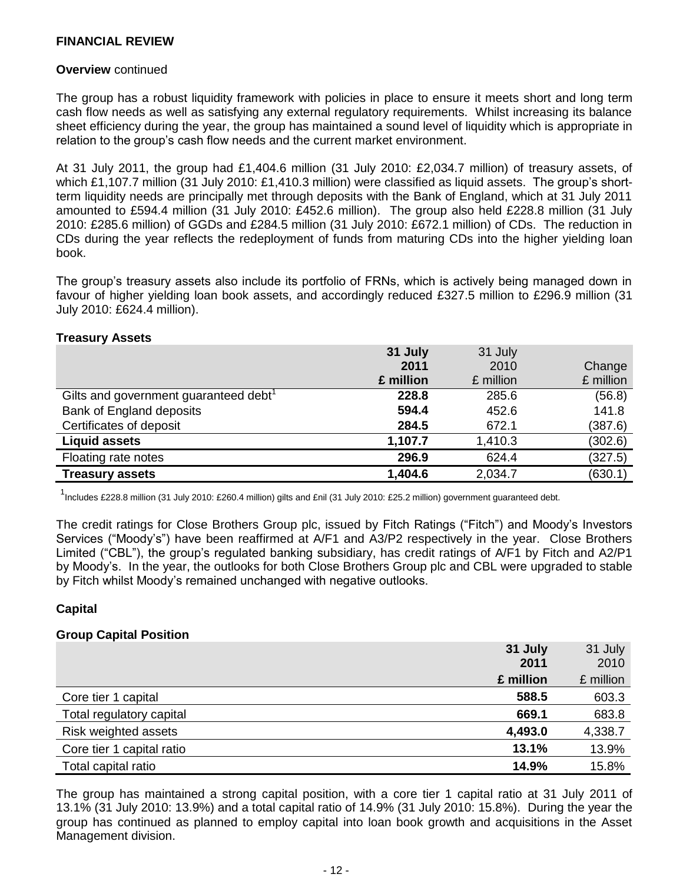## FINANCIAL REVIEW

**Overview** continued

The group has a robust liquidity framework with policies in place to ensure it meets short and long term cash flow needs as well as satisfying any external regulatory requirements. Whilst increasing its balance sheet efficiency during the year, the group has maintained a sound level of liquidity which is appropriate in relation to the group's cash flow needs and the current market environment.

At 31 July 2011, the group had £1,404.6 million (31 July 2010: £2,034.7 million) of treasury assets, of which £1,107.7 million (31 July 2010: £1,410.3 million) were classified as liquid assets. The group's short-term liquidity needs are principally met through deposits with the Bank of England, which at 31 July 2011 amounted to £594.4 million (31 July 2010: £452.6 million). The group also held £228.8 million (31 July 2010: £285.6 million) of GGDs and £284.5 million (31 July 2010: £672.1 million) of CDs. The reduction in CDs during the year reflects the redeployment of funds from maturing CDs into the higher yielding loan book.

The group's treasury assets also include its portfolio of FRNs, which is actively being managed down in favour of higher yielding loan book assets, and accordingly reduced £327.5 million to £296.9 million (31 July 2010: £624.4 million).

**Treasury Assets**

| | **31 July 2011 £ million** | 31 July 2010 £ million | Change £ million |
|---|---|---|---|
| Gilts and government guaranteed debt[1] | **228.8** | 285.6 | (56.8) |
| Bank of England deposits | **594.4** | 452.6 | 141.8 |
| Certificates of deposit | **284.5** | 672.1 | (387.6) |
| **Liquid assets** | **1,107.7** | 1,410.3 | (302.6) |
| Floating rate notes | **296.9** | 624.4 | (327.5) |
| **Treasury assets** | **1,404.6** | 2,034.7 | (630.1) |

[1] Includes £228.8 million (31 July 2010: £260.4 million) gilts and £nil (31 July 2010: £25.2 million) government guaranteed debt.

The credit ratings for Close Brothers Group plc, issued by Fitch Ratings ("Fitch") and Moody's Investors Services ("Moody's") have been reaffirmed at A/F1 and A3/P2 respectively in the year. Close Brothers Limited ("CBL"), the group's regulated banking subsidiary, has credit ratings of A/F1 by Fitch and A2/P1 by Moody's. In the year, the outlooks for both Close Brothers Group plc and CBL were upgraded to stable by Fitch whilst Moody's remained unchanged with negative outlooks.

### Capital

**Group Capital Position**

| | **31 July 2011 £ million** | 31 July 2010 £ million |
|---|---|---|
| Core tier 1 capital | **588.5** | 603.3 |
| Total regulatory capital | **669.1** | 683.8 |
| Risk weighted assets | **4,493.0** | 4,338.7 |
| Core tier 1 capital ratio | **13.1%** | 13.9% |
| Total capital ratio | **14.9%** | 15.8% |

The group has maintained a strong capital position, with a core tier 1 capital ratio at 31 July 2011 of 13.1% (31 July 2010: 13.9%) and a total capital ratio of 14.9% (31 July 2010: 15.8%). During the year the group has continued as planned to employ capital into loan book growth and acquisitions in the Asset Management division.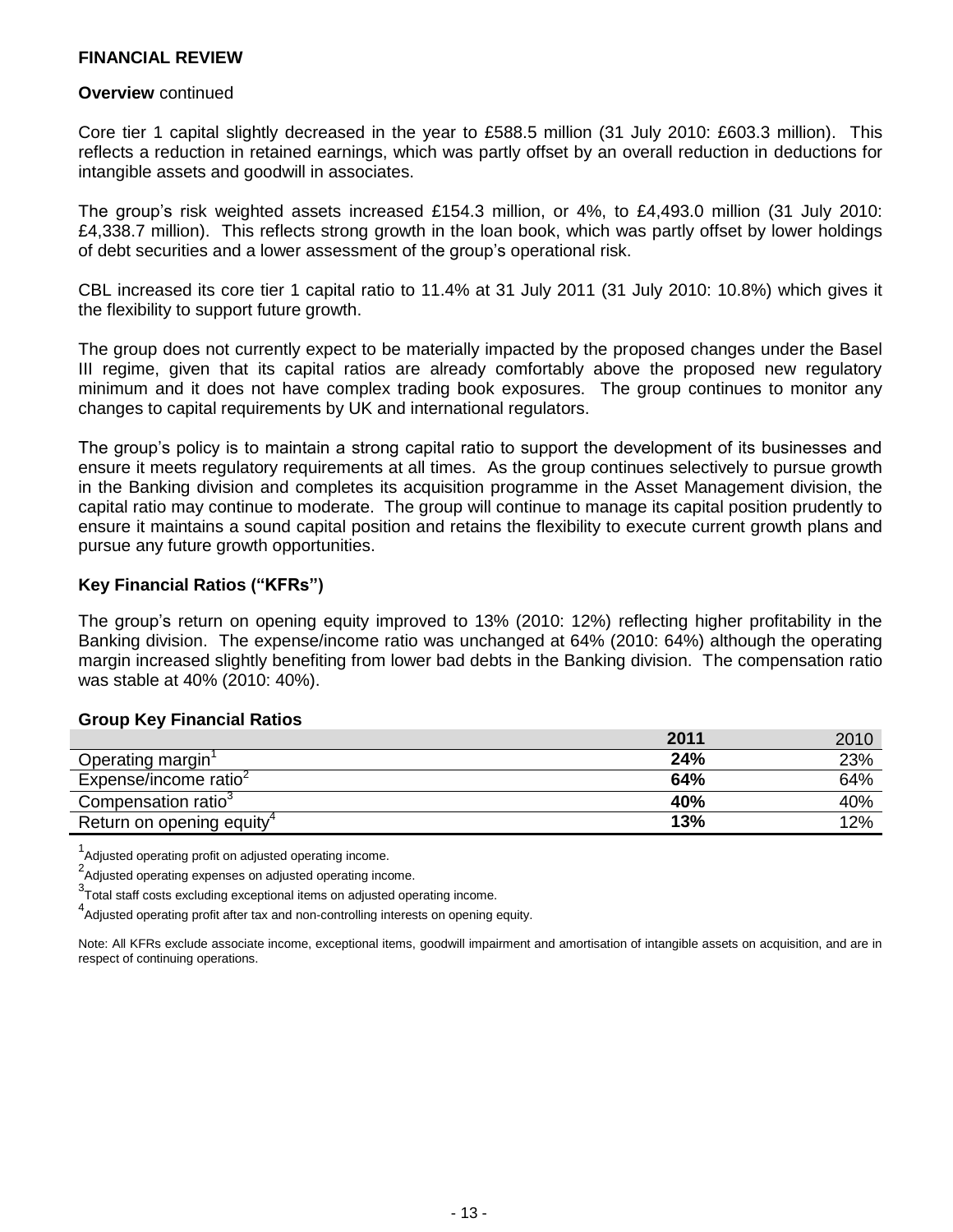## FINANCIAL REVIEW

**Overview** continued

Core tier 1 capital slightly decreased in the year to £588.5 million (31 July 2010: £603.3 million). This reflects a reduction in retained earnings, which was partly offset by an overall reduction in deductions for intangible assets and goodwill in associates.

The group's risk weighted assets increased £154.3 million, or 4%, to £4,493.0 million (31 July 2010: £4,338.7 million). This reflects strong growth in the loan book, which was partly offset by lower holdings of debt securities and a lower assessment of the group's operational risk.

CBL increased its core tier 1 capital ratio to 11.4% at 31 July 2011 (31 July 2010: 10.8%) which gives it the flexibility to support future growth.

The group does not currently expect to be materially impacted by the proposed changes under the Basel III regime, given that its capital ratios are already comfortably above the proposed new regulatory minimum and it does not have complex trading book exposures. The group continues to monitor any changes to capital requirements by UK and international regulators.

The group's policy is to maintain a strong capital ratio to support the development of its businesses and ensure it meets regulatory requirements at all times. As the group continues selectively to pursue growth in the Banking division and completes its acquisition programme in the Asset Management division, the capital ratio may continue to moderate. The group will continue to manage its capital position prudently to ensure it maintains a sound capital position and retains the flexibility to execute current growth plans and pursue any future growth opportunities.

### Key Financial Ratios ("KFRs")

The group's return on opening equity improved to 13% (2010: 12%) reflecting higher profitability in the Banking division. The expense/income ratio was unchanged at 64% (2010: 64%) although the operating margin increased slightly benefiting from lower bad debts in the Banking division. The compensation ratio was stable at 40% (2010: 40%).

**Group Key Financial Ratios**

| | **2011** | 2010 |
|---|---|---|
| Operating margin[1] | **24%** | 23% |
| Expense/income ratio[2] | **64%** | 64% |
| Compensation ratio[3] | **40%** | 40% |
| Return on opening equity[4] | **13%** | 12% |

[1] Adjusted operating profit on adjusted operating income.

[2] Adjusted operating expenses on adjusted operating income.

[3] Total staff costs excluding exceptional items on adjusted operating income.

[4] Adjusted operating profit after tax and non-controlling interests on opening equity.

Note: All KFRs exclude associate income, exceptional items, goodwill impairment and amortisation of intangible assets on acquisition, and are in respect of continuing operations.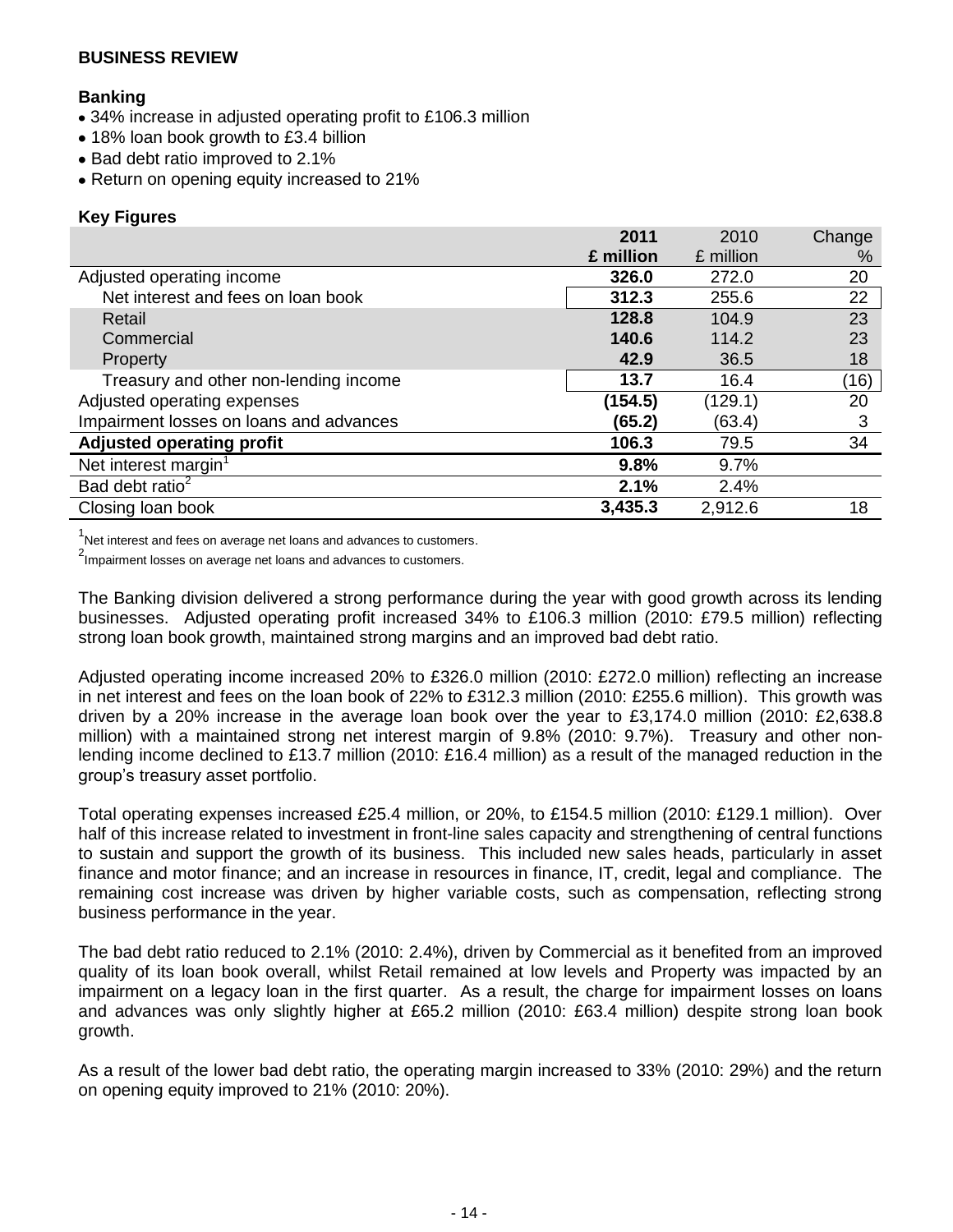## BUSINESS REVIEW

### Banking

- 34% increase in adjusted operating profit to £106.3 million
- 18% loan book growth to £3.4 billion
- Bad debt ratio improved to 2.1%
- Return on opening equity increased to 21%

### Key Figures

| | **2011** | 2010 | Change |
|---|---|---|---|
| | **£ million** | £ million | % |
| Adjusted operating income | **326.0** | 272.0 | 20 |
| Net interest and fees on loan book | **312.3** | 255.6 | 22 |
| Retail | **128.8** | 104.9 | 23 |
| Commercial | **140.6** | 114.2 | 23 |
| Property | **42.9** | 36.5 | 18 |
| Treasury and other non-lending income | **13.7** | 16.4 | (16) |
| Adjusted operating expenses | **(154.5)** | (129.1) | 20 |
| Impairment losses on loans and advances | **(65.2)** | (63.4) | 3 |
| **Adjusted operating profit** | 106.3 | 79.5 | 34 |
| Net interest margin[1] | **9.8%** | 9.7% | |
| Bad debt ratio[2] | **2.1%** | 2.4% | |
| Closing loan book | **3,435.3** | 2,912.6 | 18 |

[1]Net interest and fees on average net loans and advances to customers.

[2]Impairment losses on average net loans and advances to customers.

The Banking division delivered a strong performance during the year with good growth across its lending businesses. Adjusted operating profit increased 34% to £106.3 million (2010: £79.5 million) reflecting strong loan book growth, maintained strong margins and an improved bad debt ratio.

Adjusted operating income increased 20% to £326.0 million (2010: £272.0 million) reflecting an increase in net interest and fees on the loan book of 22% to £312.3 million (2010: £255.6 million). This growth was driven by a 20% increase in the average loan book over the year to £3,174.0 million (2010: £2,638.8 million) with a maintained strong net interest margin of 9.8% (2010: 9.7%). Treasury and other non-lending income declined to £13.7 million (2010: £16.4 million) as a result of the managed reduction in the group's treasury asset portfolio.

Total operating expenses increased £25.4 million, or 20%, to £154.5 million (2010: £129.1 million). Over half of this increase related to investment in front-line sales capacity and strengthening of central functions to sustain and support the growth of its business. This included new sales heads, particularly in asset finance and motor finance; and an increase in resources in finance, IT, credit, legal and compliance. The remaining cost increase was driven by higher variable costs, such as compensation, reflecting strong business performance in the year.

The bad debt ratio reduced to 2.1% (2010: 2.4%), driven by Commercial as it benefited from an improved quality of its loan book overall, whilst Retail remained at low levels and Property was impacted by an impairment on a legacy loan in the first quarter. As a result, the charge for impairment losses on loans and advances was only slightly higher at £65.2 million (2010: £63.4 million) despite strong loan book growth.

As a result of the lower bad debt ratio, the operating margin increased to 33% (2010: 29%) and the return on opening equity improved to 21% (2010: 20%).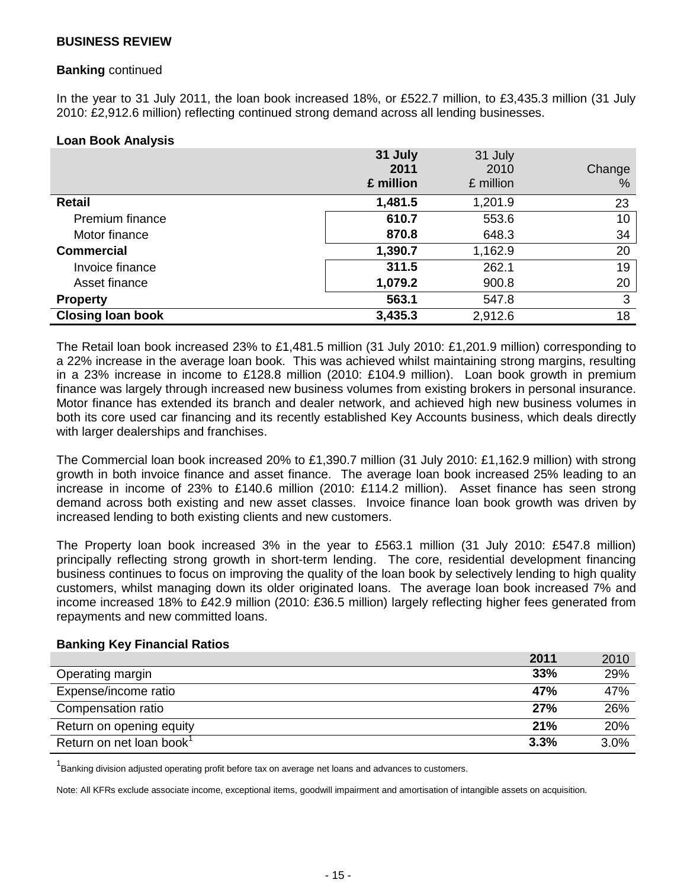**BUSINESS REVIEW**

**Banking** continued

In the year to 31 July 2011, the loan book increased 18%, or £522.7 million, to £3,435.3 million (31 July 2010: £2,912.6 million) reflecting continued strong demand across all lending businesses.

**Loan Book Analysis**

| | **31 July 2011 £ million** | 31 July 2010 £ million | Change % |
|---|---|---|---|
| **Retail** | **1,481.5** | 1,201.9 | 23 |
| Premium finance | **610.7** | 553.6 | 10 |
| Motor finance | **870.8** | 648.3 | 34 |
| **Commercial** | **1,390.7** | 1,162.9 | 20 |
| Invoice finance | **311.5** | 262.1 | 19 |
| Asset finance | **1,079.2** | 900.8 | 20 |
| **Property** | **563.1** | 547.8 | 3 |
| **Closing loan book** | **3,435.3** | 2,912.6 | 18 |

The Retail loan book increased 23% to £1,481.5 million (31 July 2010: £1,201.9 million) corresponding to a 22% increase in the average loan book. This was achieved whilst maintaining strong margins, resulting in a 23% increase in income to £128.8 million (2010: £104.9 million). Loan book growth in premium finance was largely through increased new business volumes from existing brokers in personal insurance. Motor finance has extended its branch and dealer network, and achieved high new business volumes in both its core used car financing and its recently established Key Accounts business, which deals directly with larger dealerships and franchises.

The Commercial loan book increased 20% to £1,390.7 million (31 July 2010: £1,162.9 million) with strong growth in both invoice finance and asset finance. The average loan book increased 25% leading to an increase in income of 23% to £140.6 million (2010: £114.2 million). Asset finance has seen strong demand across both existing and new asset classes. Invoice finance loan book growth was driven by increased lending to both existing clients and new customers.

The Property loan book increased 3% in the year to £563.1 million (31 July 2010: £547.8 million) principally reflecting strong growth in short-term lending. The core, residential development financing business continues to focus on improving the quality of the loan book by selectively lending to high quality customers, whilst managing down its older originated loans. The average loan book increased 7% and income increased 18% to £42.9 million (2010: £36.5 million) largely reflecting higher fees generated from repayments and new committed loans.

**Banking Key Financial Ratios**

| | **2011** | 2010 |
|---|---|---|
| Operating margin | **33%** | 29% |
| Expense/income ratio | **47%** | 47% |
| Compensation ratio | **27%** | 26% |
| Return on opening equity | **21%** | 20% |
| Return on net loan book[1] | **3.3%** | 3.0% |

[1]Banking division adjusted operating profit before tax on average net loans and advances to customers.

Note: All KFRs exclude associate income, exceptional items, goodwill impairment and amortisation of intangible assets on acquisition.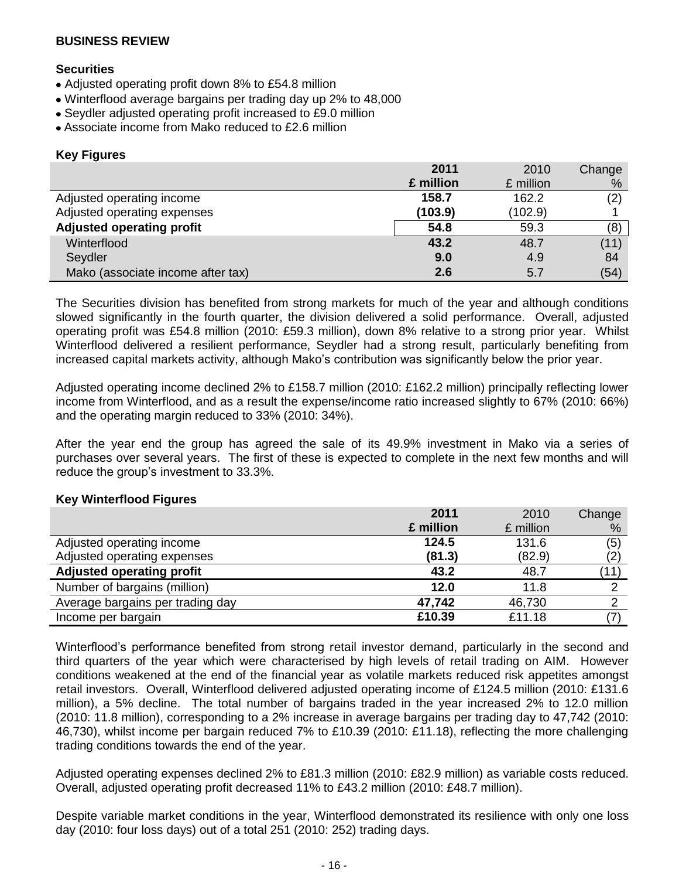## BUSINESS REVIEW

### Securities

- Adjusted operating profit down 8% to £54.8 million
- Winterflood average bargains per trading day up 2% to 48,000
- Seydler adjusted operating profit increased to £9.0 million
- Associate income from Mako reduced to £2.6 million

### Key Figures

| | 2011 £ million | 2010 £ million | Change % |
|---|---|---|---|
| Adjusted operating income | **158.7** | 162.2 | (2) |
| Adjusted operating expenses | **(103.9)** | (102.9) | 1 |
| **Adjusted operating profit** | **54.8** | 59.3 | (8) |
| Winterflood | **43.2** | 48.7 | (11) |
| Seydler | **9.0** | 4.9 | 84 |
| Mako (associate income after tax) | **2.6** | 5.7 | (54) |

The Securities division has benefited from strong markets for much of the year and although conditions slowed significantly in the fourth quarter, the division delivered a solid performance. Overall, adjusted operating profit was £54.8 million (2010: £59.3 million), down 8% relative to a strong prior year. Whilst Winterflood delivered a resilient performance, Seydler had a strong result, particularly benefiting from increased capital markets activity, although Mako's contribution was significantly below the prior year.

Adjusted operating income declined 2% to £158.7 million (2010: £162.2 million) principally reflecting lower income from Winterflood, and as a result the expense/income ratio increased slightly to 67% (2010: 66%) and the operating margin reduced to 33% (2010: 34%).

After the year end the group has agreed the sale of its 49.9% investment in Mako via a series of purchases over several years. The first of these is expected to complete in the next few months and will reduce the group's investment to 33.3%.

### Key Winterflood Figures

| | 2011 £ million | 2010 £ million | Change % |
|---|---|---|---|
| Adjusted operating income | **124.5** | 131.6 | (5) |
| Adjusted operating expenses | **(81.3)** | (82.9) | (2) |
| **Adjusted operating profit** | **43.2** | 48.7 | (11) |
| Number of bargains (million) | **12.0** | 11.8 | 2 |
| Average bargains per trading day | **47,742** | 46,730 | 2 |
| Income per bargain | **£10.39** | £11.18 | (7) |

Winterflood's performance benefited from strong retail investor demand, particularly in the second and third quarters of the year which were characterised by high levels of retail trading on AIM. However conditions weakened at the end of the financial year as volatile markets reduced risk appetites amongst retail investors. Overall, Winterflood delivered adjusted operating income of £124.5 million (2010: £131.6 million), a 5% decline. The total number of bargains traded in the year increased 2% to 12.0 million (2010: 11.8 million), corresponding to a 2% increase in average bargains per trading day to 47,742 (2010: 46,730), whilst income per bargain reduced 7% to £10.39 (2010: £11.18), reflecting the more challenging trading conditions towards the end of the year.

Adjusted operating expenses declined 2% to £81.3 million (2010: £82.9 million) as variable costs reduced. Overall, adjusted operating profit decreased 11% to £43.2 million (2010: £48.7 million).

Despite variable market conditions in the year, Winterflood demonstrated its resilience with only one loss day (2010: four loss days) out of a total 251 (2010: 252) trading days.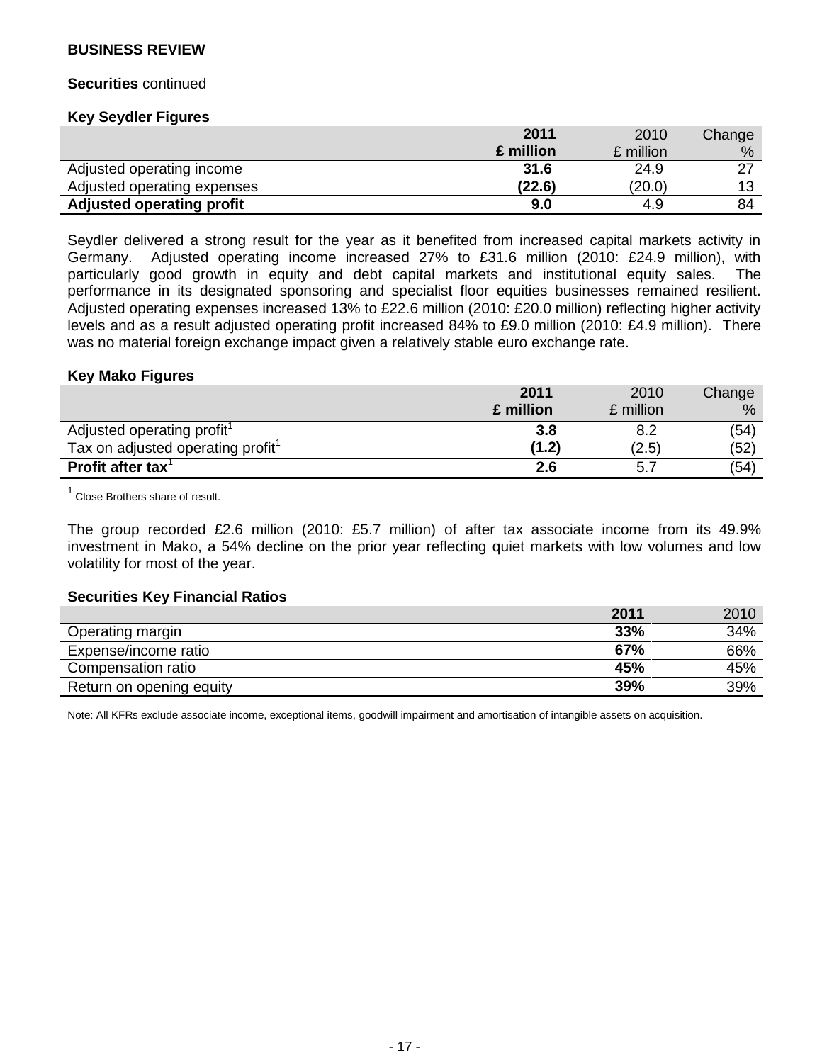**BUSINESS REVIEW**

**Securities** continued

**Key Seydler Figures**

| | **2011** **£ million** | 2010 £ million | Change % |
|---|---|---|---|
| Adjusted operating income | **31.6** | 24.9 | 27 |
| Adjusted operating expenses | **(22.6)** | (20.0) | 13 |
| **Adjusted operating profit** | **9.0** | 4.9 | 84 |

Seydler delivered a strong result for the year as it benefited from increased capital markets activity in Germany. Adjusted operating income increased 27% to £31.6 million (2010: £24.9 million), with particularly good growth in equity and debt capital markets and institutional equity sales. The performance in its designated sponsoring and specialist floor equities businesses remained resilient. Adjusted operating expenses increased 13% to £22.6 million (2010: £20.0 million) reflecting higher activity levels and as a result adjusted operating profit increased 84% to £9.0 million (2010: £4.9 million). There was no material foreign exchange impact given a relatively stable euro exchange rate.

**Key Mako Figures**

| | **2011** **£ million** | 2010 £ million | Change % |
|---|---|---|---|
| Adjusted operating profit[1] | **3.8** | 8.2 | (54) |
| Tax on adjusted operating profit[1] | **(1.2)** | (2.5) | (52) |
| **Profit after tax**[1] | **2.6** | 5.7 | (54) |

[1] Close Brothers share of result.

The group recorded £2.6 million (2010: £5.7 million) of after tax associate income from its 49.9% investment in Mako, a 54% decline on the prior year reflecting quiet markets with low volumes and low volatility for most of the year.

**Securities Key Financial Ratios**

| | **2011** | 2010 |
|---|---|---|
| Operating margin | **33%** | 34% |
| Expense/income ratio | **67%** | 66% |
| Compensation ratio | **45%** | 45% |
| Return on opening equity | **39%** | 39% |

Note: All KFRs exclude associate income, exceptional items, goodwill impairment and amortisation of intangible assets on acquisition.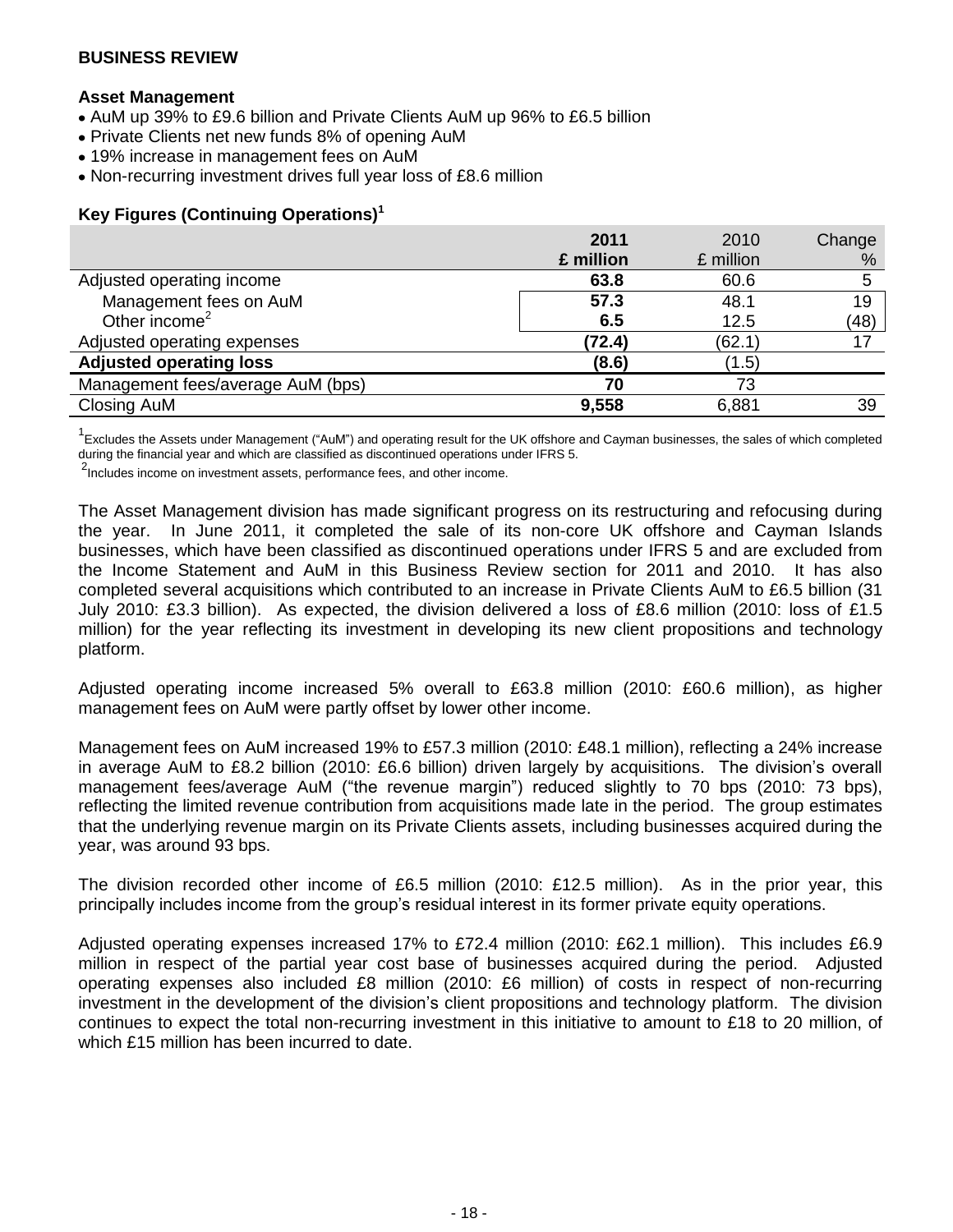## BUSINESS REVIEW

### Asset Management

- AuM up 39% to £9.6 billion and Private Clients AuM up 96% to £6.5 billion
- Private Clients net new funds 8% of opening AuM
- 19% increase in management fees on AuM
- Non-recurring investment drives full year loss of £8.6 million

### Key Figures (Continuing Operations)[1]

| | **2011 £ million** | 2010 £ million | Change % |
|---|---|---|---|
| Adjusted operating income | **63.8** | 60.6 | 5 |
| Management fees on AuM | **57.3** | 48.1 | 19 |
| Other income[2] | **6.5** | 12.5 | (48) |
| Adjusted operating expenses | **(72.4)** | (62.1) | 17 |
| **Adjusted operating loss** | **(8.6)** | (1.5) | |
| Management fees/average AuM (bps) | **70** | 73 | |
| Closing AuM | **9,558** | 6,881 | 39 |

[1]Excludes the Assets under Management ("AuM") and operating result for the UK offshore and Cayman businesses, the sales of which completed during the financial year and which are classified as discontinued operations under IFRS 5.

[2]Includes income on investment assets, performance fees, and other income.

The Asset Management division has made significant progress on its restructuring and refocusing during the year. In June 2011, it completed the sale of its non-core UK offshore and Cayman Islands businesses, which have been classified as discontinued operations under IFRS 5 and are excluded from the Income Statement and AuM in this Business Review section for 2011 and 2010. It has also completed several acquisitions which contributed to an increase in Private Clients AuM to £6.5 billion (31 July 2010: £3.3 billion). As expected, the division delivered a loss of £8.6 million (2010: loss of £1.5 million) for the year reflecting its investment in developing its new client propositions and technology platform.

Adjusted operating income increased 5% overall to £63.8 million (2010: £60.6 million), as higher management fees on AuM were partly offset by lower other income.

Management fees on AuM increased 19% to £57.3 million (2010: £48.1 million), reflecting a 24% increase in average AuM to £8.2 billion (2010: £6.6 billion) driven largely by acquisitions. The division's overall management fees/average AuM ("the revenue margin") reduced slightly to 70 bps (2010: 73 bps), reflecting the limited revenue contribution from acquisitions made late in the period. The group estimates that the underlying revenue margin on its Private Clients assets, including businesses acquired during the year, was around 93 bps.

The division recorded other income of £6.5 million (2010: £12.5 million). As in the prior year, this principally includes income from the group's residual interest in its former private equity operations.

Adjusted operating expenses increased 17% to £72.4 million (2010: £62.1 million). This includes £6.9 million in respect of the partial year cost base of businesses acquired during the period. Adjusted operating expenses also included £8 million (2010: £6 million) of costs in respect of non-recurring investment in the development of the division's client propositions and technology platform. The division continues to expect the total non-recurring investment in this initiative to amount to £18 to 20 million, of which £15 million has been incurred to date.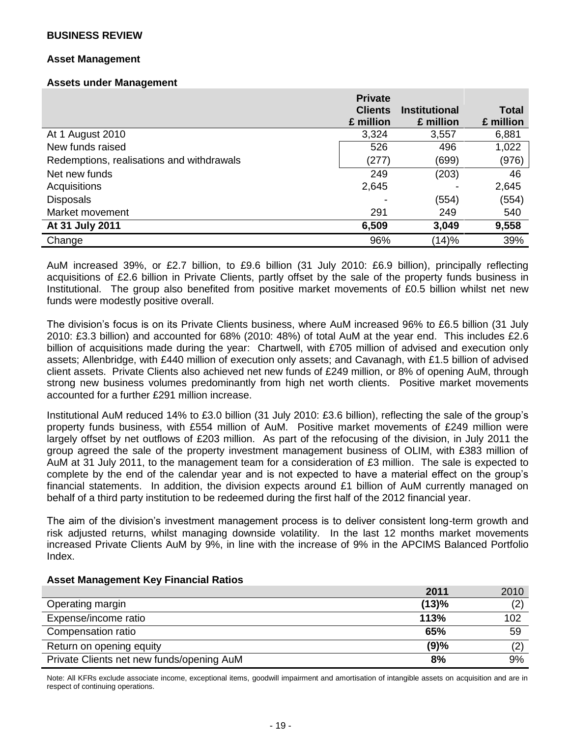**BUSINESS REVIEW**

**Asset Management**

**Assets under Management**

| | Private Clients £ million | Institutional £ million | Total £ million |
|---|---|---|---|
| At 1 August 2010 | 3,324 | 3,557 | 6,881 |
| New funds raised | 526 | 496 | 1,022 |
| Redemptions, realisations and withdrawals | (277) | (699) | (976) |
| Net new funds | 249 | (203) | 46 |
| Acquisitions | 2,645 | - | 2,645 |
| Disposals | - | (554) | (554) |
| Market movement | 291 | 249 | 540 |
| **At 31 July 2011** | **6,509** | **3,049** | **9,558** |
| Change | 96% | (14)% | 39% |

AuM increased 39%, or £2.7 billion, to £9.6 billion (31 July 2010: £6.9 billion), principally reflecting acquisitions of £2.6 billion in Private Clients, partly offset by the sale of the property funds business in Institutional. The group also benefited from positive market movements of £0.5 billion whilst net new funds were modestly positive overall.

The division's focus is on its Private Clients business, where AuM increased 96% to £6.5 billion (31 July 2010: £3.3 billion) and accounted for 68% (2010: 48%) of total AuM at the year end. This includes £2.6 billion of acquisitions made during the year: Chartwell, with £705 million of advised and execution only assets; Allenbridge, with £440 million of execution only assets; and Cavanagh, with £1.5 billion of advised client assets. Private Clients also achieved net new funds of £249 million, or 8% of opening AuM, through strong new business volumes predominantly from high net worth clients. Positive market movements accounted for a further £291 million increase.

Institutional AuM reduced 14% to £3.0 billion (31 July 2010: £3.6 billion), reflecting the sale of the group's property funds business, with £554 million of AuM. Positive market movements of £249 million were largely offset by net outflows of £203 million. As part of the refocusing of the division, in July 2011 the group agreed the sale of the property investment management business of OLIM, with £383 million of AuM at 31 July 2011, to the management team for a consideration of £3 million. The sale is expected to complete by the end of the calendar year and is not expected to have a material effect on the group's financial statements. In addition, the division expects around £1 billion of AuM currently managed on behalf of a third party institution to be redeemed during the first half of the 2012 financial year.

The aim of the division's investment management process is to deliver consistent long-term growth and risk adjusted returns, whilst managing downside volatility. In the last 12 months market movements increased Private Clients AuM by 9%, in line with the increase of 9% in the APCIMS Balanced Portfolio Index.

**Asset Management Key Financial Ratios**

| | 2011 | 2010 |
|---|---|---|
| Operating margin | **(13)%** | (2) |
| Expense/income ratio | **113%** | 102 |
| Compensation ratio | **65%** | 59 |
| Return on opening equity | **(9)%** | (2) |
| Private Clients net new funds/opening AuM | **8%** | 9% |

Note: All KFRs exclude associate income, exceptional items, goodwill impairment and amortisation of intangible assets on acquisition and are in respect of continuing operations.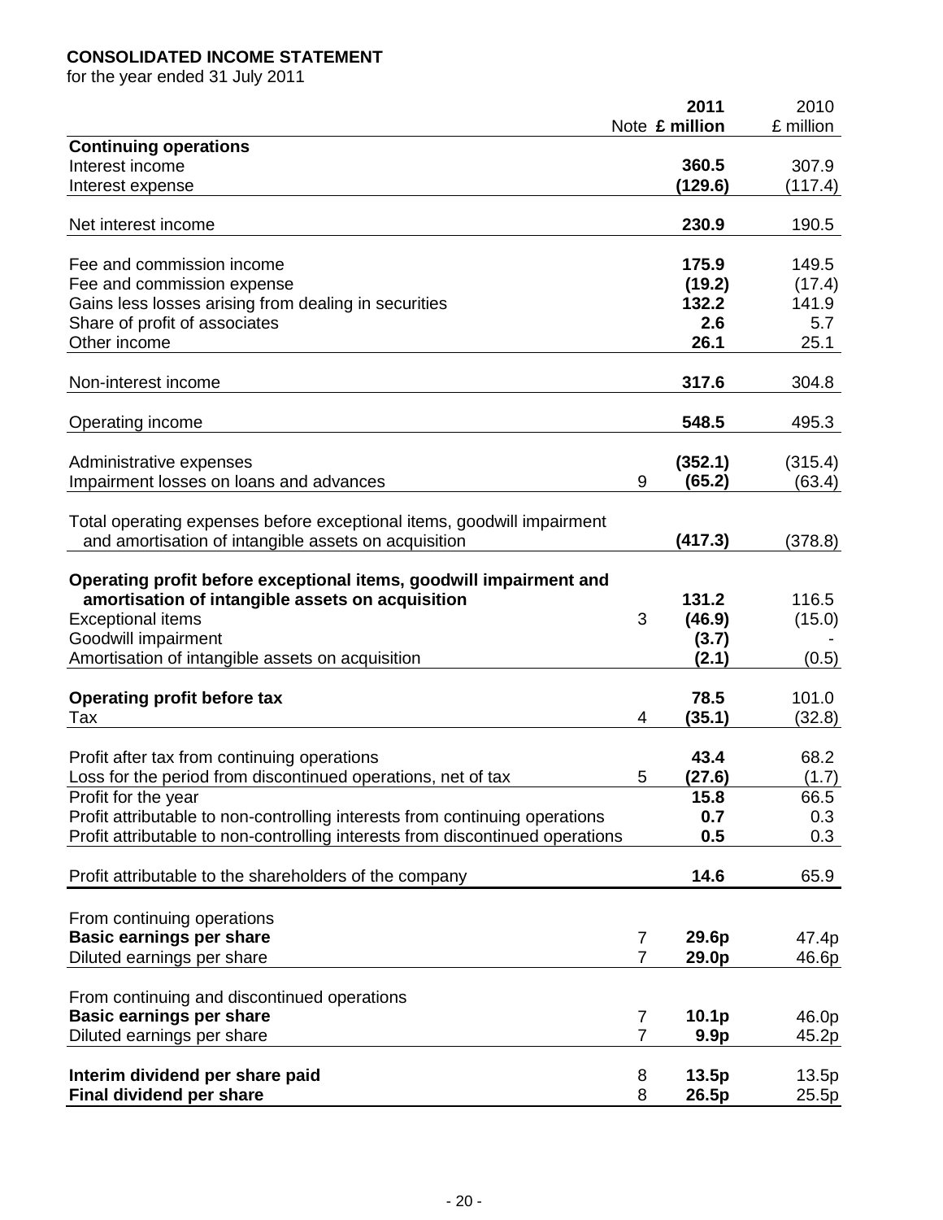**CONSOLIDATED INCOME STATEMENT**
for the year ended 31 July 2011

| | Note | **2011 £ million** | 2010 £ million |
|---|---|---|---|
| **Continuing operations** | | | |
| Interest income | | **360.5** | 307.9 |
| Interest expense | | **(129.6)** | (117.4) |
| Net interest income | | **230.9** | 190.5 |
| Fee and commission income | | **175.9** | 149.5 |
| Fee and commission expense | | **(19.2)** | (17.4) |
| Gains less losses arising from dealing in securities | | **132.2** | 141.9 |
| Share of profit of associates | | **2.6** | 5.7 |
| Other income | | **26.1** | 25.1 |
| Non-interest income | | **317.6** | 304.8 |
| Operating income | | **548.5** | 495.3 |
| Administrative expenses | | **(352.1)** | (315.4) |
| Impairment losses on loans and advances | 9 | **(65.2)** | (63.4) |
| Total operating expenses before exceptional items, goodwill impairment and amortisation of intangible assets on acquisition | | **(417.3)** | (378.8) |
| **Operating profit before exceptional items, goodwill impairment and amortisation of intangible assets on acquisition** | | **131.2** | 116.5 |
| Exceptional items | 3 | **(46.9)** | (15.0) |
| Goodwill impairment | | **(3.7)** | - |
| Amortisation of intangible assets on acquisition | | **(2.1)** | (0.5) |
| **Operating profit before tax** | | **78.5** | 101.0 |
| Tax | 4 | **(35.1)** | (32.8) |
| Profit after tax from continuing operations | | **43.4** | 68.2 |
| Loss for the period from discontinued operations, net of tax | 5 | **(27.6)** | (1.7) |
| Profit for the year | | **15.8** | 66.5 |
| Profit attributable to non-controlling interests from continuing operations | | **0.7** | 0.3 |
| Profit attributable to non-controlling interests from discontinued operations | | **0.5** | 0.3 |
| Profit attributable to the shareholders of the company | | **14.6** | 65.9 |
| From continuing operations | | | |
| **Basic earnings per share** | 7 | **29.6p** | 47.4p |
| Diluted earnings per share | 7 | **29.0p** | 46.6p |
| From continuing and discontinued operations | | | |
| **Basic earnings per share** | 7 | **10.1p** | 46.0p |
| Diluted earnings per share | 7 | **9.9p** | 45.2p |
| **Interim dividend per share paid** | 8 | **13.5p** | 13.5p |
| **Final dividend per share** | 8 | **26.5p** | 25.5p |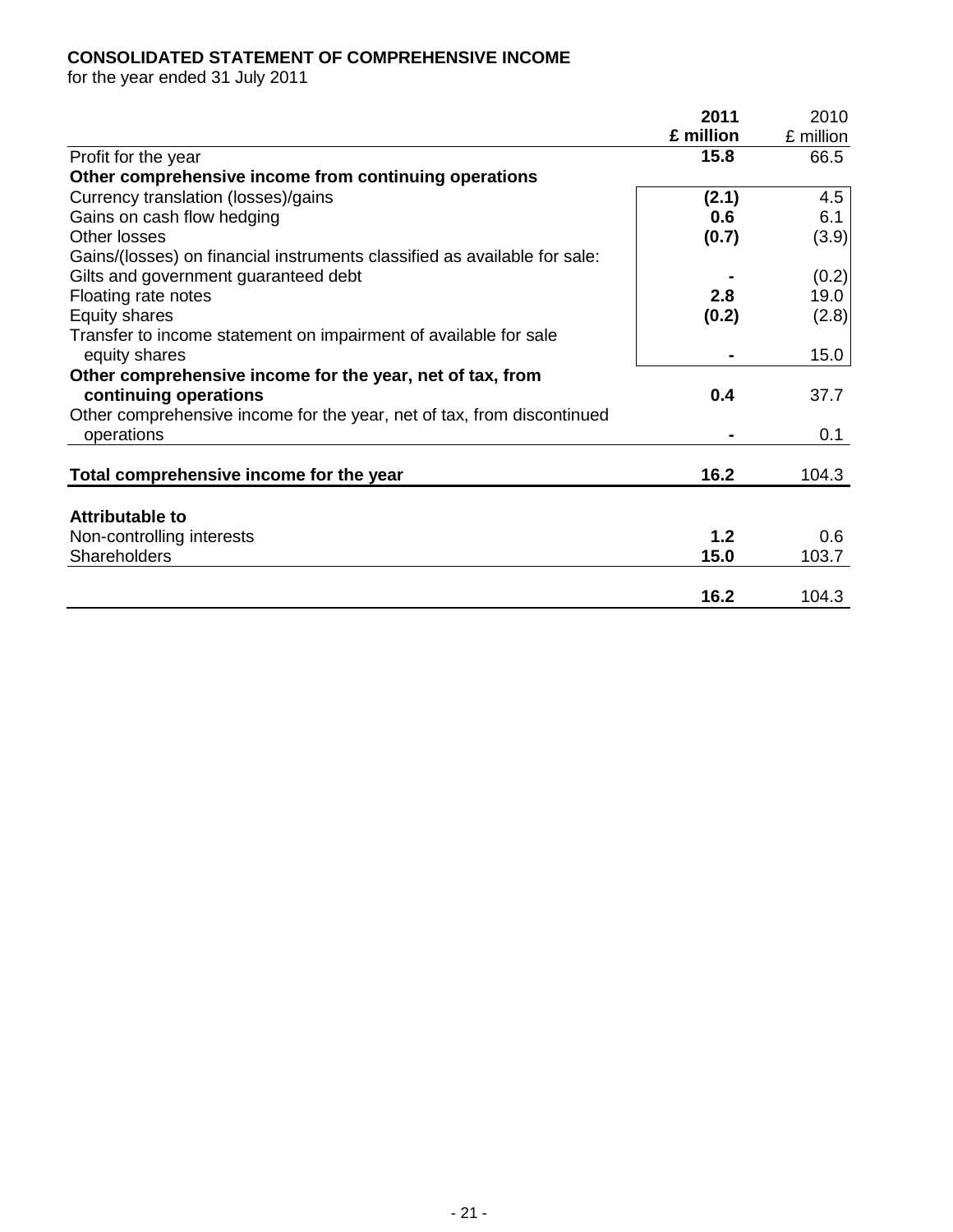**CONSOLIDATED STATEMENT OF COMPREHENSIVE INCOME**
for the year ended 31 July 2011

| | **2011 £ million** | 2010 £ million |
|---|---|---|
| Profit for the year | **15.8** | 66.5 |
| **Other comprehensive income from continuing operations** | | |
| Currency translation (losses)/gains | **(2.1)** | 4.5 |
| Gains on cash flow hedging | **0.6** | 6.1 |
| Other losses | **(0.7)** | (3.9) |
| Gains/(losses) on financial instruments classified as available for sale: | | |
| Gilts and government guaranteed debt | **-** | (0.2) |
| Floating rate notes | **2.8** | 19.0 |
| Equity shares | **(0.2)** | (2.8) |
| Transfer to income statement on impairment of available for sale equity shares | **-** | 15.0 |
| **Other comprehensive income for the year, net of tax, from continuing operations** | **0.4** | 37.7 |
| Other comprehensive income for the year, net of tax, from discontinued operations | **-** | 0.1 |
| **Total comprehensive income for the year** | **16.2** | 104.3 |
| **Attributable to** | | |
| Non-controlling interests | **1.2** | 0.6 |
| Shareholders | **15.0** | 103.7 |
| | **16.2** | 104.3 |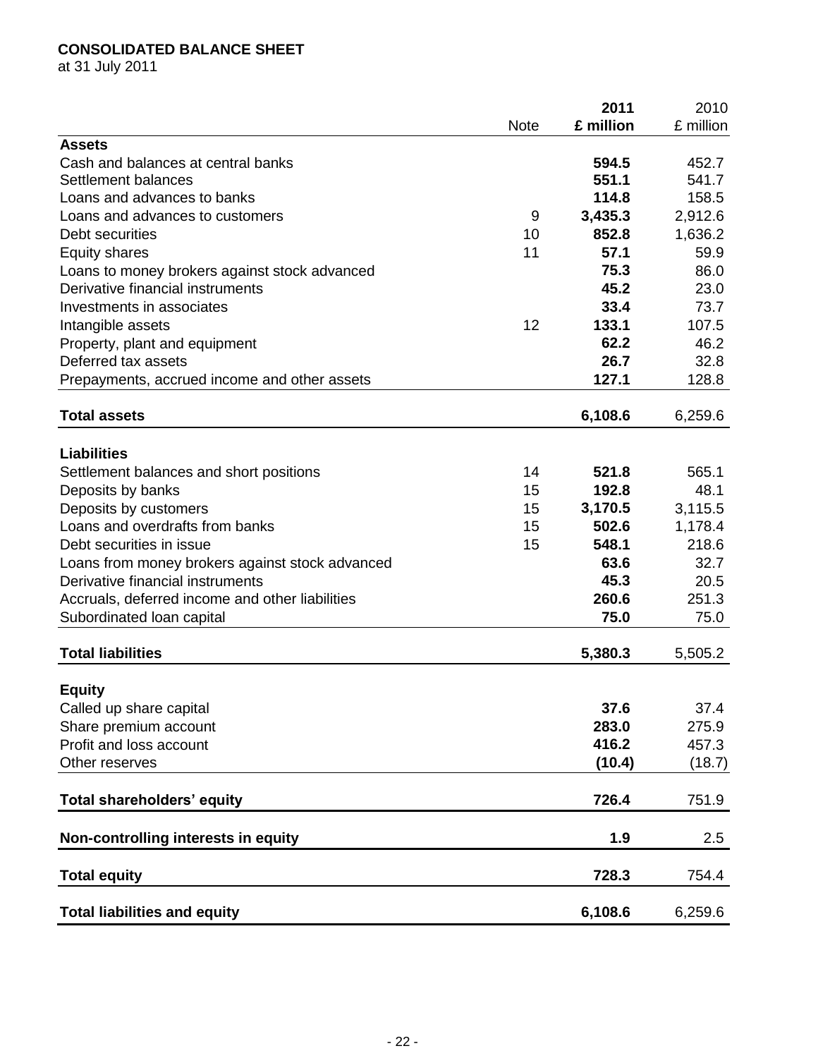**CONSOLIDATED BALANCE SHEET**
at 31 July 2011

| | Note | **2011 £ million** | 2010 £ million |
|---|---|---|---|
| **Assets** | | | |
| Cash and balances at central banks | | **594.5** | 452.7 |
| Settlement balances | | **551.1** | 541.7 |
| Loans and advances to banks | | **114.8** | 158.5 |
| Loans and advances to customers | 9 | **3,435.3** | 2,912.6 |
| Debt securities | 10 | **852.8** | 1,636.2 |
| Equity shares | 11 | **57.1** | 59.9 |
| Loans to money brokers against stock advanced | | **75.3** | 86.0 |
| Derivative financial instruments | | **45.2** | 23.0 |
| Investments in associates | | **33.4** | 73.7 |
| Intangible assets | 12 | **133.1** | 107.5 |
| Property, plant and equipment | | **62.2** | 46.2 |
| Deferred tax assets | | **26.7** | 32.8 |
| Prepayments, accrued income and other assets | | **127.1** | 128.8 |
| **Total assets** | | **6,108.6** | 6,259.6 |
| **Liabilities** | | | |
| Settlement balances and short positions | 14 | **521.8** | 565.1 |
| Deposits by banks | 15 | **192.8** | 48.1 |
| Deposits by customers | 15 | **3,170.5** | 3,115.5 |
| Loans and overdrafts from banks | 15 | **502.6** | 1,178.4 |
| Debt securities in issue | 15 | **548.1** | 218.6 |
| Loans from money brokers against stock advanced | | **63.6** | 32.7 |
| Derivative financial instruments | | **45.3** | 20.5 |
| Accruals, deferred income and other liabilities | | **260.6** | 251.3 |
| Subordinated loan capital | | **75.0** | 75.0 |
| **Total liabilities** | | **5,380.3** | 5,505.2 |
| **Equity** | | | |
| Called up share capital | | **37.6** | 37.4 |
| Share premium account | | **283.0** | 275.9 |
| Profit and loss account | | **416.2** | 457.3 |
| Other reserves | | **(10.4)** | (18.7) |
| **Total shareholders' equity** | | **726.4** | 751.9 |
| **Non-controlling interests in equity** | | **1.9** | 2.5 |
| **Total equity** | | **728.3** | 754.4 |
| **Total liabilities and equity** | | **6,108.6** | 6,259.6 |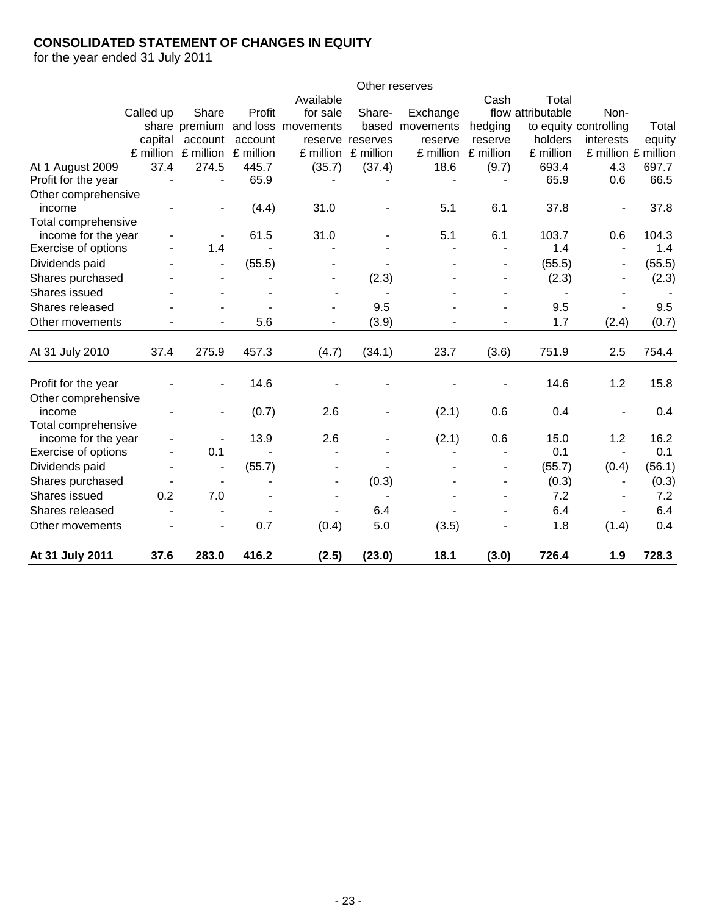**CONSOLIDATED STATEMENT OF CHANGES IN EQUITY**
for the year ended 31 July 2011

| | | | | Other reserves | | | | | | |
|---|---|---|---|---|---|---|---|---|---|---|
| | Called up share capital £ million | Share premium account £ million | Profit and loss account £ million | Available for sale movements reserve £ million | Share-based reserves £ million | Exchange movements reserve £ million | Cash flow hedging reserve £ million | Total attributable to equity holders £ million | Non-controlling interests £ million | Total equity £ million |
| At 1 August 2009 | 37.4 | 274.5 | 445.7 | (35.7) | (37.4) | 18.6 | (9.7) | 693.4 | 4.3 | 697.7 |
| Profit for the year | - | - | 65.9 | - | - | - | - | 65.9 | 0.6 | 66.5 |
| Other comprehensive income | - | - | (4.4) | 31.0 | - | 5.1 | 6.1 | 37.8 | - | 37.8 |
| Total comprehensive income for the year | - | - | 61.5 | 31.0 | - | 5.1 | 6.1 | 103.7 | 0.6 | 104.3 |
| Exercise of options | - | 1.4 | - | - | - | - | - | 1.4 | - | 1.4 |
| Dividends paid | - | - | (55.5) | - | - | - | - | (55.5) | - | (55.5) |
| Shares purchased | - | - | - | - | (2.3) | - | - | (2.3) | - | (2.3) |
| Shares issued | - | - | - | - | - | - | - | - | - | - |
| Shares released | - | - | - | - | 9.5 | - | - | 9.5 | - | 9.5 |
| Other movements | - | - | 5.6 | - | (3.9) | - | - | 1.7 | (2.4) | (0.7) |
| At 31 July 2010 | 37.4 | 275.9 | 457.3 | (4.7) | (34.1) | 23.7 | (3.6) | 751.9 | 2.5 | 754.4 |
| Profit for the year | - | - | 14.6 | - | - | - | - | 14.6 | 1.2 | 15.8 |
| Other comprehensive income | - | - | (0.7) | 2.6 | - | (2.1) | 0.6 | 0.4 | - | 0.4 |
| Total comprehensive income for the year | - | - | 13.9 | 2.6 | - | (2.1) | 0.6 | 15.0 | 1.2 | 16.2 |
| Exercise of options | - | 0.1 | - | - | - | - | - | 0.1 | - | 0.1 |
| Dividends paid | - | - | (55.7) | - | - | - | - | (55.7) | (0.4) | (56.1) |
| Shares purchased | - | - | - | - | (0.3) | - | - | (0.3) | - | (0.3) |
| Shares issued | 0.2 | 7.0 | - | - | - | - | - | 7.2 | - | 7.2 |
| Shares released | - | - | - | - | 6.4 | - | - | 6.4 | - | 6.4 |
| Other movements | - | - | 0.7 | (0.4) | 5.0 | (3.5) | - | 1.8 | (1.4) | 0.4 |
| **At 31 July 2011** | **37.6** | **283.0** | **416.2** | **(2.5)** | **(23.0)** | **18.1** | **(3.0)** | **726.4** | **1.9** | **728.3** |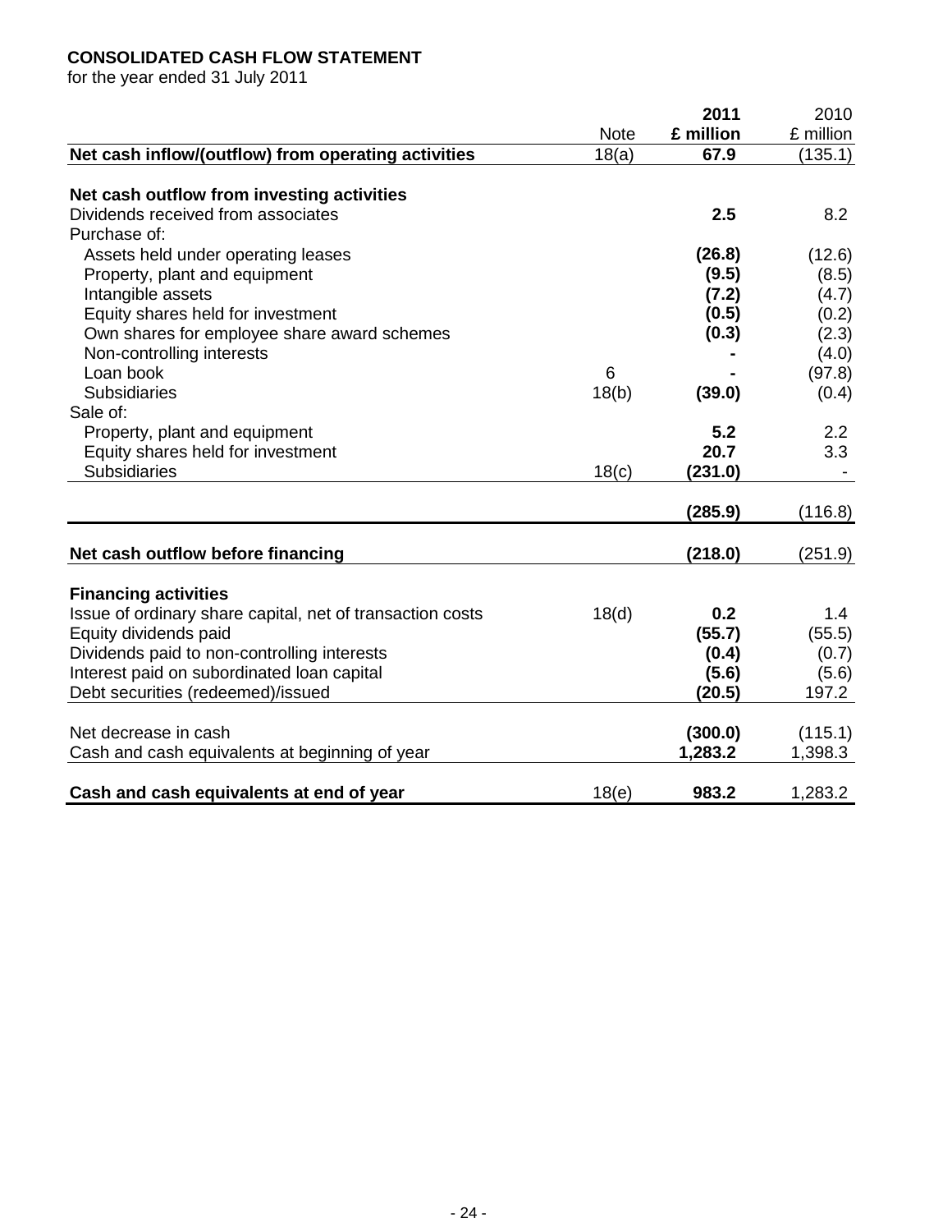**CONSOLIDATED CASH FLOW STATEMENT**
for the year ended 31 July 2011

| | Note | **2011 £ million** | 2010 £ million |
|---|---|---|---|
| **Net cash inflow/(outflow) from operating activities** | 18(a) | **67.9** | (135.1) |
| | | | |
| **Net cash outflow from investing activities** | | | |
| Dividends received from associates | | **2.5** | 8.2 |
| Purchase of: | | | |
| Assets held under operating leases | | **(26.8)** | (12.6) |
| Property, plant and equipment | | **(9.5)** | (8.5) |
| Intangible assets | | **(7.2)** | (4.7) |
| Equity shares held for investment | | **(0.5)** | (0.2) |
| Own shares for employee share award schemes | | **(0.3)** | (2.3) |
| Non-controlling interests | | **-** | (4.0) |
| Loan book | 6 | **-** | (97.8) |
| Subsidiaries | 18(b) | **(39.0)** | (0.4) |
| Sale of: | | | |
| Property, plant and equipment | | **5.2** | 2.2 |
| Equity shares held for investment | | **20.7** | 3.3 |
| Subsidiaries | 18(c) | **(231.0)** | - |
| | | **(285.9)** | (116.8) |
| | | | |
| **Net cash outflow before financing** | | **(218.0)** | (251.9) |
| | | | |
| **Financing activities** | | | |
| Issue of ordinary share capital, net of transaction costs | 18(d) | **0.2** | 1.4 |
| Equity dividends paid | | **(55.7)** | (55.5) |
| Dividends paid to non-controlling interests | | **(0.4)** | (0.7) |
| Interest paid on subordinated loan capital | | **(5.6)** | (5.6) |
| Debt securities (redeemed)/issued | | **(20.5)** | 197.2 |
| | | | |
| Net decrease in cash | | **(300.0)** | (115.1) |
| Cash and cash equivalents at beginning of year | | **1,283.2** | 1,398.3 |
| | | | |
| **Cash and cash equivalents at end of year** | 18(e) | **983.2** | 1,283.2 |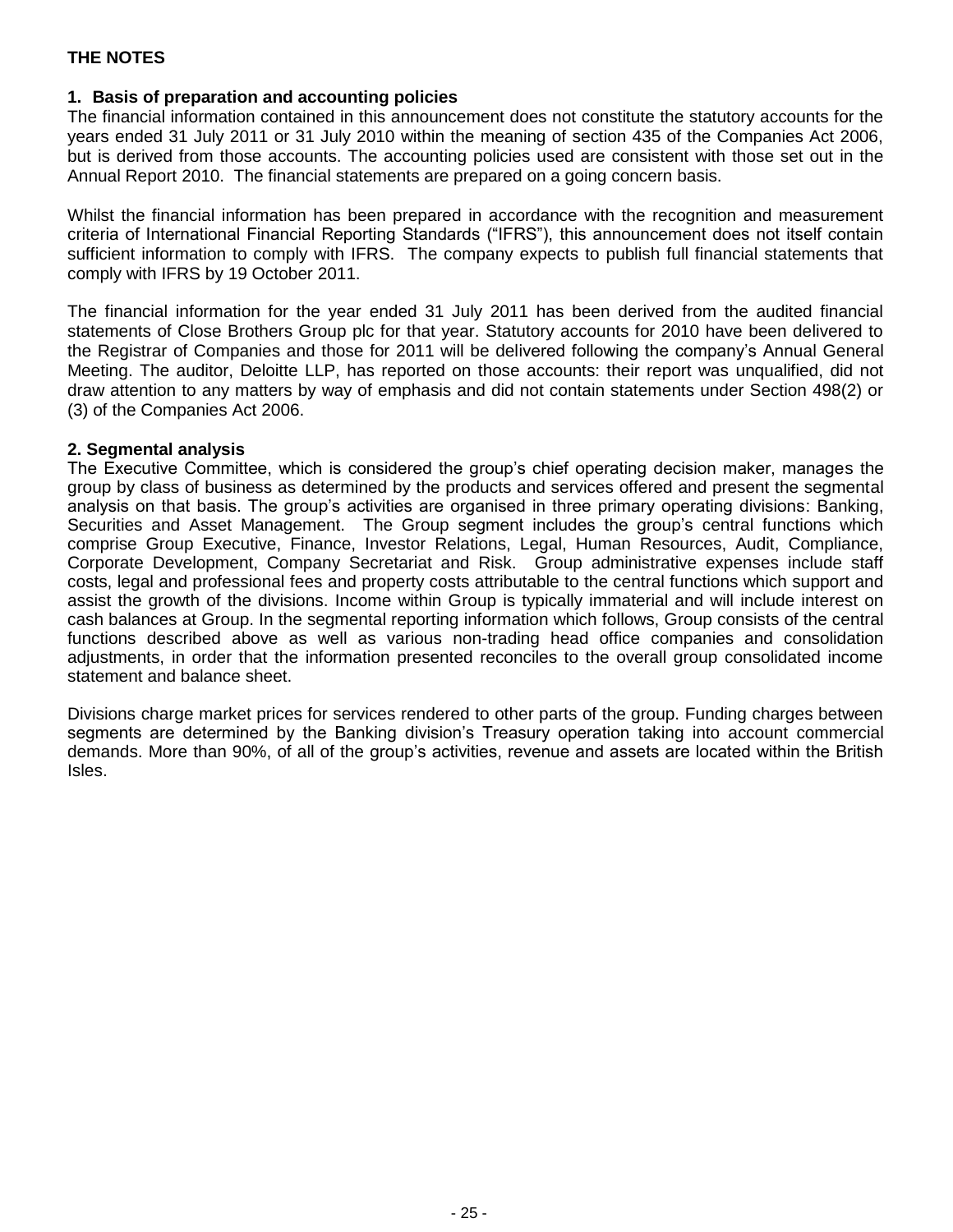# THE NOTES

## 1. Basis of preparation and accounting policies

The financial information contained in this announcement does not constitute the statutory accounts for the years ended 31 July 2011 or 31 July 2010 within the meaning of section 435 of the Companies Act 2006, but is derived from those accounts. The accounting policies used are consistent with those set out in the Annual Report 2010. The financial statements are prepared on a going concern basis.

Whilst the financial information has been prepared in accordance with the recognition and measurement criteria of International Financial Reporting Standards ("IFRS"), this announcement does not itself contain sufficient information to comply with IFRS. The company expects to publish full financial statements that comply with IFRS by 19 October 2011.

The financial information for the year ended 31 July 2011 has been derived from the audited financial statements of Close Brothers Group plc for that year. Statutory accounts for 2010 have been delivered to the Registrar of Companies and those for 2011 will be delivered following the company's Annual General Meeting. The auditor, Deloitte LLP, has reported on those accounts: their report was unqualified, did not draw attention to any matters by way of emphasis and did not contain statements under Section 498(2) or (3) of the Companies Act 2006.

## 2. Segmental analysis

The Executive Committee, which is considered the group's chief operating decision maker, manages the group by class of business as determined by the products and services offered and present the segmental analysis on that basis. The group's activities are organised in three primary operating divisions: Banking, Securities and Asset Management. The Group segment includes the group's central functions which comprise Group Executive, Finance, Investor Relations, Legal, Human Resources, Audit, Compliance, Corporate Development, Company Secretariat and Risk. Group administrative expenses include staff costs, legal and professional fees and property costs attributable to the central functions which support and assist the growth of the divisions. Income within Group is typically immaterial and will include interest on cash balances at Group. In the segmental reporting information which follows, Group consists of the central functions described above as well as various non-trading head office companies and consolidation adjustments, in order that the information presented reconciles to the overall group consolidated income statement and balance sheet.

Divisions charge market prices for services rendered to other parts of the group. Funding charges between segments are determined by the Banking division's Treasury operation taking into account commercial demands. More than 90%, of all of the group's activities, revenue and assets are located within the British Isles.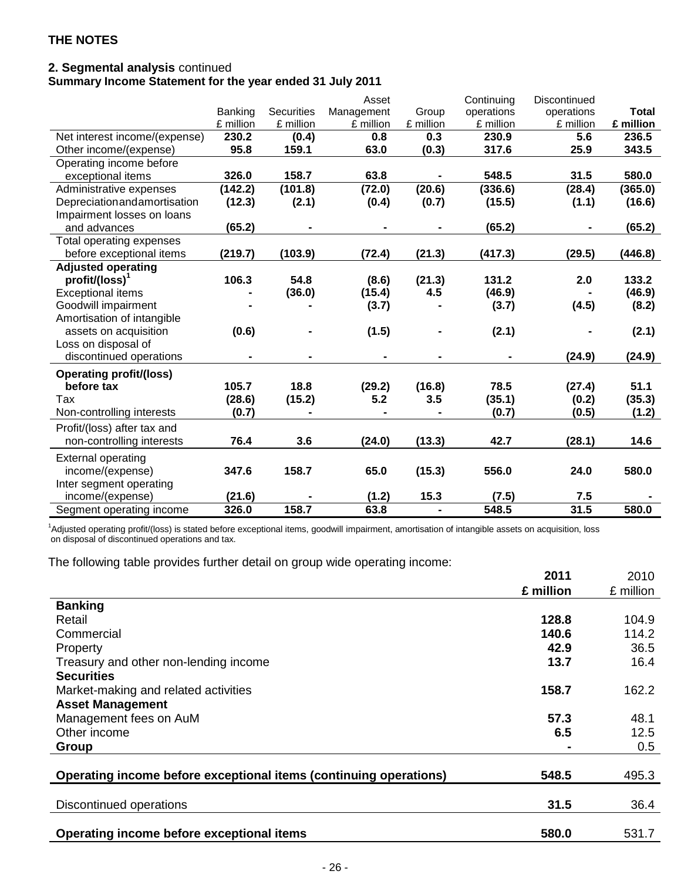## THE NOTES

**2. Segmental analysis** continued

**Summary Income Statement for the year ended 31 July 2011**

| | Banking £ million | Securities £ million | Asset Management £ million | Group £ million | Continuing operations £ million | Discontinued operations £ million | **Total £ million** |
|---|---|---|---|---|---|---|---|
| Net interest income/(expense) | **230.2** | **(0.4)** | **0.8** | **0.3** | **230.9** | **5.6** | **236.5** |
| Other income/(expense) | **95.8** | **159.1** | **63.0** | **(0.3)** | **317.6** | **25.9** | **343.5** |
| Operating income before exceptional items | **326.0** | **158.7** | **63.8** | **-** | **548.5** | **31.5** | **580.0** |
| Administrative expenses | **(142.2)** | **(101.8)** | **(72.0)** | **(20.6)** | **(336.6)** | **(28.4)** | **(365.0)** |
| Depreciation and amortisation | **(12.3)** | **(2.1)** | **(0.4)** | **(0.7)** | **(15.5)** | **(1.1)** | **(16.6)** |
| Impairment losses on loans and advances | **(65.2)** | **-** | **-** | **-** | **(65.2)** | **-** | **(65.2)** |
| Total operating expenses before exceptional items | **(219.7)** | **(103.9)** | **(72.4)** | **(21.3)** | **(417.3)** | **(29.5)** | **(446.8)** |
| **Adjusted operating profit/(loss)[1]** | **106.3** | **54.8** | **(8.6)** | **(21.3)** | **131.2** | **2.0** | **133.2** |
| Exceptional items | **-** | **(36.0)** | **(15.4)** | **4.5** | **(46.9)** | **-** | **(46.9)** |
| Goodwill impairment | **-** | **-** | **(3.7)** | **-** | **(3.7)** | **(4.5)** | **(8.2)** |
| Amortisation of intangible assets on acquisition | **(0.6)** | **-** | **(1.5)** | **-** | **(2.1)** | **-** | **(2.1)** |
| Loss on disposal of discontinued operations | **-** | **-** | **-** | **-** | **-** | **(24.9)** | **(24.9)** |
| **Operating profit/(loss) before tax** | **105.7** | **18.8** | **(29.2)** | **(16.8)** | **78.5** | **(27.4)** | **51.1** |
| Tax | **(28.6)** | **(15.2)** | **5.2** | **3.5** | **(35.1)** | **(0.2)** | **(35.3)** |
| Non-controlling interests | **(0.7)** | **-** | **-** | **-** | **(0.7)** | **(0.5)** | **(1.2)** |
| Profit/(loss) after tax and non-controlling interests | **76.4** | **3.6** | **(24.0)** | **(13.3)** | **42.7** | **(28.1)** | **14.6** |
| External operating income/(expense) | **347.6** | **158.7** | **65.0** | **(15.3)** | **556.0** | **24.0** | **580.0** |
| Inter segment operating income/(expense) | **(21.6)** | **-** | **(1.2)** | **15.3** | **(7.5)** | **7.5** | **-** |
| Segment operating income | **326.0** | **158.7** | **63.8** | **-** | **548.5** | **31.5** | **580.0** |

[1]Adjusted operating profit/(loss) is stated before exceptional items, goodwill impairment, amortisation of intangible assets on acquisition, loss on disposal of discontinued operations and tax.

The following table provides further detail on group wide operating income:

| | **2011 £ million** | 2010 £ million |
|---|---|---|
| **Banking** | | |
| Retail | **128.8** | 104.9 |
| Commercial | **140.6** | 114.2 |
| Property | **42.9** | 36.5 |
| Treasury and other non-lending income | **13.7** | 16.4 |
| **Securities** | | |
| Market-making and related activities | **158.7** | 162.2 |
| **Asset Management** | | |
| Management fees on AuM | **57.3** | 48.1 |
| Other income | **6.5** | 12.5 |
| **Group** | **-** | 0.5 |
| **Operating income before exceptional items (continuing operations)** | **548.5** | 495.3 |
| Discontinued operations | **31.5** | 36.4 |
| **Operating income before exceptional items** | **580.0** | 531.7 |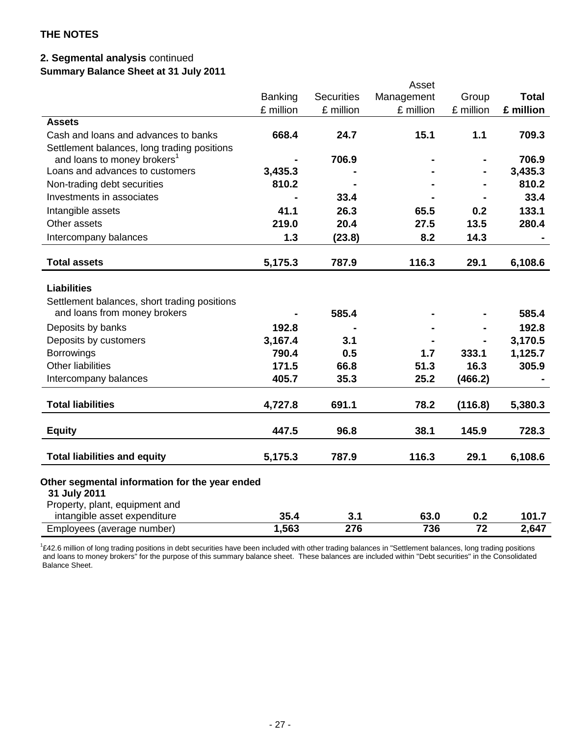**THE NOTES**

**2. Segmental analysis** continued

**Summary Balance Sheet at 31 July 2011**

| | Banking | Securities | Asset Management | Group | **Total** |
|---|---|---|---|---|---|
| | £ million | £ million | £ million | £ million | **£ million** |
| **Assets** | | | | | |
| Cash and loans and advances to banks | **668.4** | **24.7** | **15.1** | **1.1** | **709.3** |
| Settlement balances, long trading positions and loans to money brokers[1] | **-** | **706.9** | **-** | **-** | **706.9** |
| Loans and advances to customers | **3,435.3** | **-** | **-** | **-** | **3,435.3** |
| Non-trading debt securities | **810.2** | **-** | **-** | **-** | **810.2** |
| Investments in associates | **-** | **33.4** | **-** | **-** | **33.4** |
| Intangible assets | **41.1** | **26.3** | **65.5** | **0.2** | **133.1** |
| Other assets | **219.0** | **20.4** | **27.5** | **13.5** | **280.4** |
| Intercompany balances | **1.3** | **(23.8)** | **8.2** | **14.3** | **-** |
| **Total assets** | **5,175.3** | **787.9** | **116.3** | **29.1** | **6,108.6** |
| **Liabilities** | | | | | |
| Settlement balances, short trading positions and loans from money brokers | **-** | **585.4** | **-** | **-** | **585.4** |
| Deposits by banks | **192.8** | **-** | **-** | **-** | **192.8** |
| Deposits by customers | **3,167.4** | **3.1** | **-** | **-** | **3,170.5** |
| Borrowings | **790.4** | **0.5** | **1.7** | **333.1** | **1,125.7** |
| Other liabilities | **171.5** | **66.8** | **51.3** | **16.3** | **305.9** |
| Intercompany balances | **405.7** | **35.3** | **25.2** | **(466.2)** | **-** |
| **Total liabilities** | **4,727.8** | **691.1** | **78.2** | **(116.8)** | **5,380.3** |
| **Equity** | **447.5** | **96.8** | **38.1** | **145.9** | **728.3** |
| **Total liabilities and equity** | **5,175.3** | **787.9** | **116.3** | **29.1** | **6,108.6** |
| **Other segmental information for the year ended 31 July 2011** | | | | | |
| Property, plant, equipment and intangible asset expenditure | **35.4** | **3.1** | **63.0** | **0.2** | **101.7** |
| Employees (average number) | **1,563** | **276** | **736** | **72** | **2,647** |

[1]£42.6 million of long trading positions in debt securities have been included with other trading balances in "Settlement balances, long trading positions and loans to money brokers" for the purpose of this summary balance sheet. These balances are included within "Debt securities" in the Consolidated Balance Sheet.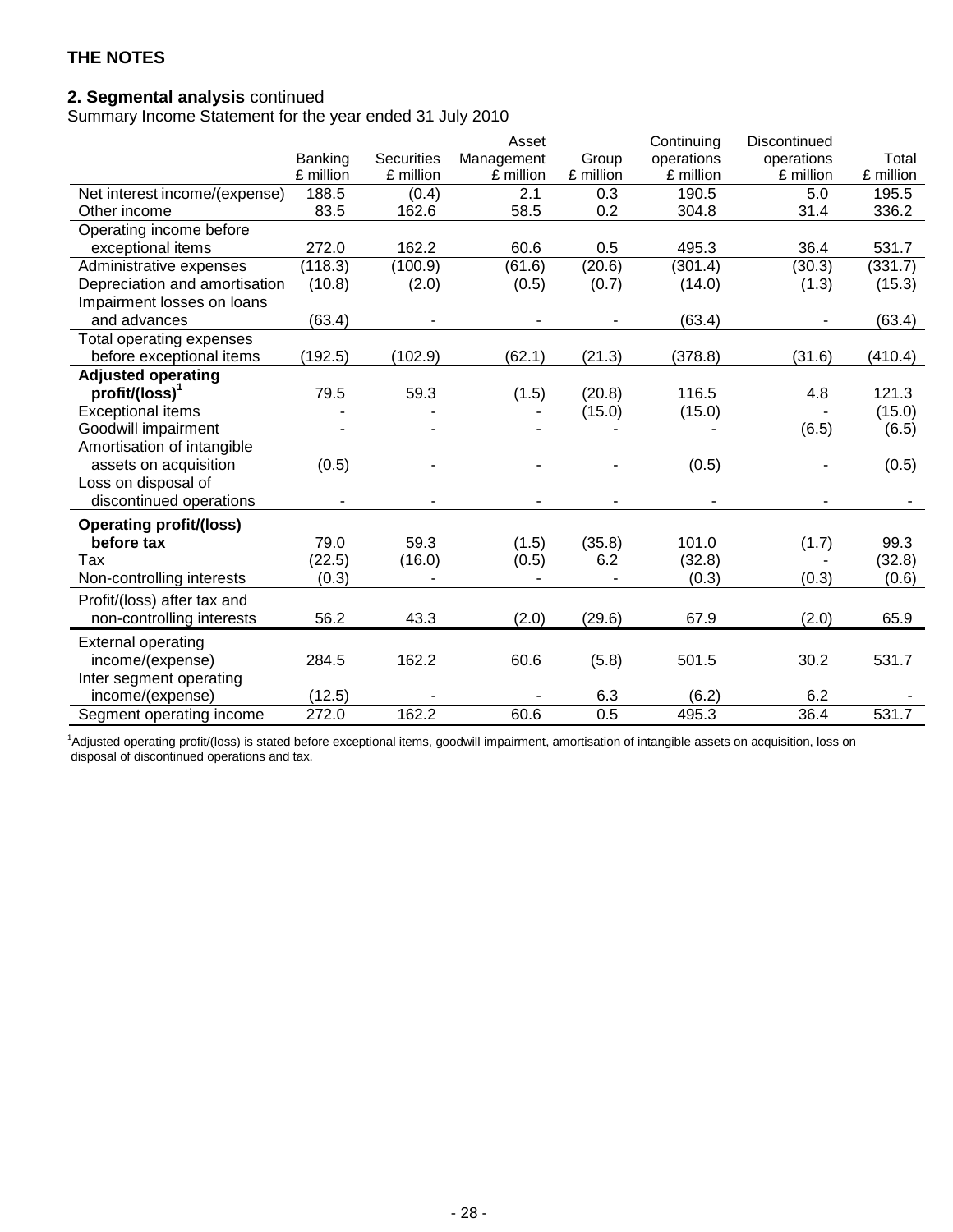**THE NOTES**

**2. Segmental analysis** continued

Summary Income Statement for the year ended 31 July 2010

| | Banking £ million | Securities £ million | Asset Management £ million | Group £ million | Continuing operations £ million | Discontinued operations £ million | Total £ million |
|---|---|---|---|---|---|---|---|
| Net interest income/(expense) | 188.5 | (0.4) | 2.1 | 0.3 | 190.5 | 5.0 | 195.5 |
| Other income | 83.5 | 162.6 | 58.5 | 0.2 | 304.8 | 31.4 | 336.2 |
| Operating income before exceptional items | 272.0 | 162.2 | 60.6 | 0.5 | 495.3 | 36.4 | 531.7 |
| Administrative expenses | (118.3) | (100.9) | (61.6) | (20.6) | (301.4) | (30.3) | (331.7) |
| Depreciation and amortisation | (10.8) | (2.0) | (0.5) | (0.7) | (14.0) | (1.3) | (15.3) |
| Impairment losses on loans and advances | (63.4) | - | - | - | (63.4) | - | (63.4) |
| Total operating expenses before exceptional items | (192.5) | (102.9) | (62.1) | (21.3) | (378.8) | (31.6) | (410.4) |
| **Adjusted operating profit/(loss)[1]** | 79.5 | 59.3 | (1.5) | (20.8) | 116.5 | 4.8 | 121.3 |
| Exceptional items | - | - | - | (15.0) | (15.0) | - | (15.0) |
| Goodwill impairment | - | - | - | - | - | (6.5) | (6.5) |
| Amortisation of intangible assets on acquisition | (0.5) | - | - | - | (0.5) | - | (0.5) |
| Loss on disposal of discontinued operations | - | - | - | - | - | - | - |
| **Operating profit/(loss) before tax** | 79.0 | 59.3 | (1.5) | (35.8) | 101.0 | (1.7) | 99.3 |
| Tax | (22.5) | (16.0) | (0.5) | 6.2 | (32.8) | - | (32.8) |
| Non-controlling interests | (0.3) | - | - | - | (0.3) | (0.3) | (0.6) |
| Profit/(loss) after tax and non-controlling interests | 56.2 | 43.3 | (2.0) | (29.6) | 67.9 | (2.0) | 65.9 |
| External operating income/(expense) | 284.5 | 162.2 | 60.6 | (5.8) | 501.5 | 30.2 | 531.7 |
| Inter segment operating income/(expense) | (12.5) | - | - | 6.3 | (6.2) | 6.2 | - |
| Segment operating income | 272.0 | 162.2 | 60.6 | 0.5 | 495.3 | 36.4 | 531.7 |

[1]Adjusted operating profit/(loss) is stated before exceptional items, goodwill impairment, amortisation of intangible assets on acquisition, loss on disposal of discontinued operations and tax.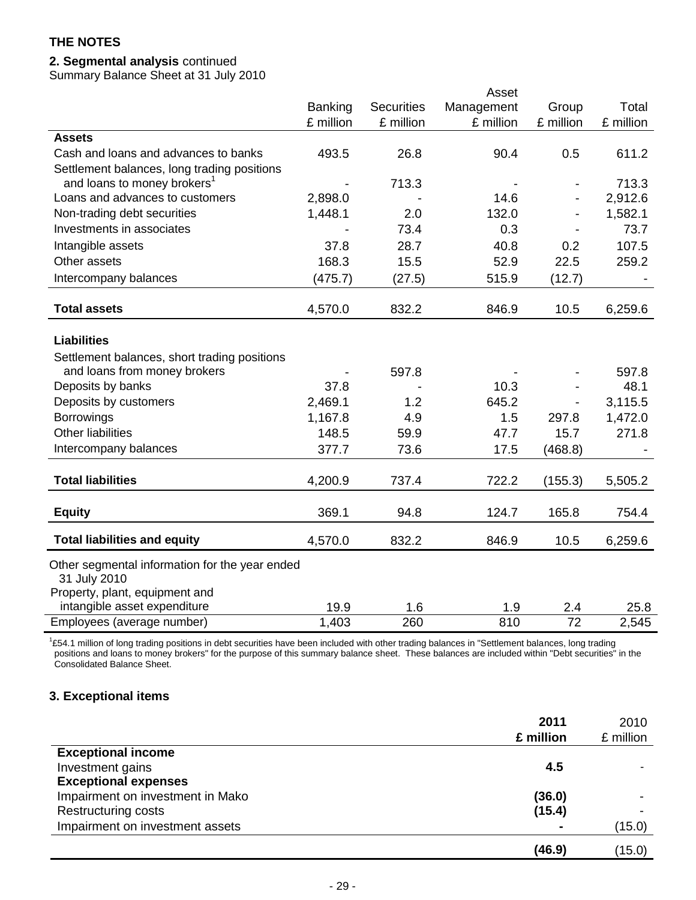## THE NOTES

### 2. Segmental analysis continued

Summary Balance Sheet at 31 July 2010

| | Banking £ million | Securities £ million | Asset Management £ million | Group £ million | Total £ million |
|---|---|---|---|---|---|
| **Assets** | | | | | |
| Cash and loans and advances to banks | 493.5 | 26.8 | 90.4 | 0.5 | 611.2 |
| Settlement balances, long trading positions and loans to money brokers[1] | - | 713.3 | - | - | 713.3 |
| Loans and advances to customers | 2,898.0 | - | 14.6 | - | 2,912.6 |
| Non-trading debt securities | 1,448.1 | 2.0 | 132.0 | - | 1,582.1 |
| Investments in associates | - | 73.4 | 0.3 | - | 73.7 |
| Intangible assets | 37.8 | 28.7 | 40.8 | 0.2 | 107.5 |
| Other assets | 168.3 | 15.5 | 52.9 | 22.5 | 259.2 |
| Intercompany balances | (475.7) | (27.5) | 515.9 | (12.7) | - |
| **Total assets** | 4,570.0 | 832.2 | 846.9 | 10.5 | 6,259.6 |
| **Liabilities** | | | | | |
| Settlement balances, short trading positions and loans from money brokers | - | 597.8 | - | - | 597.8 |
| Deposits by banks | 37.8 | - | 10.3 | - | 48.1 |
| Deposits by customers | 2,469.1 | 1.2 | 645.2 | - | 3,115.5 |
| Borrowings | 1,167.8 | 4.9 | 1.5 | 297.8 | 1,472.0 |
| Other liabilities | 148.5 | 59.9 | 47.7 | 15.7 | 271.8 |
| Intercompany balances | 377.7 | 73.6 | 17.5 | (468.8) | - |
| **Total liabilities** | 4,200.9 | 737.4 | 722.2 | (155.3) | 5,505.2 |
| **Equity** | 369.1 | 94.8 | 124.7 | 165.8 | 754.4 |
| **Total liabilities and equity** | 4,570.0 | 832.2 | 846.9 | 10.5 | 6,259.6 |
| Other segmental information for the year ended 31 July 2010 | | | | | |
| Property, plant, equipment and intangible asset expenditure | 19.9 | 1.6 | 1.9 | 2.4 | 25.8 |
| Employees (average number) | 1,403 | 260 | 810 | 72 | 2,545 |

[1]£54.1 million of long trading positions in debt securities have been included with other trading balances in "Settlement balances, long trading positions and loans to money brokers" for the purpose of this summary balance sheet. These balances are included within "Debt securities" in the Consolidated Balance Sheet.

### 3. Exceptional items

| | **2011 £ million** | 2010 £ million |
|---|---|---|
| **Exceptional income** | | |
| Investment gains | **4.5** | - |
| **Exceptional expenses** | | |
| Impairment on investment in Mako | **(36.0)** | - |
| Restructuring costs | **(15.4)** | - |
| Impairment on investment assets | **-** | (15.0) |
| | **(46.9)** | (15.0) |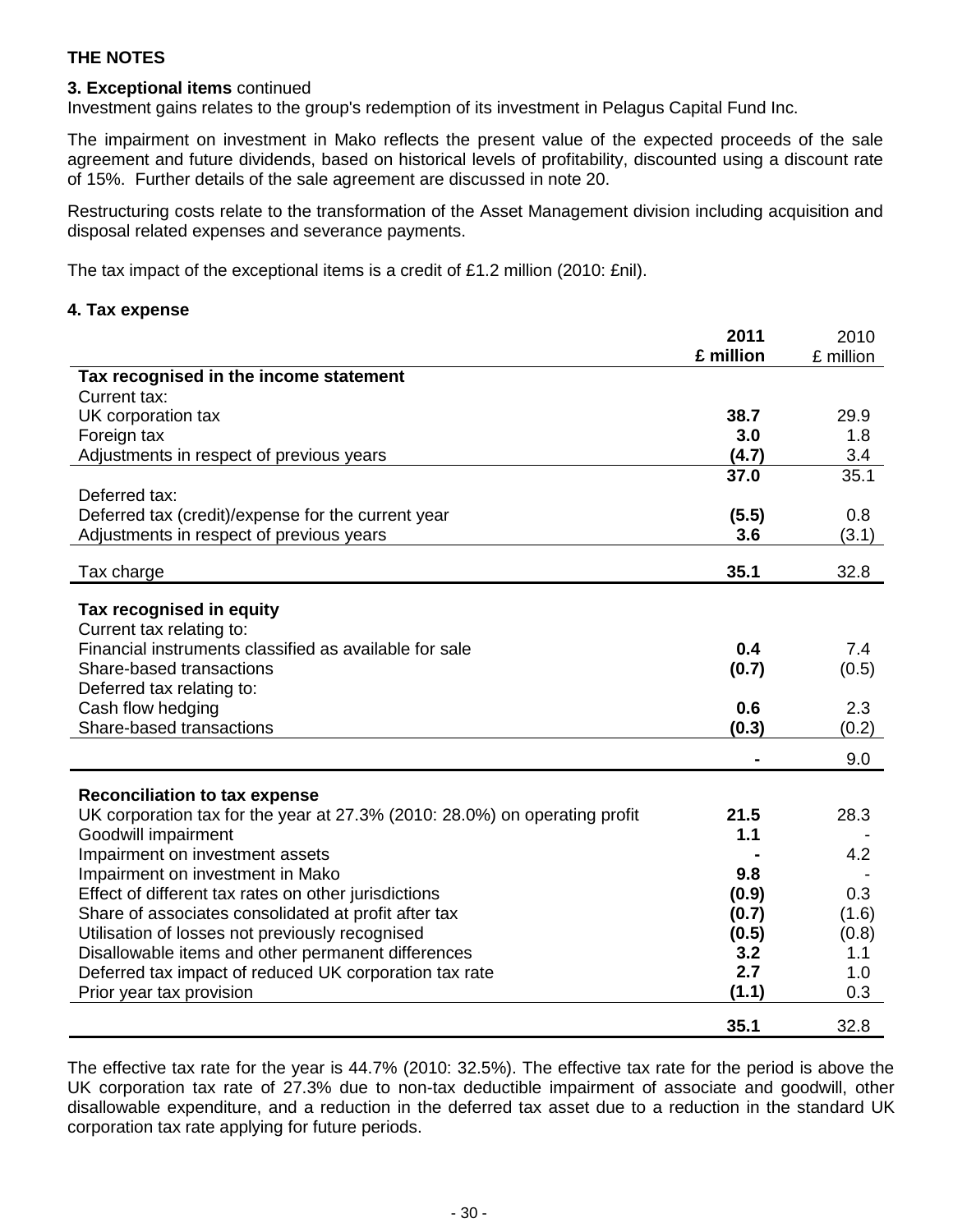**THE NOTES**

**3. Exceptional items** continued

Investment gains relates to the group's redemption of its investment in Pelagus Capital Fund Inc.

The impairment on investment in Mako reflects the present value of the expected proceeds of the sale agreement and future dividends, based on historical levels of profitability, discounted using a discount rate of 15%. Further details of the sale agreement are discussed in note 20.

Restructuring costs relate to the transformation of the Asset Management division including acquisition and disposal related expenses and severance payments.

The tax impact of the exceptional items is a credit of £1.2 million (2010: £nil).

**4. Tax expense**

| | **2011 £ million** | 2010 £ million |
|---|---|---|
| **Tax recognised in the income statement** | | |
| Current tax: | | |
| UK corporation tax | **38.7** | 29.9 |
| Foreign tax | **3.0** | 1.8 |
| Adjustments in respect of previous years | **(4.7)** | 3.4 |
| | **37.0** | 35.1 |
| Deferred tax: | | |
| Deferred tax (credit)/expense for the current year | **(5.5)** | 0.8 |
| Adjustments in respect of previous years | **3.6** | (3.1) |
| Tax charge | **35.1** | 32.8 |
| **Tax recognised in equity** | | |
| Current tax relating to: | | |
| Financial instruments classified as available for sale | **0.4** | 7.4 |
| Share-based transactions | **(0.7)** | (0.5) |
| Deferred tax relating to: | | |
| Cash flow hedging | **0.6** | 2.3 |
| Share-based transactions | **(0.3)** | (0.2) |
| | **-** | 9.0 |
| **Reconciliation to tax expense** | | |
| UK corporation tax for the year at 27.3% (2010: 28.0%) on operating profit | **21.5** | 28.3 |
| Goodwill impairment | **1.1** | - |
| Impairment on investment assets | **-** | 4.2 |
| Impairment on investment in Mako | **9.8** | - |
| Effect of different tax rates on other jurisdictions | **(0.9)** | 0.3 |
| Share of associates consolidated at profit after tax | **(0.7)** | (1.6) |
| Utilisation of losses not previously recognised | **(0.5)** | (0.8) |
| Disallowable items and other permanent differences | **3.2** | 1.1 |
| Deferred tax impact of reduced UK corporation tax rate | **2.7** | 1.0 |
| Prior year tax provision | **(1.1)** | 0.3 |
| | **35.1** | 32.8 |

The effective tax rate for the year is 44.7% (2010: 32.5%). The effective tax rate for the period is above the UK corporation tax rate of 27.3% due to non-tax deductible impairment of associate and goodwill, other disallowable expenditure, and a reduction in the deferred tax asset due to a reduction in the standard UK corporation tax rate applying for future periods.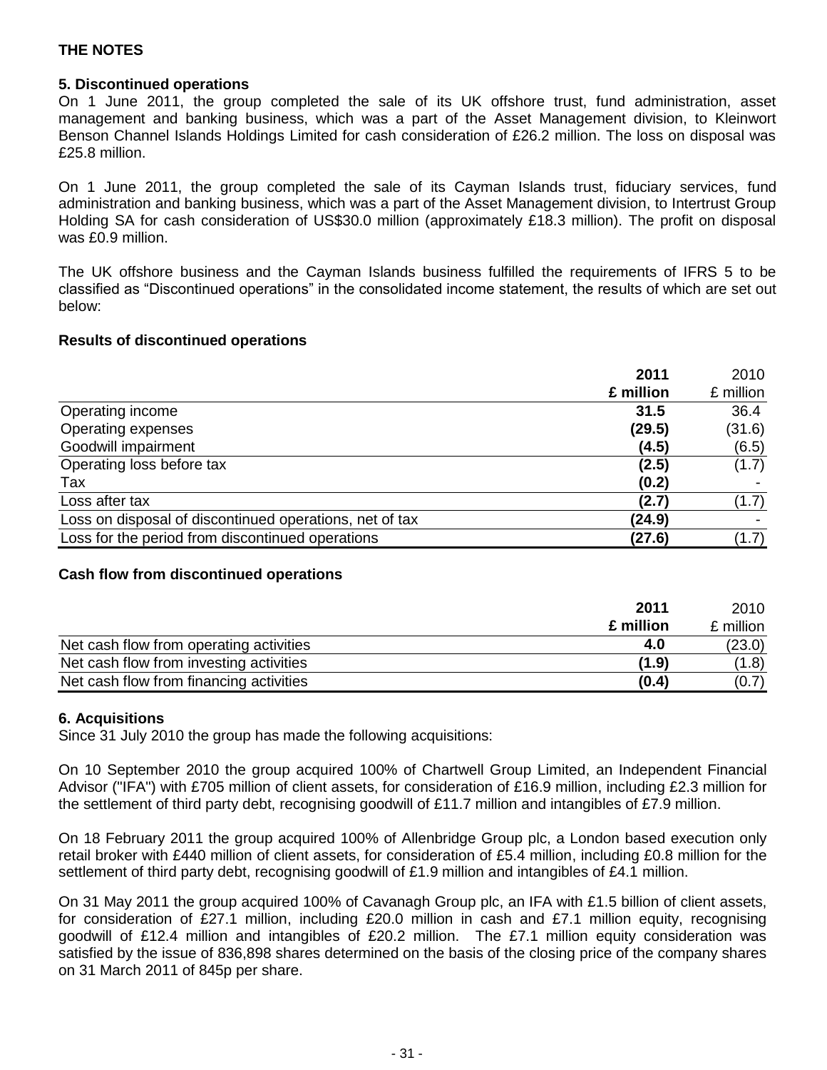## THE NOTES

### 5. Discontinued operations

On 1 June 2011, the group completed the sale of its UK offshore trust, fund administration, asset management and banking business, which was a part of the Asset Management division, to Kleinwort Benson Channel Islands Holdings Limited for cash consideration of £26.2 million. The loss on disposal was £25.8 million.

On 1 June 2011, the group completed the sale of its Cayman Islands trust, fiduciary services, fund administration and banking business, which was a part of the Asset Management division, to Intertrust Group Holding SA for cash consideration of US$30.0 million (approximately £18.3 million). The profit on disposal was £0.9 million.

The UK offshore business and the Cayman Islands business fulfilled the requirements of IFRS 5 to be classified as "Discontinued operations" in the consolidated income statement, the results of which are set out below:

**Results of discontinued operations**

| | **2011** | 2010 |
|---|---|---|
| | **£ million** | £ million |
| Operating income | **31.5** | 36.4 |
| Operating expenses | **(29.5)** | (31.6) |
| Goodwill impairment | **(4.5)** | (6.5) |
| Operating loss before tax | **(2.5)** | (1.7) |
| Tax | **(0.2)** | - |
| Loss after tax | **(2.7)** | (1.7) |
| Loss on disposal of discontinued operations, net of tax | **(24.9)** | - |
| Loss for the period from discontinued operations | **(27.6)** | (1.7) |

**Cash flow from discontinued operations**

| | **2011** | 2010 |
|---|---|---|
| | **£ million** | £ million |
| Net cash flow from operating activities | **4.0** | (23.0) |
| Net cash flow from investing activities | **(1.9)** | (1.8) |
| Net cash flow from financing activities | **(0.4)** | (0.7) |

### 6. Acquisitions

Since 31 July 2010 the group has made the following acquisitions:

On 10 September 2010 the group acquired 100% of Chartwell Group Limited, an Independent Financial Advisor ("IFA") with £705 million of client assets, for consideration of £16.9 million, including £2.3 million for the settlement of third party debt, recognising goodwill of £11.7 million and intangibles of £7.9 million.

On 18 February 2011 the group acquired 100% of Allenbridge Group plc, a London based execution only retail broker with £440 million of client assets, for consideration of £5.4 million, including £0.8 million for the settlement of third party debt, recognising goodwill of £1.9 million and intangibles of £4.1 million.

On 31 May 2011 the group acquired 100% of Cavanagh Group plc, an IFA with £1.5 billion of client assets, for consideration of £27.1 million, including £20.0 million in cash and £7.1 million equity, recognising goodwill of £12.4 million and intangibles of £20.2 million. The £7.1 million equity consideration was satisfied by the issue of 836,898 shares determined on the basis of the closing price of the company shares on 31 March 2011 of 845p per share.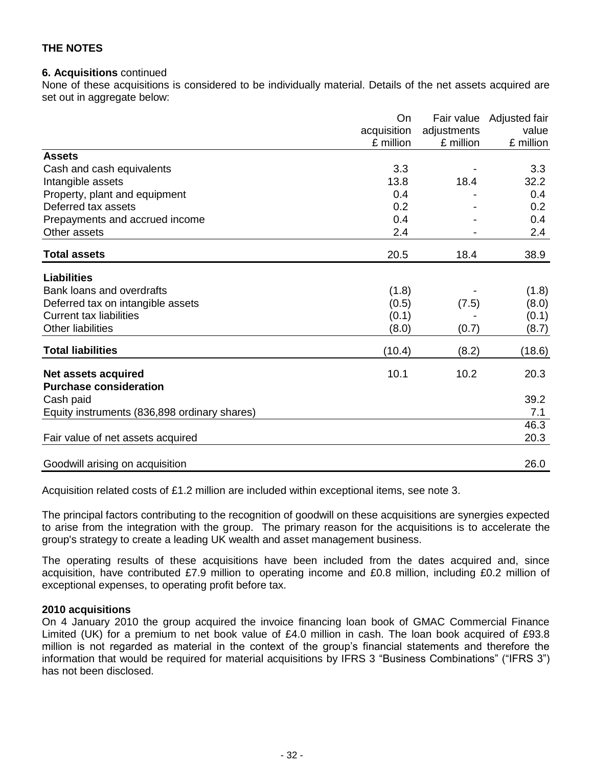## THE NOTES

**6. Acquisitions** continued

None of these acquisitions is considered to be individually material. Details of the net assets acquired are set out in aggregate below:

| | On acquisition £ million | Fair value adjustments £ million | Adjusted fair value £ million |
|---|---|---|---|
| **Assets** | | | |
| Cash and cash equivalents | 3.3 | - | 3.3 |
| Intangible assets | 13.8 | 18.4 | 32.2 |
| Property, plant and equipment | 0.4 | - | 0.4 |
| Deferred tax assets | 0.2 | - | 0.2 |
| Prepayments and accrued income | 0.4 | - | 0.4 |
| Other assets | 2.4 | - | 2.4 |
| **Total assets** | 20.5 | 18.4 | 38.9 |
| **Liabilities** | | | |
| Bank loans and overdrafts | (1.8) | - | (1.8) |
| Deferred tax on intangible assets | (0.5) | (7.5) | (8.0) |
| Current tax liabilities | (0.1) | - | (0.1) |
| Other liabilities | (8.0) | (0.7) | (8.7) |
| **Total liabilities** | (10.4) | (8.2) | (18.6) |
| **Net assets acquired** | 10.1 | 10.2 | 20.3 |
| **Purchase consideration** | | | |
| Cash paid | | | 39.2 |
| Equity instruments (836,898 ordinary shares) | | | 7.1 |
| | | | 46.3 |
| Fair value of net assets acquired | | | 20.3 |
| Goodwill arising on acquisition | | | 26.0 |

Acquisition related costs of £1.2 million are included within exceptional items, see note 3.

The principal factors contributing to the recognition of goodwill on these acquisitions are synergies expected to arise from the integration with the group. The primary reason for the acquisitions is to accelerate the group's strategy to create a leading UK wealth and asset management business.

The operating results of these acquisitions have been included from the dates acquired and, since acquisition, have contributed £7.9 million to operating income and £0.8 million, including £0.2 million of exceptional expenses, to operating profit before tax.

**2010 acquisitions**

On 4 January 2010 the group acquired the invoice financing loan book of GMAC Commercial Finance Limited (UK) for a premium to net book value of £4.0 million in cash. The loan book acquired of £93.8 million is not regarded as material in the context of the group's financial statements and therefore the information that would be required for material acquisitions by IFRS 3 "Business Combinations" ("IFRS 3") has not been disclosed.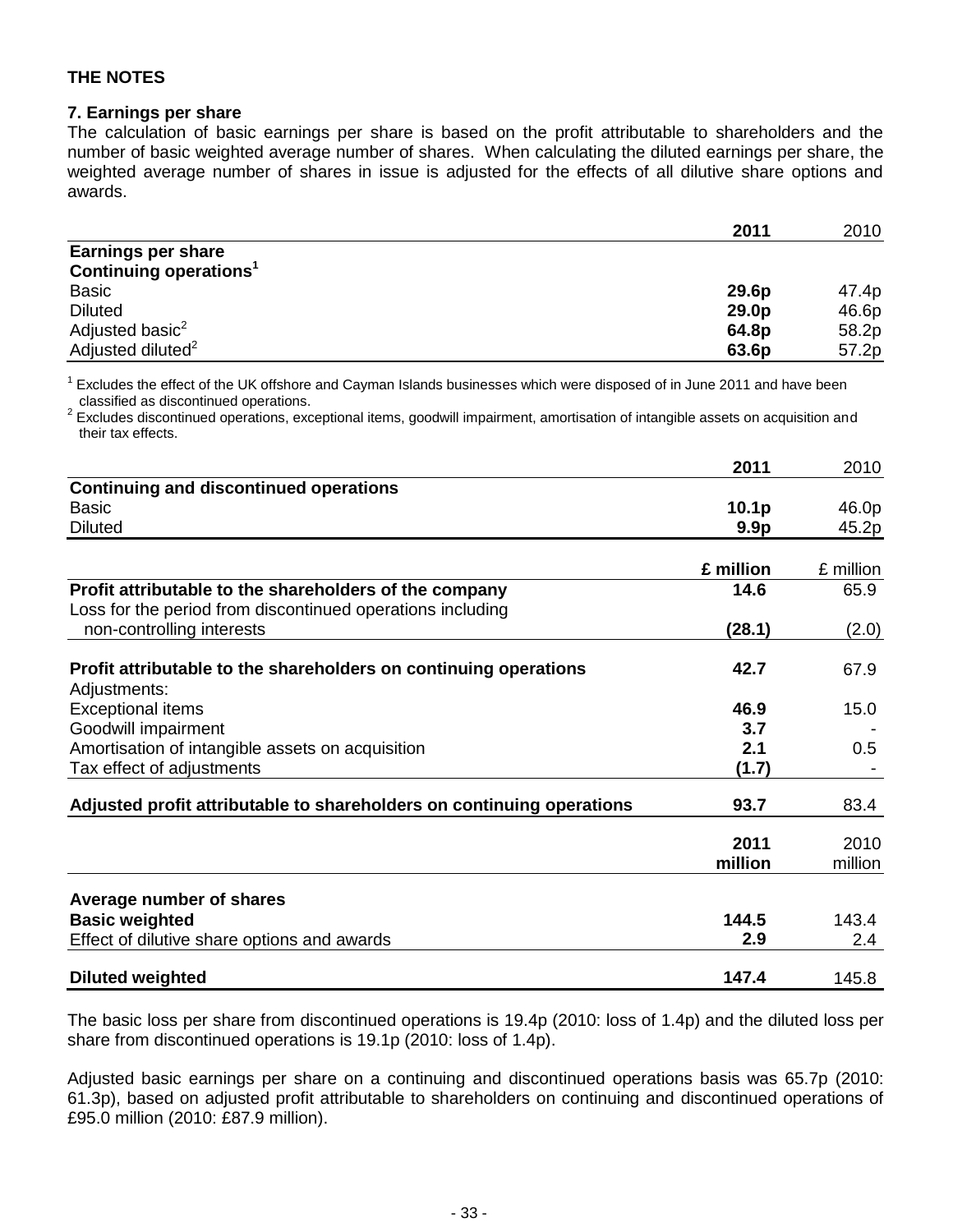**THE NOTES**

**7. Earnings per share**

The calculation of basic earnings per share is based on the profit attributable to shareholders and the number of basic weighted average number of shares. When calculating the diluted earnings per share, the weighted average number of shares in issue is adjusted for the effects of all dilutive share options and awards.

| | **2011** | 2010 |
|---|---|---|
| **Earnings per share** | | |
| **Continuing operations**[1] | | |
| Basic | **29.6p** | 47.4p |
| Diluted | **29.0p** | 46.6p |
| Adjusted basic[2] | **64.8p** | 58.2p |
| Adjusted diluted[2] | **63.6p** | 57.2p |

[1] Excludes the effect of the UK offshore and Cayman Islands businesses which were disposed of in June 2011 and have been classified as discontinued operations.
[2] Excludes discontinued operations, exceptional items, goodwill impairment, amortisation of intangible assets on acquisition and their tax effects.

| | **2011** | 2010 |
|---|---|---|
| **Continuing and discontinued operations** | | |
| Basic | **10.1p** | 46.0p |
| Diluted | **9.9p** | 45.2p |

| | **£ million** | £ million |
|---|---|---|
| **Profit attributable to the shareholders of the company** | **14.6** | 65.9 |
| Loss for the period from discontinued operations including non-controlling interests | **(28.1)** | (2.0) |
| **Profit attributable to the shareholders on continuing operations** | **42.7** | 67.9 |
| Adjustments: | | |
| Exceptional items | **46.9** | 15.0 |
| Goodwill impairment | **3.7** | - |
| Amortisation of intangible assets on acquisition | **2.1** | 0.5 |
| Tax effect of adjustments | **(1.7)** | - |
| **Adjusted profit attributable to shareholders on continuing operations** | **93.7** | 83.4 |

| | **2011 million** | 2010 million |
|---|---|---|
| **Average number of shares** | | |
| **Basic weighted** | **144.5** | 143.4 |
| Effect of dilutive share options and awards | **2.9** | 2.4 |
| **Diluted weighted** | **147.4** | 145.8 |

The basic loss per share from discontinued operations is 19.4p (2010: loss of 1.4p) and the diluted loss per share from discontinued operations is 19.1p (2010: loss of 1.4p).

Adjusted basic earnings per share on a continuing and discontinued operations basis was 65.7p (2010: 61.3p), based on adjusted profit attributable to shareholders on continuing and discontinued operations of £95.0 million (2010: £87.9 million).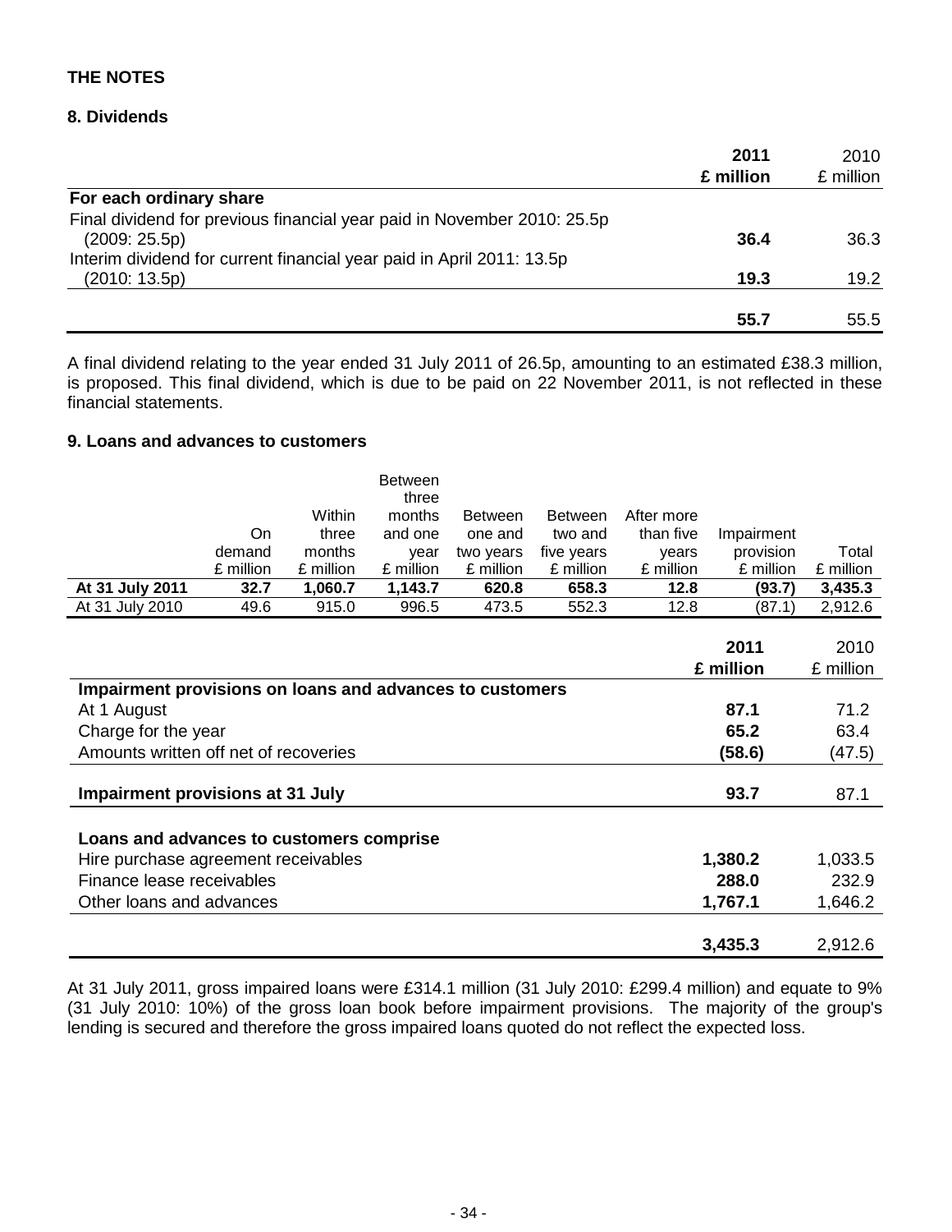**THE NOTES**

**8. Dividends**

| | **2011** | 2010 |
|---|---|---|
| | **£ million** | £ million |
| **For each ordinary share** | | |
| Final dividend for previous financial year paid in November 2010: 25.5p (2009: 25.5p) | **36.4** | 36.3 |
| Interim dividend for current financial year paid in April 2011: 13.5p (2010: 13.5p) | **19.3** | 19.2 |
| | **55.7** | 55.5 |

A final dividend relating to the year ended 31 July 2011 of 26.5p, amounting to an estimated £38.3 million, is proposed. This final dividend, which is due to be paid on 22 November 2011, is not reflected in these financial statements.

**9. Loans and advances to customers**

| | On demand £ million | Within three months £ million | Between three months and one year £ million | Between one and two years £ million | Between two and five years £ million | After more than five years £ million | Impairment provision £ million | Total £ million |
|---|---|---|---|---|---|---|---|---|
| **At 31 July 2011** | **32.7** | **1,060.7** | **1,143.7** | **620.8** | **658.3** | **12.8** | **(93.7)** | **3,435.3** |
| At 31 July 2010 | 49.6 | 915.0 | 996.5 | 473.5 | 552.3 | 12.8 | (87.1) | 2,912.6 |

| | **2011** | 2010 |
|---|---|---|
| | **£ million** | £ million |
| **Impairment provisions on loans and advances to customers** | | |
| At 1 August | **87.1** | 71.2 |
| Charge for the year | **65.2** | 63.4 |
| Amounts written off net of recoveries | **(58.6)** | (47.5) |
| **Impairment provisions at 31 July** | **93.7** | 87.1 |
| | | |
| **Loans and advances to customers comprise** | | |
| Hire purchase agreement receivables | **1,380.2** | 1,033.5 |
| Finance lease receivables | **288.0** | 232.9 |
| Other loans and advances | **1,767.1** | 1,646.2 |
| | **3,435.3** | 2,912.6 |

At 31 July 2011, gross impaired loans were £314.1 million (31 July 2010: £299.4 million) and equate to 9% (31 July 2010: 10%) of the gross loan book before impairment provisions. The majority of the group's lending is secured and therefore the gross impaired loans quoted do not reflect the expected loss.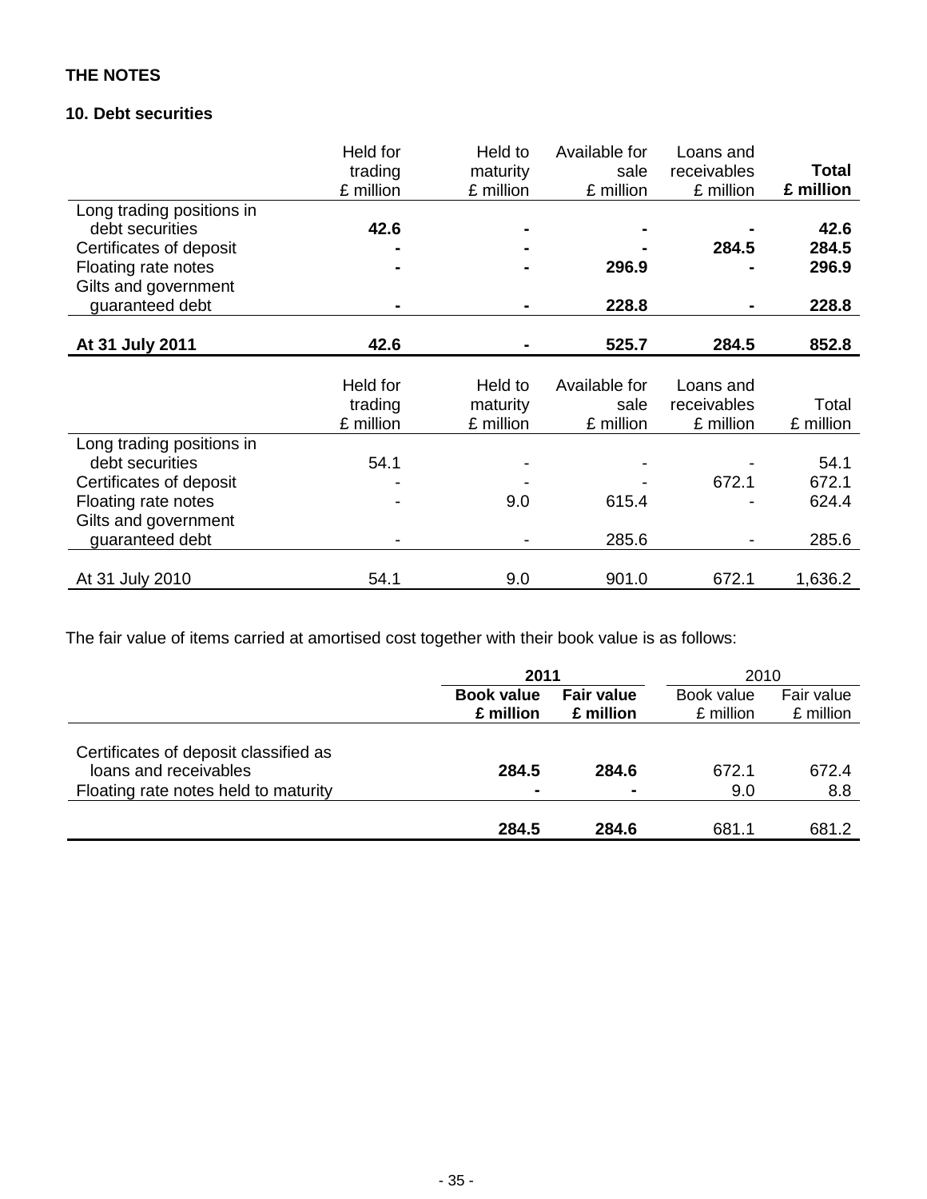**THE NOTES**

**10. Debt securities**

| | Held for trading £ million | Held to maturity £ million | Available for sale £ million | Loans and receivables £ million | **Total £ million** |
|---|---|---|---|---|---|
| Long trading positions in debt securities | **42.6** | **-** | **-** | **-** | **42.6** |
| Certificates of deposit | **-** | **-** | **-** | **284.5** | **284.5** |
| Floating rate notes | **-** | **-** | **296.9** | **-** | **296.9** |
| Gilts and government guaranteed debt | **-** | **-** | **228.8** | **-** | **228.8** |
| **At 31 July 2011** | **42.6** | **-** | **525.7** | **284.5** | **852.8** |

| | Held for trading £ million | Held to maturity £ million | Available for sale £ million | Loans and receivables £ million | Total £ million |
|---|---|---|---|---|---|
| Long trading positions in debt securities | 54.1 | - | - | - | 54.1 |
| Certificates of deposit | - | - | - | 672.1 | 672.1 |
| Floating rate notes | - | 9.0 | 615.4 | - | 624.4 |
| Gilts and government guaranteed debt | - | - | 285.6 | - | 285.6 |
| At 31 July 2010 | 54.1 | 9.0 | 901.0 | 672.1 | 1,636.2 |

The fair value of items carried at amortised cost together with their book value is as follows:

| | **2011** | | 2010 | |
|---|---|---|---|---|
| | **Book value £ million** | **Fair value £ million** | Book value £ million | Fair value £ million |
| Certificates of deposit classified as loans and receivables | **284.5** | **284.6** | 672.1 | 672.4 |
| Floating rate notes held to maturity | **-** | **-** | 9.0 | 8.8 |
| | **284.5** | **284.6** | 681.1 | 681.2 |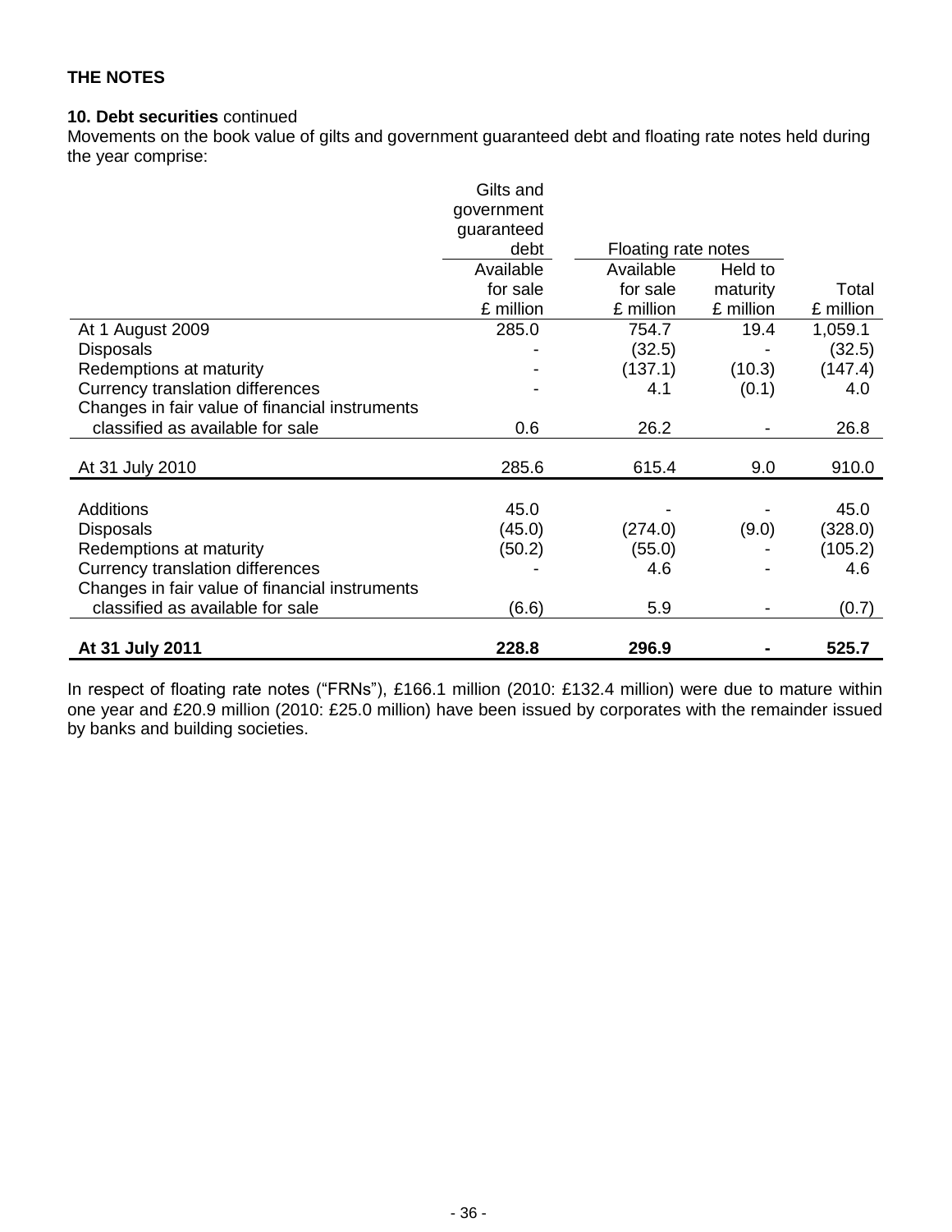**THE NOTES**

**10. Debt securities** continued

Movements on the book value of gilts and government guaranteed debt and floating rate notes held during the year comprise:

| | Gilts and government guaranteed debt | Floating rate notes | | |
|---|---|---|---|---|
| | Available for sale £ million | Available for sale £ million | Held to maturity £ million | Total £ million |
| At 1 August 2009 | 285.0 | 754.7 | 19.4 | 1,059.1 |
| Disposals | - | (32.5) | - | (32.5) |
| Redemptions at maturity | - | (137.1) | (10.3) | (147.4) |
| Currency translation differences | - | 4.1 | (0.1) | 4.0 |
| Changes in fair value of financial instruments classified as available for sale | 0.6 | 26.2 | - | 26.8 |
| At 31 July 2010 | 285.6 | 615.4 | 9.0 | 910.0 |
| Additions | 45.0 | - | - | 45.0 |
| Disposals | (45.0) | (274.0) | (9.0) | (328.0) |
| Redemptions at maturity | (50.2) | (55.0) | - | (105.2) |
| Currency translation differences | - | 4.6 | - | 4.6 |
| Changes in fair value of financial instruments classified as available for sale | (6.6) | 5.9 | - | (0.7) |
| **At 31 July 2011** | **228.8** | **296.9** | **-** | **525.7** |

In respect of floating rate notes ("FRNs"), £166.1 million (2010: £132.4 million) were due to mature within one year and £20.9 million (2010: £25.0 million) have been issued by corporates with the remainder issued by banks and building societies.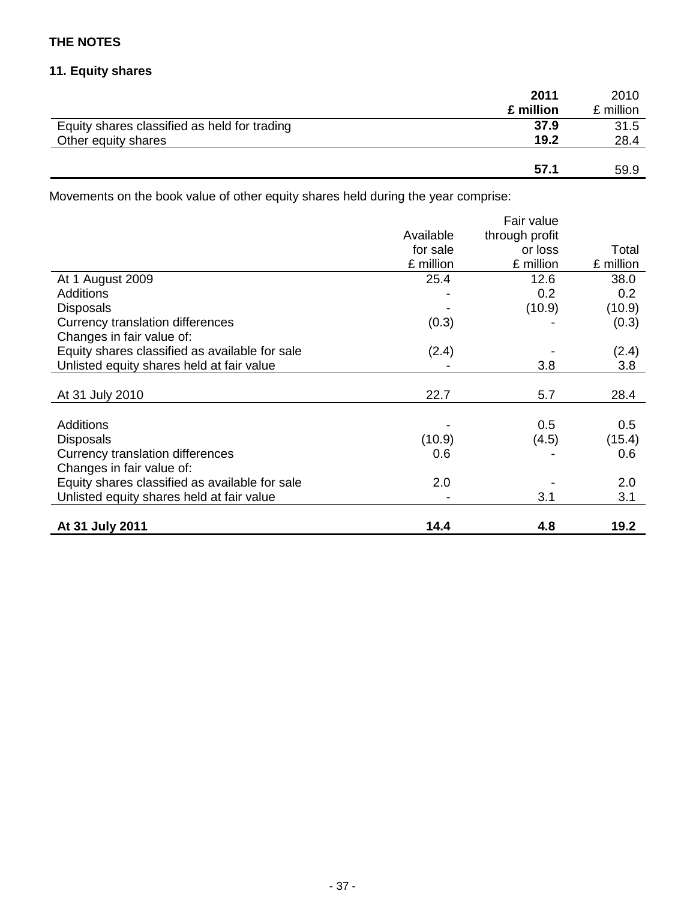**THE NOTES**

**11. Equity shares**

| | **2011** **£ million** | 2010 £ million |
|---|---|---|
| Equity shares classified as held for trading | **37.9** | 31.5 |
| Other equity shares | **19.2** | 28.4 |
| | **57.1** | 59.9 |

Movements on the book value of other equity shares held during the year comprise:

| | Available for sale £ million | Fair value through profit or loss £ million | Total £ million |
|---|---|---|---|
| At 1 August 2009 | 25.4 | 12.6 | 38.0 |
| Additions | - | 0.2 | 0.2 |
| Disposals | - | (10.9) | (10.9) |
| Currency translation differences | (0.3) | - | (0.3) |
| Changes in fair value of: | | | |
| Equity shares classified as available for sale | (2.4) | - | (2.4) |
| Unlisted equity shares held at fair value | - | 3.8 | 3.8 |
| At 31 July 2010 | 22.7 | 5.7 | 28.4 |
| Additions | - | 0.5 | 0.5 |
| Disposals | (10.9) | (4.5) | (15.4) |
| Currency translation differences | 0.6 | - | 0.6 |
| Changes in fair value of: | | | |
| Equity shares classified as available for sale | 2.0 | - | 2.0 |
| Unlisted equity shares held at fair value | - | 3.1 | 3.1 |
| **At 31 July 2011** | **14.4** | **4.8** | **19.2** |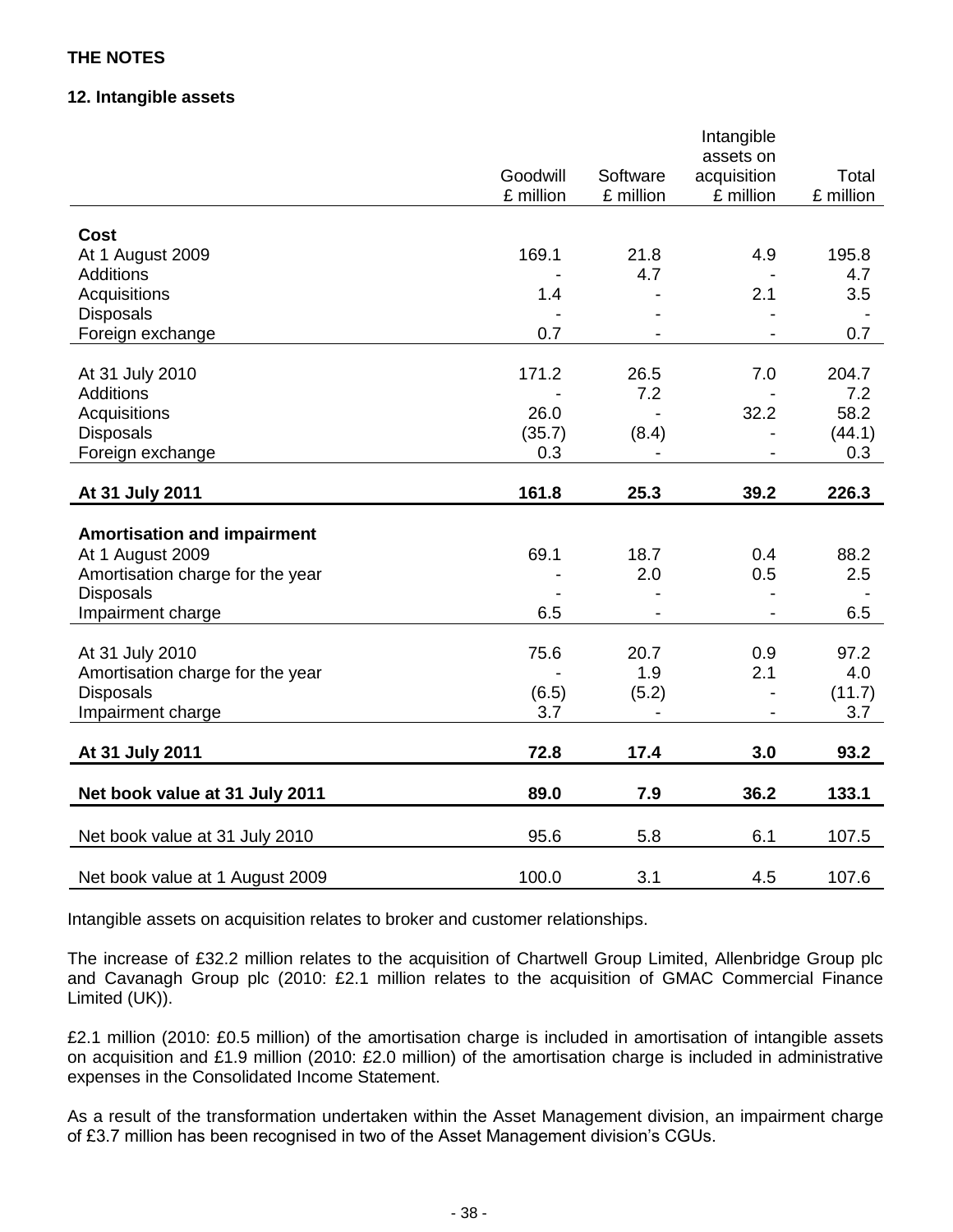**THE NOTES**

**12. Intangible assets**

| | Goodwill £ million | Software £ million | Intangible assets on acquisition £ million | Total £ million |
|---|---|---|---|---|
| **Cost** | | | | |
| At 1 August 2009 | 169.1 | 21.8 | 4.9 | 195.8 |
| Additions | - | 4.7 | - | 4.7 |
| Acquisitions | 1.4 | - | 2.1 | 3.5 |
| Disposals | - | - | - | - |
| Foreign exchange | 0.7 | - | - | 0.7 |
| At 31 July 2010 | 171.2 | 26.5 | 7.0 | 204.7 |
| Additions | - | 7.2 | - | 7.2 |
| Acquisitions | 26.0 | - | 32.2 | 58.2 |
| Disposals | (35.7) | (8.4) | - | (44.1) |
| Foreign exchange | 0.3 | - | - | 0.3 |
| **At 31 July 2011** | **161.8** | **25.3** | **39.2** | **226.3** |
| **Amortisation and impairment** | | | | |
| At 1 August 2009 | 69.1 | 18.7 | 0.4 | 88.2 |
| Amortisation charge for the year | - | 2.0 | 0.5 | 2.5 |
| Disposals | - | - | - | - |
| Impairment charge | 6.5 | - | - | 6.5 |
| At 31 July 2010 | 75.6 | 20.7 | 0.9 | 97.2 |
| Amortisation charge for the year | - | 1.9 | 2.1 | 4.0 |
| Disposals | (6.5) | (5.2) | - | (11.7) |
| Impairment charge | 3.7 | - | - | 3.7 |
| **At 31 July 2011** | **72.8** | **17.4** | **3.0** | **93.2** |
| **Net book value at 31 July 2011** | **89.0** | **7.9** | **36.2** | **133.1** |
| Net book value at 31 July 2010 | 95.6 | 5.8 | 6.1 | 107.5 |
| Net book value at 1 August 2009 | 100.0 | 3.1 | 4.5 | 107.6 |

Intangible assets on acquisition relates to broker and customer relationships.

The increase of £32.2 million relates to the acquisition of Chartwell Group Limited, Allenbridge Group plc and Cavanagh Group plc (2010: £2.1 million relates to the acquisition of GMAC Commercial Finance Limited (UK)).

£2.1 million (2010: £0.5 million) of the amortisation charge is included in amortisation of intangible assets on acquisition and £1.9 million (2010: £2.0 million) of the amortisation charge is included in administrative expenses in the Consolidated Income Statement.

As a result of the transformation undertaken within the Asset Management division, an impairment charge of £3.7 million has been recognised in two of the Asset Management division's CGUs.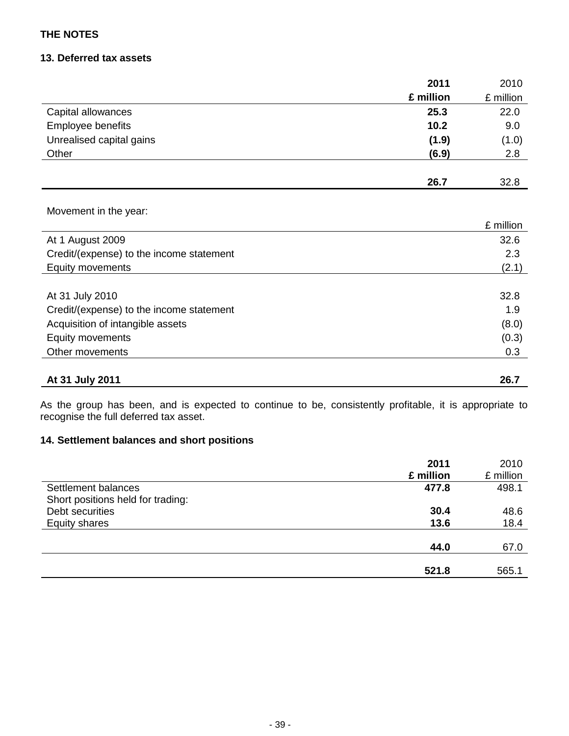**THE NOTES**

### 13. Deferred tax assets

| | **2011** | 2010 |
|---|---|---|
| | **£ million** | £ million |
| Capital allowances | **25.3** | 22.0 |
| Employee benefits | **10.2** | 9.0 |
| Unrealised capital gains | **(1.9)** | (1.0) |
| Other | **(6.9)** | 2.8 |
| | **26.7** | 32.8 |

Movement in the year:

| | £ million |
|---|---|
| At 1 August 2009 | 32.6 |
| Credit/(expense) to the income statement | 2.3 |
| Equity movements | (2.1) |
| | |
| At 31 July 2010 | 32.8 |
| Credit/(expense) to the income statement | 1.9 |
| Acquisition of intangible assets | (8.0) |
| Equity movements | (0.3) |
| Other movements | 0.3 |
| | |
| **At 31 July 2011** | **26.7** |

As the group has been, and is expected to continue to be, consistently profitable, it is appropriate to recognise the full deferred tax asset.

### 14. Settlement balances and short positions

| | **2011** | 2010 |
|---|---|---|
| | **£ million** | £ million |
| Settlement balances | **477.8** | 498.1 |
| Short positions held for trading: | | |
| Debt securities | **30.4** | 48.6 |
| Equity shares | **13.6** | 18.4 |
| | **44.0** | 67.0 |
| | **521.8** | 565.1 |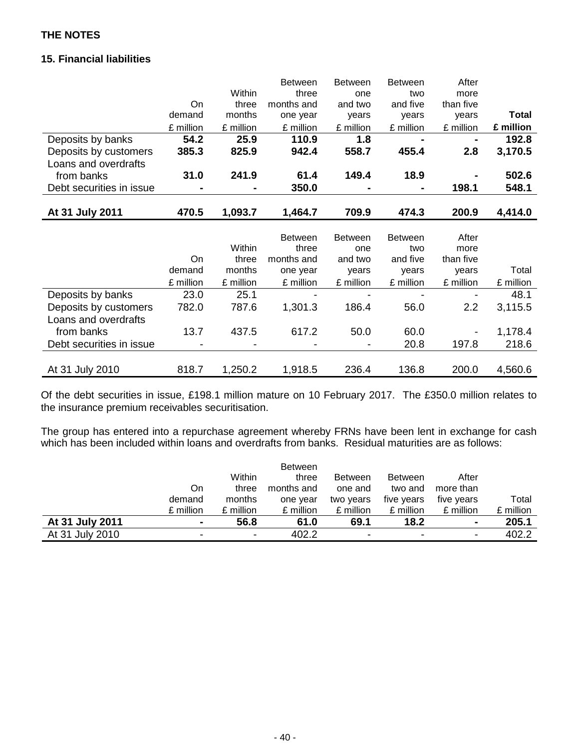**THE NOTES**

**15. Financial liabilities**

| | On demand | Within three months | Between three months and one year | Between one and two years | Between two and five years | After more than five years | **Total** |
|---|---|---|---|---|---|---|---|
| | £ million | £ million | £ million | £ million | £ million | £ million | **£ million** |
| Deposits by banks | **54.2** | **25.9** | **110.9** | **1.8** | **-** | **-** | **192.8** |
| Deposits by customers | **385.3** | **825.9** | **942.4** | **558.7** | **455.4** | **2.8** | **3,170.5** |
| Loans and overdrafts from banks | **31.0** | **241.9** | **61.4** | **149.4** | **18.9** | **-** | **502.6** |
| Debt securities in issue | **-** | **-** | **350.0** | **-** | **-** | **198.1** | **548.1** |
| **At 31 July 2011** | **470.5** | **1,093.7** | **1,464.7** | **709.9** | **474.3** | **200.9** | **4,414.0** |

| | On demand | Within three months | Between three months and one year | Between one and two years | Between two and five years | After more than five years | Total |
|---|---|---|---|---|---|---|---|
| | £ million | £ million | £ million | £ million | £ million | £ million | £ million |
| Deposits by banks | 23.0 | 25.1 | - | - | - | - | 48.1 |
| Deposits by customers | 782.0 | 787.6 | 1,301.3 | 186.4 | 56.0 | 2.2 | 3,115.5 |
| Loans and overdrafts from banks | 13.7 | 437.5 | 617.2 | 50.0 | 60.0 | - | 1,178.4 |
| Debt securities in issue | - | - | - | - | 20.8 | 197.8 | 218.6 |
| At 31 July 2010 | 818.7 | 1,250.2 | 1,918.5 | 236.4 | 136.8 | 200.0 | 4,560.6 |

Of the debt securities in issue, £198.1 million mature on 10 February 2017. The £350.0 million relates to the insurance premium receivables securitisation.

The group has entered into a repurchase agreement whereby FRNs have been lent in exchange for cash which has been included within loans and overdrafts from banks. Residual maturities are as follows:

| | On demand | Within three months | Between three months and one year | Between one and two years | Between two and five years | After more than five years | Total |
|---|---|---|---|---|---|---|---|
| | £ million | £ million | £ million | £ million | £ million | £ million | £ million |
| **At 31 July 2011** | **-** | **56.8** | **61.0** | **69.1** | **18.2** | **-** | **205.1** |
| At 31 July 2010 | - | - | 402.2 | - | - | - | 402.2 |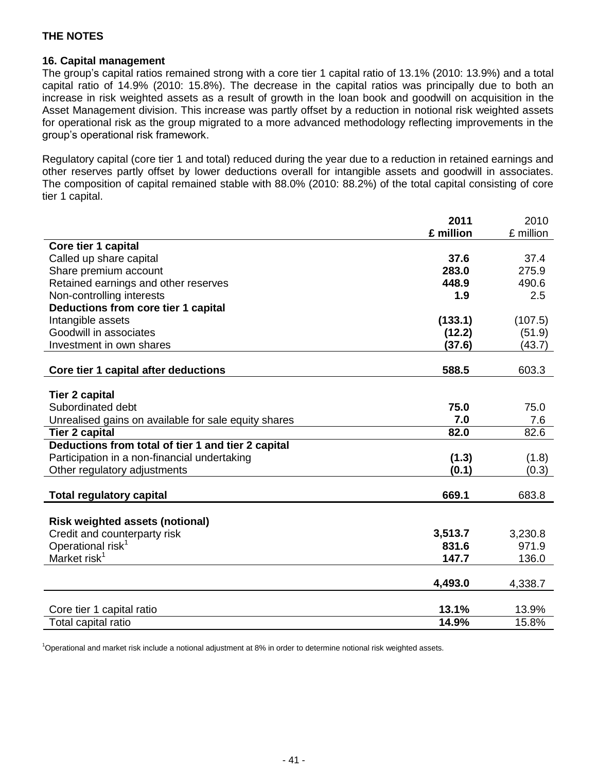# THE NOTES

## 16. Capital management

The group's capital ratios remained strong with a core tier 1 capital ratio of 13.1% (2010: 13.9%) and a total capital ratio of 14.9% (2010: 15.8%). The decrease in the capital ratios was principally due to both an increase in risk weighted assets as a result of growth in the loan book and goodwill on acquisition in the Asset Management division. This increase was partly offset by a reduction in notional risk weighted assets for operational risk as the group migrated to a more advanced methodology reflecting improvements in the group's operational risk framework.

Regulatory capital (core tier 1 and total) reduced during the year due to a reduction in retained earnings and other reserves partly offset by lower deductions overall for intangible assets and goodwill in associates. The composition of capital remained stable with 88.0% (2010: 88.2%) of the total capital consisting of core tier 1 capital.

| | **2011 £ million** | 2010 £ million |
|---|---|---|
| **Core tier 1 capital** | | |
| Called up share capital | **37.6** | 37.4 |
| Share premium account | **283.0** | 275.9 |
| Retained earnings and other reserves | **448.9** | 490.6 |
| Non-controlling interests | **1.9** | 2.5 |
| **Deductions from core tier 1 capital** | | |
| Intangible assets | **(133.1)** | (107.5) |
| Goodwill in associates | **(12.2)** | (51.9) |
| Investment in own shares | **(37.6)** | (43.7) |
| **Core tier 1 capital after deductions** | **588.5** | 603.3 |
| **Tier 2 capital** | | |
| Subordinated debt | **75.0** | 75.0 |
| Unrealised gains on available for sale equity shares | **7.0** | 7.6 |
| **Tier 2 capital** | **82.0** | 82.6 |
| **Deductions from total of tier 1 and tier 2 capital** | | |
| Participation in a non-financial undertaking | **(1.3)** | (1.8) |
| Other regulatory adjustments | **(0.1)** | (0.3) |
| **Total regulatory capital** | **669.1** | 683.8 |
| **Risk weighted assets (notional)** | | |
| Credit and counterparty risk | **3,513.7** | 3,230.8 |
| Operational risk[1] | **831.6** | 971.9 |
| Market risk[1] | **147.7** | 136.0 |
| | **4,493.0** | 4,338.7 |
| Core tier 1 capital ratio | **13.1%** | 13.9% |
| Total capital ratio | **14.9%** | 15.8% |

[1]Operational and market risk include a notional adjustment at 8% in order to determine notional risk weighted assets.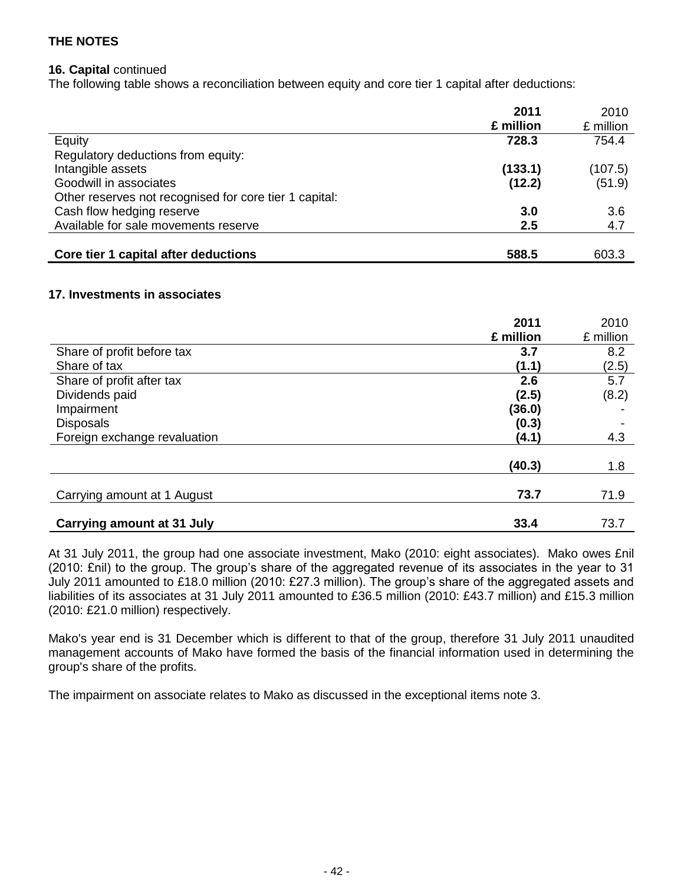# THE NOTES

**16. Capital** continued

The following table shows a reconciliation between equity and core tier 1 capital after deductions:

| | **2011 £ million** | 2010 £ million |
|---|---|---|
| Equity | **728.3** | 754.4 |
| Regulatory deductions from equity: | | |
| Intangible assets | **(133.1)** | (107.5) |
| Goodwill in associates | **(12.2)** | (51.9) |
| Other reserves not recognised for core tier 1 capital: | | |
| Cash flow hedging reserve | **3.0** | 3.6 |
| Available for sale movements reserve | **2.5** | 4.7 |
| **Core tier 1 capital after deductions** | **588.5** | 603.3 |

**17. Investments in associates**

| | **2011 £ million** | 2010 £ million |
|---|---|---|
| Share of profit before tax | **3.7** | 8.2 |
| Share of tax | **(1.1)** | (2.5) |
| Share of profit after tax | **2.6** | 5.7 |
| Dividends paid | **(2.5)** | (8.2) |
| Impairment | **(36.0)** | - |
| Disposals | **(0.3)** | - |
| Foreign exchange revaluation | **(4.1)** | 4.3 |
| | **(40.3)** | 1.8 |
| Carrying amount at 1 August | **73.7** | 71.9 |
| **Carrying amount at 31 July** | **33.4** | 73.7 |

At 31 July 2011, the group had one associate investment, Mako (2010: eight associates). Mako owes £nil (2010: £nil) to the group. The group's share of the aggregated revenue of its associates in the year to 31 July 2011 amounted to £18.0 million (2010: £27.3 million). The group's share of the aggregated assets and liabilities of its associates at 31 July 2011 amounted to £36.5 million (2010: £43.7 million) and £15.3 million (2010: £21.0 million) respectively.

Mako's year end is 31 December which is different to that of the group, therefore 31 July 2011 unaudited management accounts of Mako have formed the basis of the financial information used in determining the group's share of the profits.

The impairment on associate relates to Mako as discussed in the exceptional items note 3.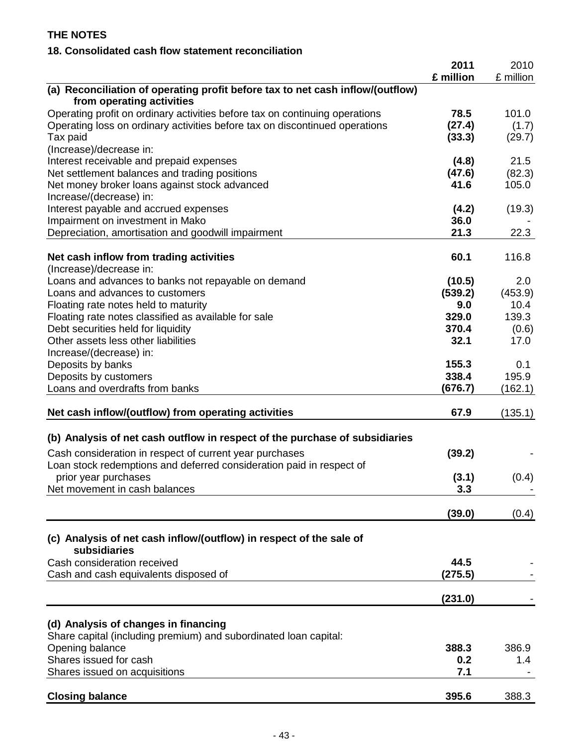## THE NOTES

### 18. Consolidated cash flow statement reconciliation

| | 2011 £ million | 2010 £ million |
|---|---|---|
| **(a) Reconciliation of operating profit before tax to net cash inflow/(outflow) from operating activities** | | |
| Operating profit on ordinary activities before tax on continuing operations | **78.5** | 101.0 |
| Operating loss on ordinary activities before tax on discontinued operations | **(27.4)** | (1.7) |
| Tax paid | **(33.3)** | (29.7) |
| (Increase)/decrease in: | | |
| Interest receivable and prepaid expenses | **(4.8)** | 21.5 |
| Net settlement balances and trading positions | **(47.6)** | (82.3) |
| Net money broker loans against stock advanced | **41.6** | 105.0 |
| Increase/(decrease) in: | | |
| Interest payable and accrued expenses | **(4.2)** | (19.3) |
| Impairment on investment in Mako | **36.0** | - |
| Depreciation, amortisation and goodwill impairment | **21.3** | 22.3 |
| **Net cash inflow from trading activities** | **60.1** | 116.8 |
| (Increase)/decrease in: | | |
| Loans and advances to banks not repayable on demand | **(10.5)** | 2.0 |
| Loans and advances to customers | **(539.2)** | (453.9) |
| Floating rate notes held to maturity | **9.0** | 10.4 |
| Floating rate notes classified as available for sale | **329.0** | 139.3 |
| Debt securities held for liquidity | **370.4** | (0.6) |
| Other assets less other liabilities | **32.1** | 17.0 |
| Increase/(decrease) in: | | |
| Deposits by banks | **155.3** | 0.1 |
| Deposits by customers | **338.4** | 195.9 |
| Loans and overdrafts from banks | **(676.7)** | (162.1) |
| **Net cash inflow/(outflow) from operating activities** | **67.9** | (135.1) |
| **(b) Analysis of net cash outflow in respect of the purchase of subsidiaries** | | |
| Cash consideration in respect of current year purchases | **(39.2)** | - |
| Loan stock redemptions and deferred consideration paid in respect of prior year purchases | **(3.1)** | (0.4) |
| Net movement in cash balances | **3.3** | - |
| | **(39.0)** | (0.4) |
| **(c) Analysis of net cash inflow/(outflow) in respect of the sale of subsidiaries** | | |
| Cash consideration received | **44.5** | - |
| Cash and cash equivalents disposed of | **(275.5)** | - |
| | **(231.0)** | - |
| **(d) Analysis of changes in financing** | | |
| Share capital (including premium) and subordinated loan capital: | | |
| Opening balance | **388.3** | 386.9 |
| Shares issued for cash | **0.2** | 1.4 |
| Shares issued on acquisitions | **7.1** | - |
| **Closing balance** | **395.6** | 388.3 |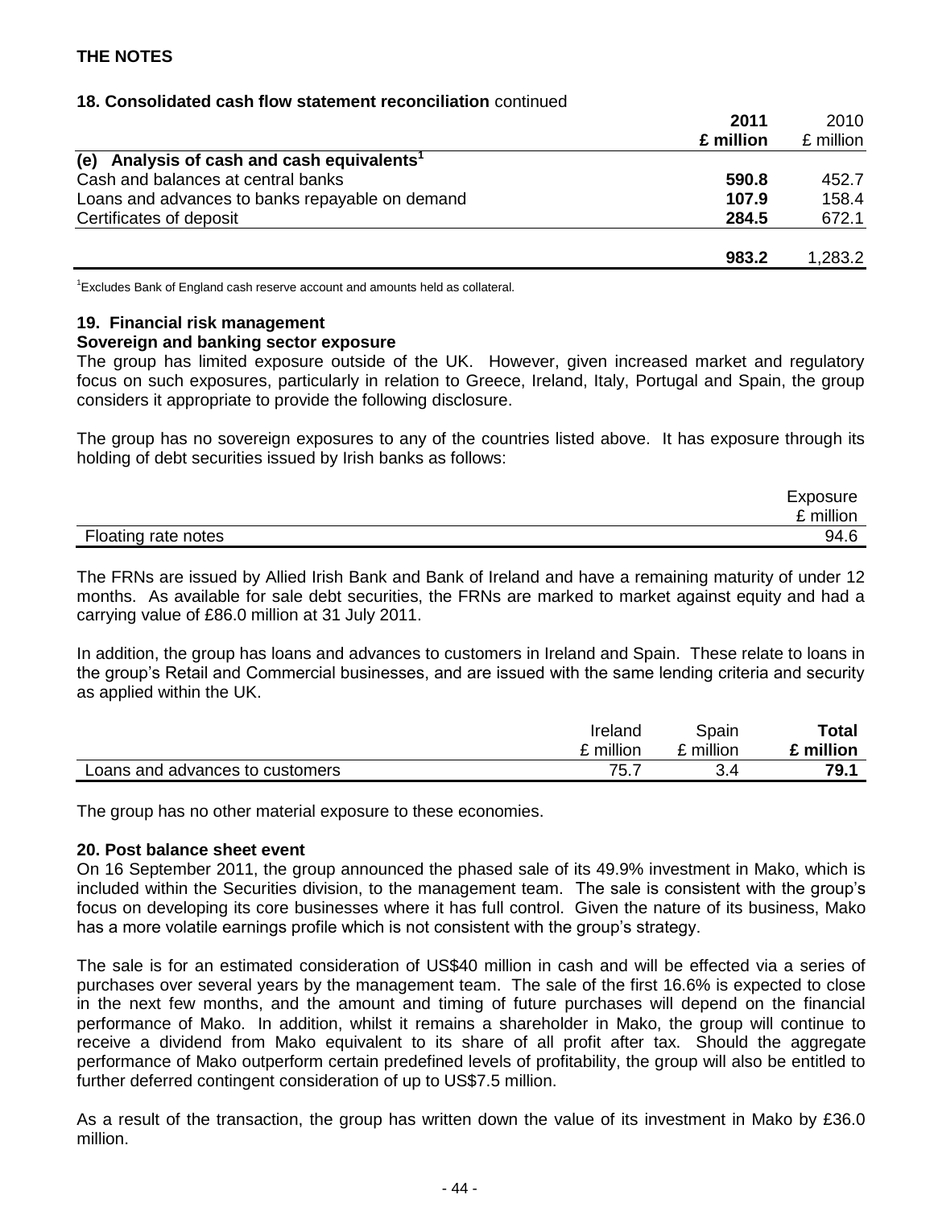## THE NOTES

### 18. Consolidated cash flow statement reconciliation continued

| | 2011 £ million | 2010 £ million |
|---|---|---|
| **(e) Analysis of cash and cash equivalents[1]** | | |
| Cash and balances at central banks | **590.8** | 452.7 |
| Loans and advances to banks repayable on demand | **107.9** | 158.4 |
| Certificates of deposit | **284.5** | 672.1 |
| | **983.2** | 1,283.2 |

[1]Excludes Bank of England cash reserve account and amounts held as collateral.

### 19. Financial risk management

**Sovereign and banking sector exposure**

The group has limited exposure outside of the UK. However, given increased market and regulatory focus on such exposures, particularly in relation to Greece, Ireland, Italy, Portugal and Spain, the group considers it appropriate to provide the following disclosure.

The group has no sovereign exposures to any of the countries listed above. It has exposure through its holding of debt securities issued by Irish banks as follows:

| | Exposure £ million |
|---|---|
| Floating rate notes | 94.6 |

The FRNs are issued by Allied Irish Bank and Bank of Ireland and have a remaining maturity of under 12 months. As available for sale debt securities, the FRNs are marked to market against equity and had a carrying value of £86.0 million at 31 July 2011.

In addition, the group has loans and advances to customers in Ireland and Spain. These relate to loans in the group's Retail and Commercial businesses, and are issued with the same lending criteria and security as applied within the UK.

| | Ireland £ million | Spain £ million | Total £ million |
|---|---|---|---|
| Loans and advances to customers | 75.7 | 3.4 | **79.1** |

The group has no other material exposure to these economies.

### 20. Post balance sheet event

On 16 September 2011, the group announced the phased sale of its 49.9% investment in Mako, which is included within the Securities division, to the management team. The sale is consistent with the group's focus on developing its core businesses where it has full control. Given the nature of its business, Mako has a more volatile earnings profile which is not consistent with the group's strategy.

The sale is for an estimated consideration of US$40 million in cash and will be effected via a series of purchases over several years by the management team. The sale of the first 16.6% is expected to close in the next few months, and the amount and timing of future purchases will depend on the financial performance of Mako. In addition, whilst it remains a shareholder in Mako, the group will continue to receive a dividend from Mako equivalent to its share of all profit after tax. Should the aggregate performance of Mako outperform certain predefined levels of profitability, the group will also be entitled to further deferred contingent consideration of up to US$7.5 million.

As a result of the transaction, the group has written down the value of its investment in Mako by £36.0 million.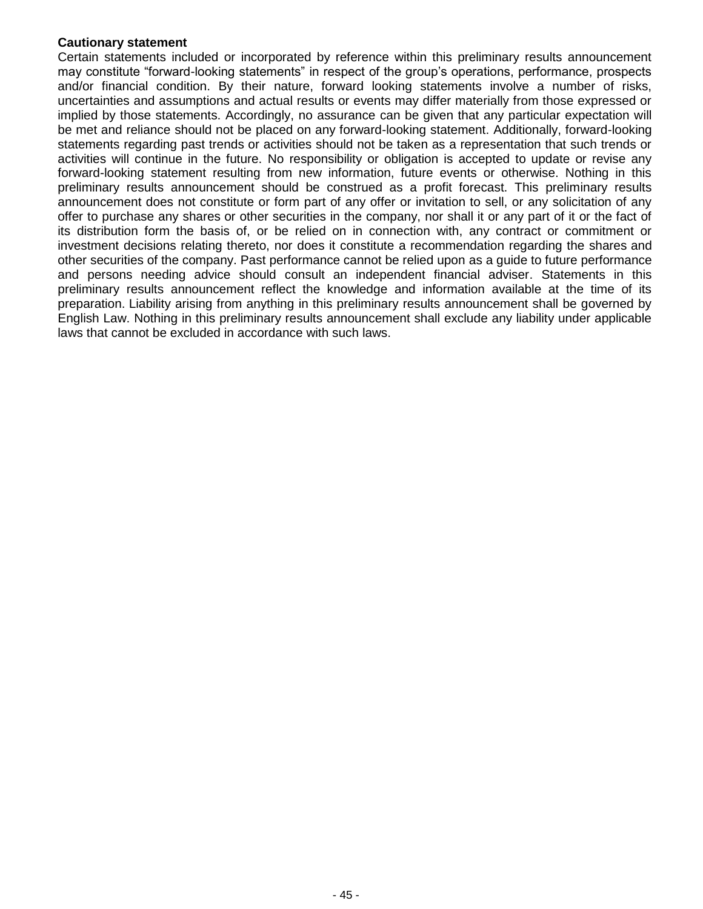**Cautionary statement**

Certain statements included or incorporated by reference within this preliminary results announcement may constitute "forward-looking statements" in respect of the group's operations, performance, prospects and/or financial condition. By their nature, forward looking statements involve a number of risks, uncertainties and assumptions and actual results or events may differ materially from those expressed or implied by those statements. Accordingly, no assurance can be given that any particular expectation will be met and reliance should not be placed on any forward-looking statement. Additionally, forward-looking statements regarding past trends or activities should not be taken as a representation that such trends or activities will continue in the future. No responsibility or obligation is accepted to update or revise any forward-looking statement resulting from new information, future events or otherwise. Nothing in this preliminary results announcement should be construed as a profit forecast. This preliminary results announcement does not constitute or form part of any offer or invitation to sell, or any solicitation of any offer to purchase any shares or other securities in the company, nor shall it or any part of it or the fact of its distribution form the basis of, or be relied on in connection with, any contract or commitment or investment decisions relating thereto, nor does it constitute a recommendation regarding the shares and other securities of the company. Past performance cannot be relied upon as a guide to future performance and persons needing advice should consult an independent financial adviser. Statements in this preliminary results announcement reflect the knowledge and information available at the time of its preparation. Liability arising from anything in this preliminary results announcement shall be governed by English Law. Nothing in this preliminary results announcement shall exclude any liability under applicable laws that cannot be excluded in accordance with such laws.